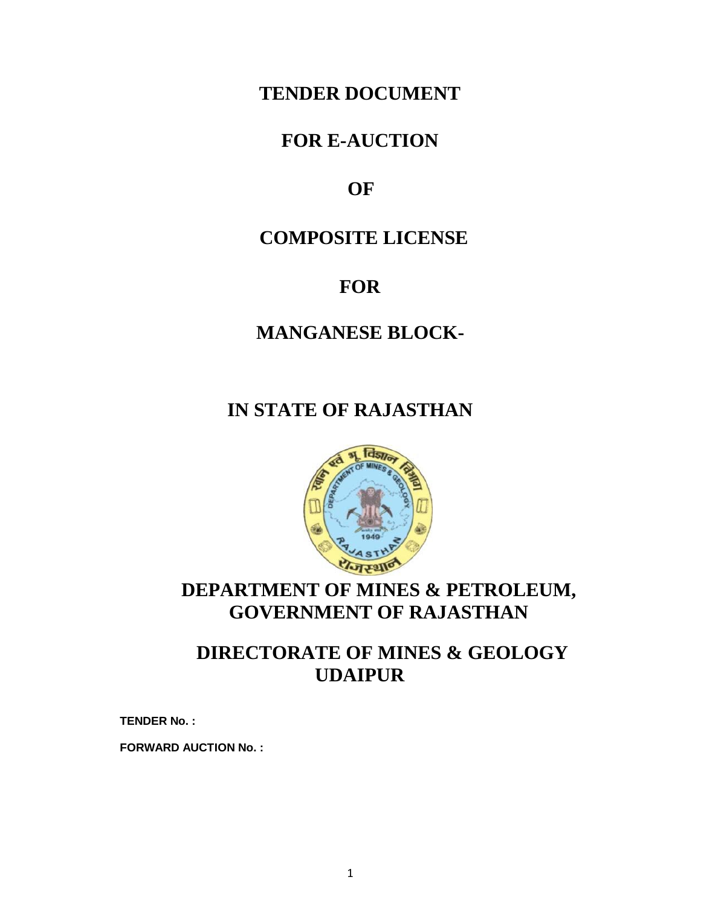# TENDER DOCUMENT

# FOR E-AUCTION

# OF

# COMPOSITE LICENSE

# FOR

# MANGANESE BLOCK-

# IN STATE OF RAJASTHAN

## DEPARTMENT OF MINES & PETROLEUM, GOVERNMENT OF RAJASTHAN

## DIRECTORATE OF MINES & GEOLOGY UDAIPUR

**TENDER No. :**

**FORWARD AUCTION No. :**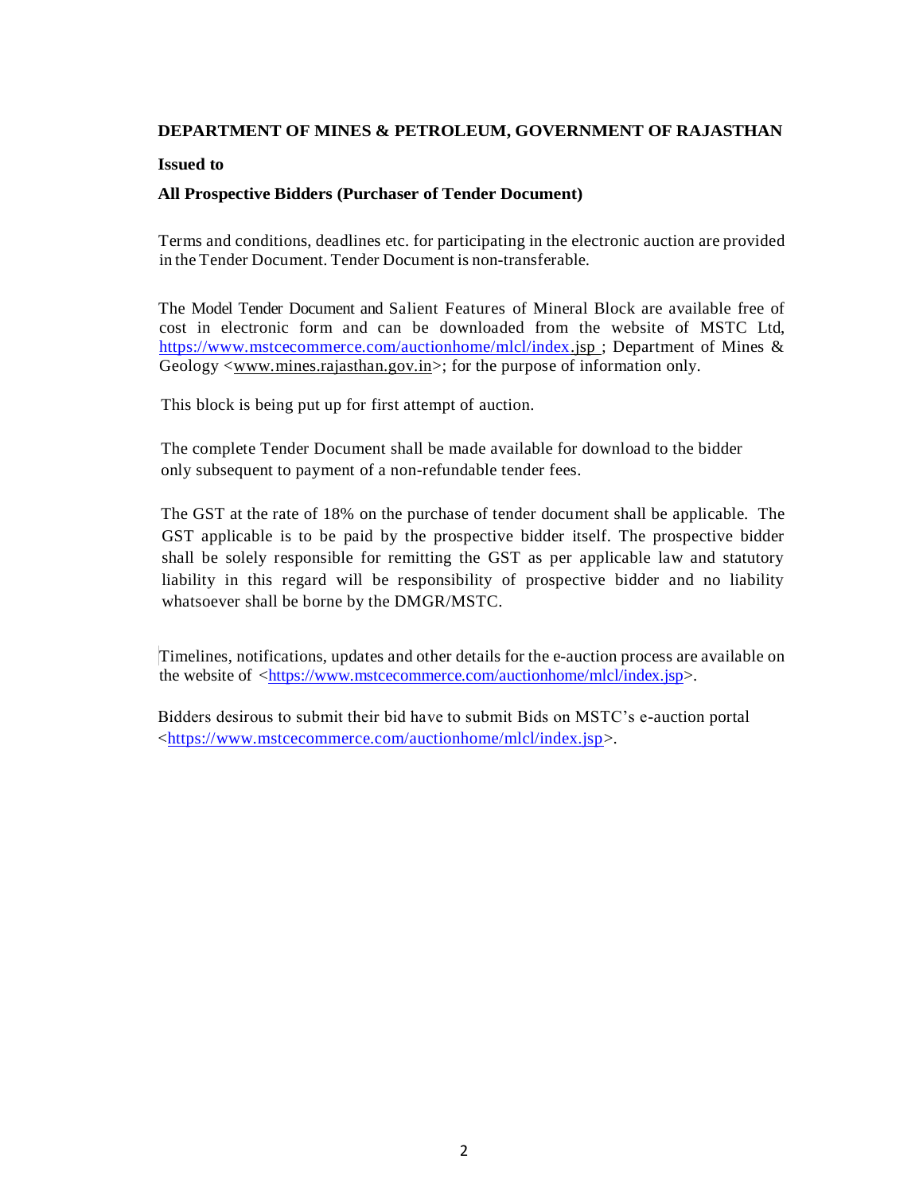**DEPARTMENT OF MINES & PETROLEUM, GOVERNMENT OF RAJASTHAN**

**Issued to**

**All Prospective Bidders (Purchaser of Tender Document)**

Terms and conditions, deadlines etc. for participating in the electronic auction are provided in the Tender Document. Tender Document is non-transferable.

The Model Tender Document and Salient Features of Mineral Block are available free of cost in electronic form and can be downloaded from the website of MSTC Ltd, https://www.mstcecommerce.com/auctionhome/mlcl/index.jsp ; Department of Mines & Geology <www.mines.rajasthan.gov.in>; for the purpose of information only.

This block is being put up for first attempt of auction.

The complete Tender Document shall be made available for download to the bidder only subsequent to payment of a non-refundable tender fees.

The GST at the rate of 18% on the purchase of tender document shall be applicable. The GST applicable is to be paid by the prospective bidder itself. The prospective bidder shall be solely responsible for remitting the GST as per applicable law and statutory liability in this regard will be responsibility of prospective bidder and no liability whatsoever shall be borne by the DMGR/MSTC.

Timelines, notifications, updates and other details for the e-auction process are available on the website of <https://www.mstcecommerce.com/auctionhome/mlcl/index.jsp>.

Bidders desirous to submit their bid have to submit Bids on MSTC's e-auction portal <https://www.mstcecommerce.com/auctionhome/mlcl/index.jsp>.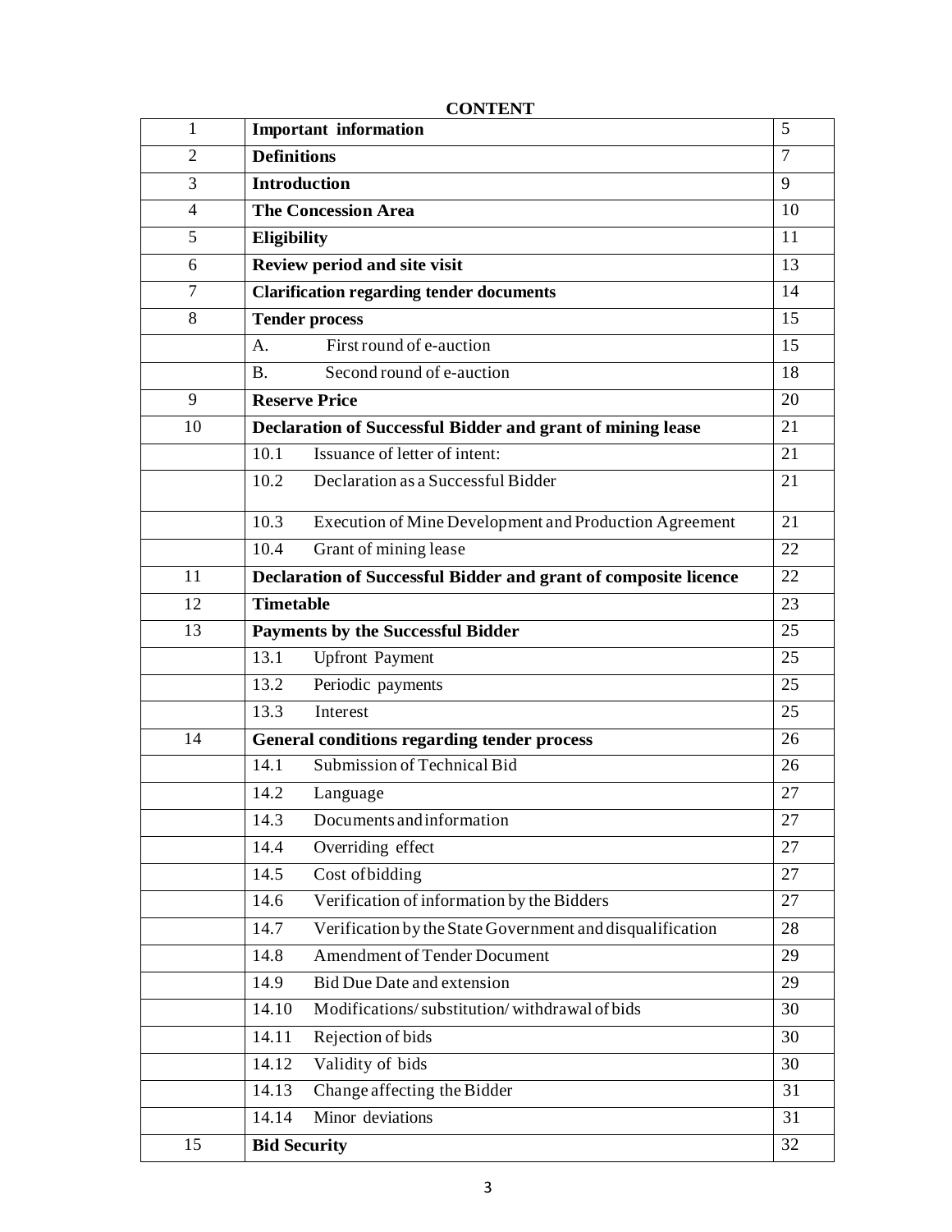**CONTENT**

| | | |
|---|---|---|
| 1 | **Important information** | 5 |
| 2 | **Definitions** | 7 |
| 3 | **Introduction** | 9 |
| 4 | **The Concession Area** | 10 |
| 5 | **Eligibility** | 11 |
| 6 | **Review period and site visit** | 13 |
| 7 | **Clarification regarding tender documents** | 14 |
| 8 | **Tender process** | 15 |
| | A. First round of e-auction | 15 |
| | B. Second round of e-auction | 18 |
| 9 | **Reserve Price** | 20 |
| 10 | **Declaration of Successful Bidder and grant of mining lease** | 21 |
| | 10.1 Issuance of letter of intent: | 21 |
| | 10.2 Declaration as a Successful Bidder | 21 |
| | 10.3 Execution of Mine Development and Production Agreement | 21 |
| | 10.4 Grant of mining lease | 22 |
| 11 | **Declaration of Successful Bidder and grant of composite licence** | 22 |
| 12 | **Timetable** | 23 |
| 13 | **Payments by the Successful Bidder** | 25 |
| | 13.1 Upfront Payment | 25 |
| | 13.2 Periodic payments | 25 |
| | 13.3 Interest | 25 |
| 14 | **General conditions regarding tender process** | 26 |
| | 14.1 Submission of Technical Bid | 26 |
| | 14.2 Language | 27 |
| | 14.3 Documents and information | 27 |
| | 14.4 Overriding effect | 27 |
| | 14.5 Cost of bidding | 27 |
| | 14.6 Verification of information by the Bidders | 27 |
| | 14.7 Verification by the State Government and disqualification | 28 |
| | 14.8 Amendment of Tender Document | 29 |
| | 14.9 Bid Due Date and extension | 29 |
| | 14.10 Modifications/ substitution/ withdrawal of bids | 30 |
| | 14.11 Rejection of bids | 30 |
| | 14.12 Validity of bids | 30 |
| | 14.13 Change affecting the Bidder | 31 |
| | 14.14 Minor deviations | 31 |
| 15 | **Bid Security** | 32 |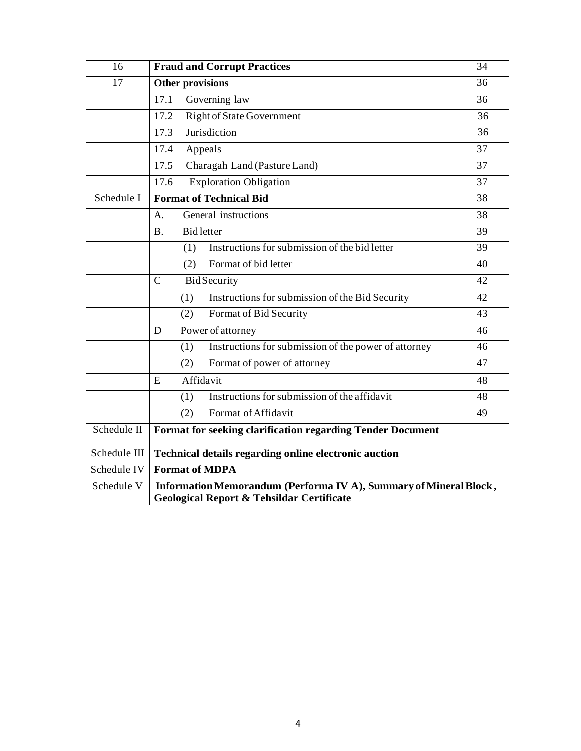| | | |
|---|---|---|
| 16 | **Fraud and Corrupt Practices** | 34 |
| 17 | **Other provisions** | 36 |
| | 17.1 Governing law | 36 |
| | 17.2 Right of State Government | 36 |
| | 17.3 Jurisdiction | 36 |
| | 17.4 Appeals | 37 |
| | 17.5 Charagah Land (Pasture Land) | 37 |
| | 17.6 Exploration Obligation | 37 |
| Schedule I | **Format of Technical Bid** | 38 |
| | A. General instructions | 38 |
| | B. Bid letter | 39 |
| | (1) Instructions for submission of the bid letter | 39 |
| | (2) Format of bid letter | 40 |
| | C Bid Security | 42 |
| | (1) Instructions for submission of the Bid Security | 42 |
| | (2) Format of Bid Security | 43 |
| | D Power of attorney | 46 |
| | (1) Instructions for submission of the power of attorney | 46 |
| | (2) Format of power of attorney | 47 |
| | E Affidavit | 48 |
| | (1) Instructions for submission of the affidavit | 48 |
| | (2) Format of Affidavit | 49 |
| Schedule II | **Format for seeking clarification regarding Tender Document** | |
| Schedule III | **Technical details regarding online electronic auction** | |
| Schedule IV | **Format of MDPA** | |
| Schedule V | **Information Memorandum (Performa IV A), Summary of Mineral Block, Geological Report & Tehsildar Certificate** | |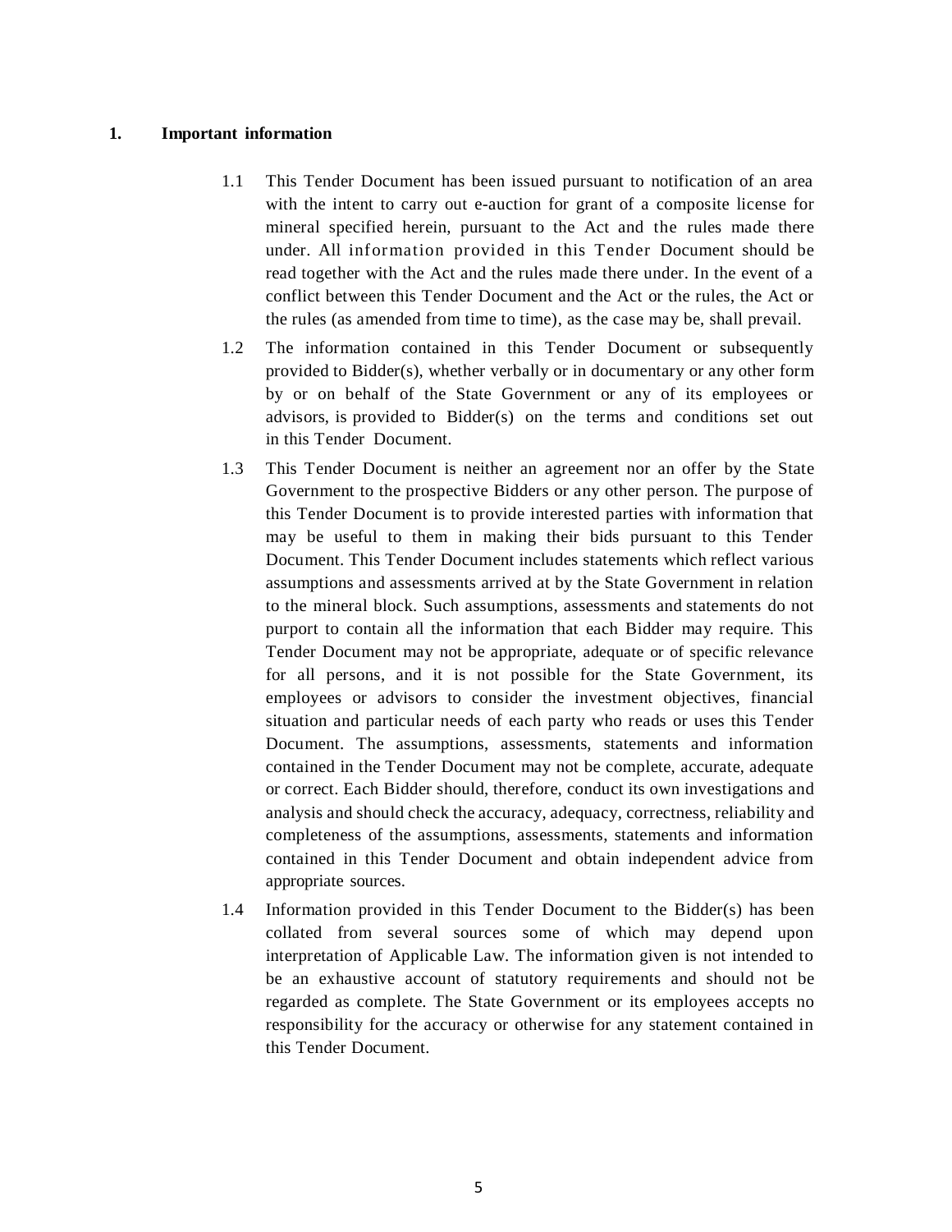## 1. Important information

1.1 This Tender Document has been issued pursuant to notification of an area with the intent to carry out e-auction for grant of a composite license for mineral specified herein, pursuant to the Act and the rules made there under. All information provided in this Tender Document should be read together with the Act and the rules made there under. In the event of a conflict between this Tender Document and the Act or the rules, the Act or the rules (as amended from time to time), as the case may be, shall prevail.

1.2 The information contained in this Tender Document or subsequently provided to Bidder(s), whether verbally or in documentary or any other form by or on behalf of the State Government or any of its employees or advisors, is provided to Bidder(s) on the terms and conditions set out in this Tender Document.

1.3 This Tender Document is neither an agreement nor an offer by the State Government to the prospective Bidders or any other person. The purpose of this Tender Document is to provide interested parties with information that may be useful to them in making their bids pursuant to this Tender Document. This Tender Document includes statements which reflect various assumptions and assessments arrived at by the State Government in relation to the mineral block. Such assumptions, assessments and statements do not purport to contain all the information that each Bidder may require. This Tender Document may not be appropriate, adequate or of specific relevance for all persons, and it is not possible for the State Government, its employees or advisors to consider the investment objectives, financial situation and particular needs of each party who reads or uses this Tender Document. The assumptions, assessments, statements and information contained in the Tender Document may not be complete, accurate, adequate or correct. Each Bidder should, therefore, conduct its own investigations and analysis and should check the accuracy, adequacy, correctness, reliability and completeness of the assumptions, assessments, statements and information contained in this Tender Document and obtain independent advice from appropriate sources.

1.4 Information provided in this Tender Document to the Bidder(s) has been collated from several sources some of which may depend upon interpretation of Applicable Law. The information given is not intended to be an exhaustive account of statutory requirements and should not be regarded as complete. The State Government or its employees accepts no responsibility for the accuracy or otherwise for any statement contained in this Tender Document.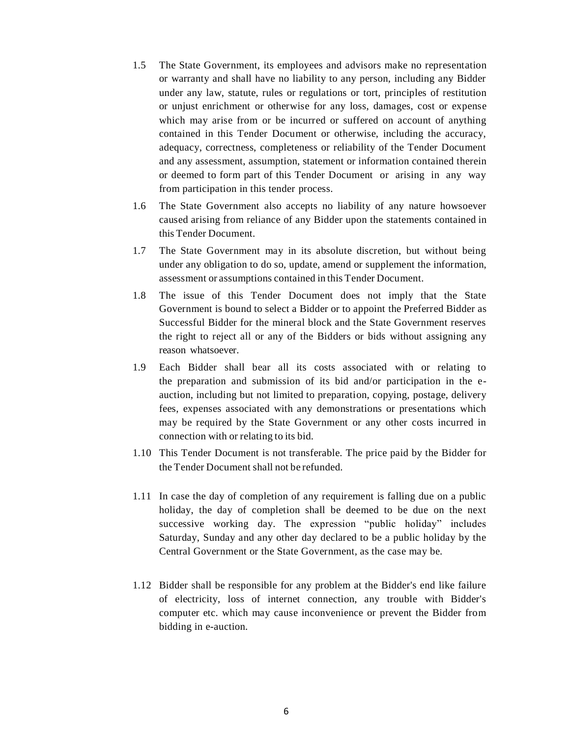1.5 The State Government, its employees and advisors make no representation or warranty and shall have no liability to any person, including any Bidder under any law, statute, rules or regulations or tort, principles of restitution or unjust enrichment or otherwise for any loss, damages, cost or expense which may arise from or be incurred or suffered on account of anything contained in this Tender Document or otherwise, including the accuracy, adequacy, correctness, completeness or reliability of the Tender Document and any assessment, assumption, statement or information contained therein or deemed to form part of this Tender Document or arising in any way from participation in this tender process.

1.6 The State Government also accepts no liability of any nature howsoever caused arising from reliance of any Bidder upon the statements contained in this Tender Document.

1.7 The State Government may in its absolute discretion, but without being under any obligation to do so, update, amend or supplement the information, assessment or assumptions contained in this Tender Document.

1.8 The issue of this Tender Document does not imply that the State Government is bound to select a Bidder or to appoint the Preferred Bidder as Successful Bidder for the mineral block and the State Government reserves the right to reject all or any of the Bidders or bids without assigning any reason whatsoever.

1.9 Each Bidder shall bear all its costs associated with or relating to the preparation and submission of its bid and/or participation in the e-auction, including but not limited to preparation, copying, postage, delivery fees, expenses associated with any demonstrations or presentations which may be required by the State Government or any other costs incurred in connection with or relating to its bid.

1.10 This Tender Document is not transferable. The price paid by the Bidder for the Tender Document shall not be refunded.

1.11 In case the day of completion of any requirement is falling due on a public holiday, the day of completion shall be deemed to be due on the next successive working day. The expression "public holiday" includes Saturday, Sunday and any other day declared to be a public holiday by the Central Government or the State Government, as the case may be.

1.12 Bidder shall be responsible for any problem at the Bidder's end like failure of electricity, loss of internet connection, any trouble with Bidder's computer etc. which may cause inconvenience or prevent the Bidder from bidding in e-auction.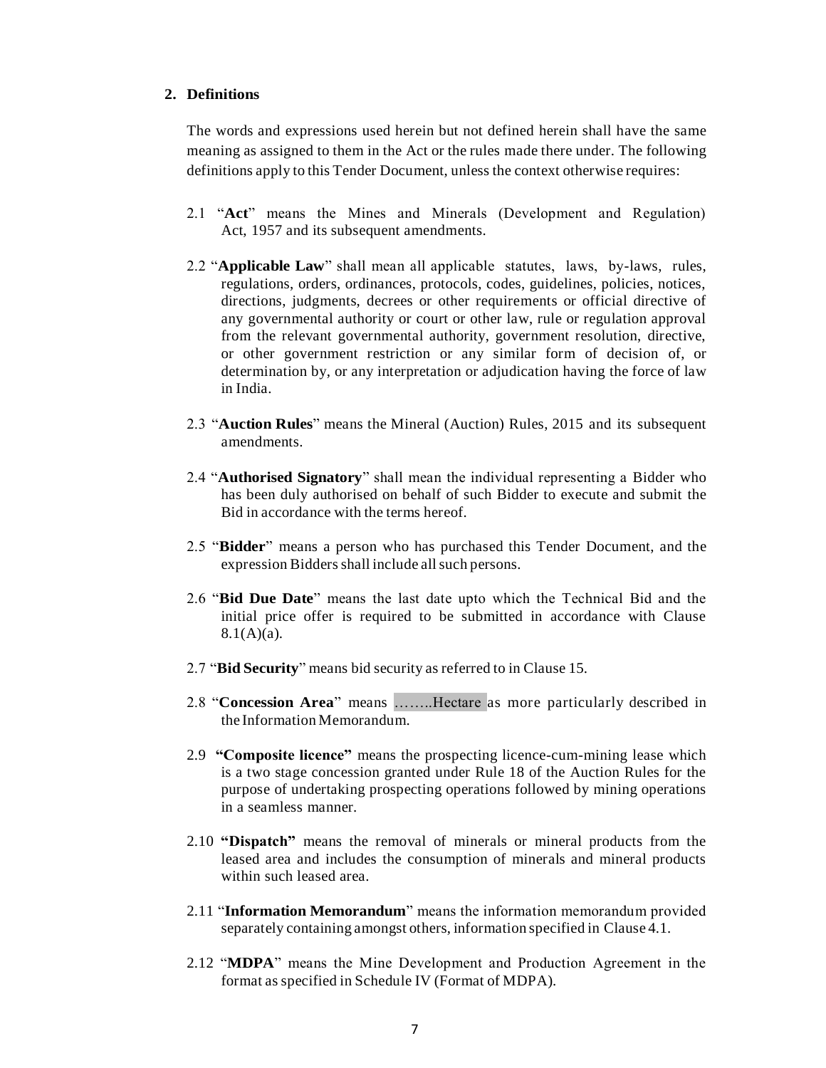## 2. Definitions

The words and expressions used herein but not defined herein shall have the same meaning as assigned to them in the Act or the rules made there under. The following definitions apply to this Tender Document, unless the context otherwise requires:

2.1 "**Act**" means the Mines and Minerals (Development and Regulation) Act, 1957 and its subsequent amendments.

2.2 "**Applicable Law**" shall mean all applicable statutes, laws, by-laws, rules, regulations, orders, ordinances, protocols, codes, guidelines, policies, notices, directions, judgments, decrees or other requirements or official directive of any governmental authority or court or other law, rule or regulation approval from the relevant governmental authority, government resolution, directive, or other government restriction or any similar form of decision of, or determination by, or any interpretation or adjudication having the force of law in India.

2.3 "**Auction Rules**" means the Mineral (Auction) Rules, 2015 and its subsequent amendments.

2.4 "**Authorised Signatory**" shall mean the individual representing a Bidder who has been duly authorised on behalf of such Bidder to execute and submit the Bid in accordance with the terms hereof.

2.5 "**Bidder**" means a person who has purchased this Tender Document, and the expression Bidders shall include all such persons.

2.6 "**Bid Due Date**" means the last date upto which the Technical Bid and the initial price offer is required to be submitted in accordance with Clause 8.1(A)(a).

2.7 "**Bid Security**" means bid security as referred to in Clause 15.

2.8 "**Concession Area**" means ……..Hectare as more particularly described in the Information Memorandum.

2.9 **"Composite licence"** means the prospecting licence-cum-mining lease which is a two stage concession granted under Rule 18 of the Auction Rules for the purpose of undertaking prospecting operations followed by mining operations in a seamless manner.

2.10 **"Dispatch"** means the removal of minerals or mineral products from the leased area and includes the consumption of minerals and mineral products within such leased area.

2.11 "**Information Memorandum**" means the information memorandum provided separately containing amongst others, information specified in Clause 4.1.

2.12 "**MDPA**" means the Mine Development and Production Agreement in the format as specified in Schedule IV (Format of MDPA).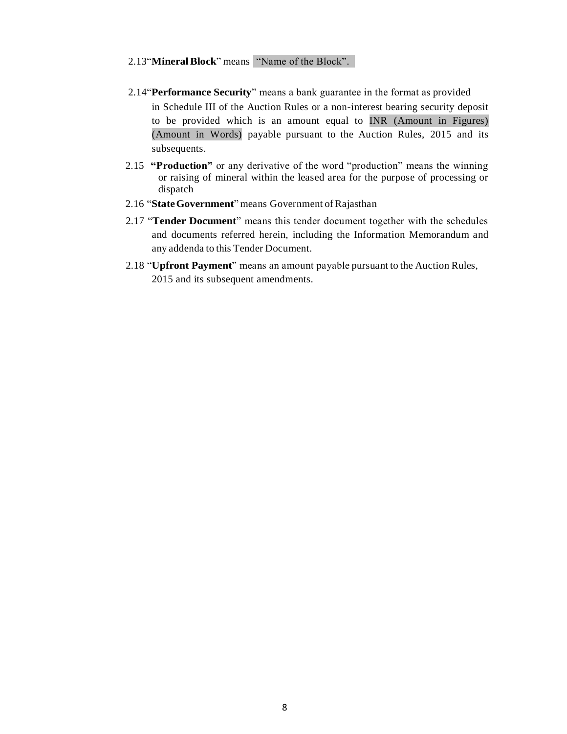2.13 "**Mineral Block**" means "Name of the Block".

2.14 "**Performance Security**" means a bank guarantee in the format as provided in Schedule III of the Auction Rules or a non-interest bearing security deposit to be provided which is an amount equal to INR (Amount in Figures) (Amount in Words) payable pursuant to the Auction Rules, 2015 and its subsequents.

2.15 **"Production"** or any derivative of the word "production" means the winning or raising of mineral within the leased area for the purpose of processing or dispatch

2.16 "**State Government**" means Government of Rajasthan

2.17 "**Tender Document**" means this tender document together with the schedules and documents referred herein, including the Information Memorandum and any addenda to this Tender Document.

2.18 "**Upfront Payment**" means an amount payable pursuant to the Auction Rules, 2015 and its subsequent amendments.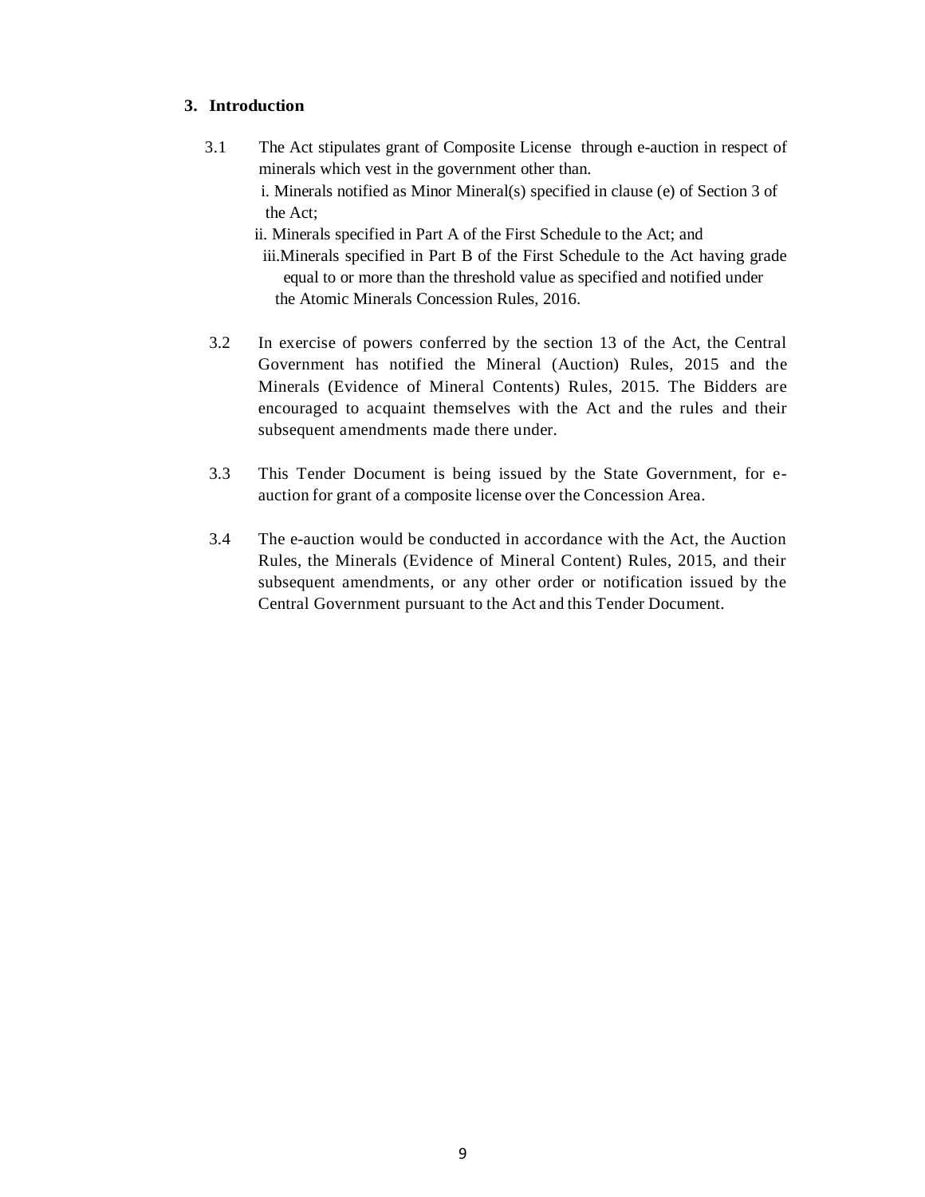## 3. Introduction

3.1 The Act stipulates grant of Composite License through e-auction in respect of minerals which vest in the government other than.

i. Minerals notified as Minor Mineral(s) specified in clause (e) of Section 3 of the Act;

ii. Minerals specified in Part A of the First Schedule to the Act; and

iii. Minerals specified in Part B of the First Schedule to the Act having grade equal to or more than the threshold value as specified and notified under the Atomic Minerals Concession Rules, 2016.

3.2 In exercise of powers conferred by the section 13 of the Act, the Central Government has notified the Mineral (Auction) Rules, 2015 and the Minerals (Evidence of Mineral Contents) Rules, 2015. The Bidders are encouraged to acquaint themselves with the Act and the rules and their subsequent amendments made there under.

3.3 This Tender Document is being issued by the State Government, for e-auction for grant of a composite license over the Concession Area.

3.4 The e-auction would be conducted in accordance with the Act, the Auction Rules, the Minerals (Evidence of Mineral Content) Rules, 2015, and their subsequent amendments, or any other order or notification issued by the Central Government pursuant to the Act and this Tender Document.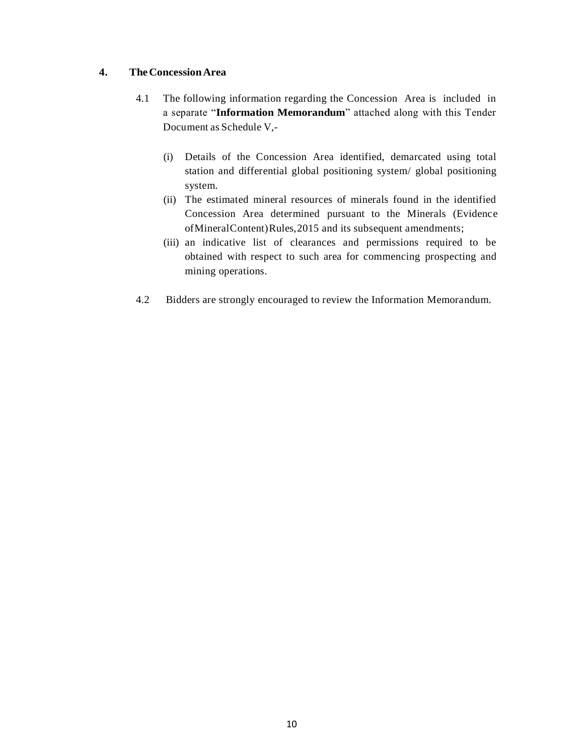## 4. The Concession Area

4.1 The following information regarding the Concession Area is included in a separate "**Information Memorandum**" attached along with this Tender Document as Schedule V,-

(i) Details of the Concession Area identified, demarcated using total station and differential global positioning system/ global positioning system.

(ii) The estimated mineral resources of minerals found in the identified Concession Area determined pursuant to the Minerals (Evidence of Mineral Content) Rules, 2015 and its subsequent amendments;

(iii) an indicative list of clearances and permissions required to be obtained with respect to such area for commencing prospecting and mining operations.

4.2 Bidders are strongly encouraged to review the Information Memorandum.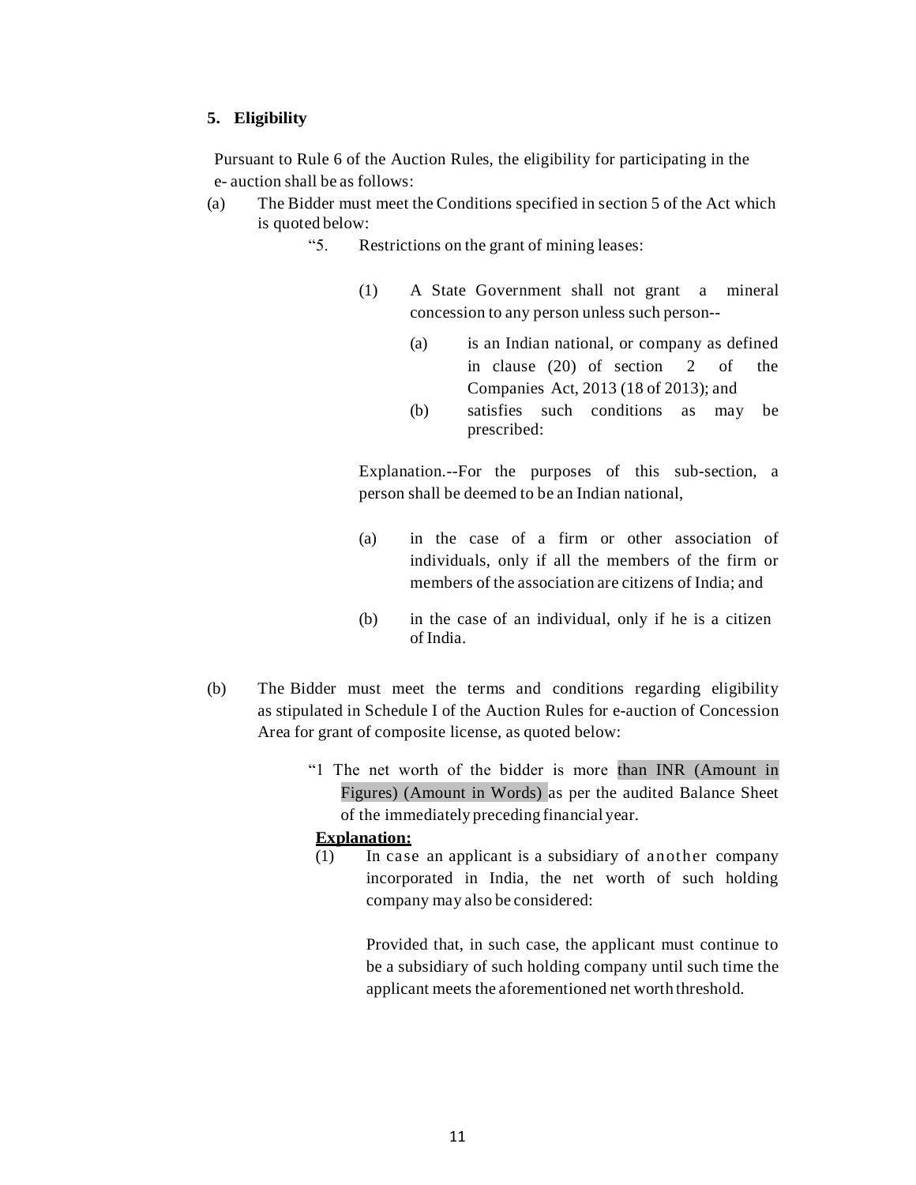**5. Eligibility**

Pursuant to Rule 6 of the Auction Rules, the eligibility for participating in the e- auction shall be as follows:

(a) The Bidder must meet the Conditions specified in section 5 of the Act which is quoted below:

"5. Restrictions on the grant of mining leases:

(1) A State Government shall not grant a mineral concession to any person unless such person--

(a) is an Indian national, or company as defined in clause (20) of section 2 of the Companies Act, 2013 (18 of 2013); and

(b) satisfies such conditions as may be prescribed:

Explanation.--For the purposes of this sub-section, a person shall be deemed to be an Indian national,

(a) in the case of a firm or other association of individuals, only if all the members of the firm or members of the association are citizens of India; and

(b) in the case of an individual, only if he is a citizen of India.

(b) The Bidder must meet the terms and conditions regarding eligibility as stipulated in Schedule I of the Auction Rules for e-auction of Concession Area for grant of composite license, as quoted below:

"1 The net worth of the bidder is more than INR (Amount in Figures) (Amount in Words) as per the audited Balance Sheet of the immediately preceding financial year.

**Explanation:**

(1) In case an applicant is a subsidiary of another company incorporated in India, the net worth of such holding company may also be considered:

Provided that, in such case, the applicant must continue to be a subsidiary of such holding company until such time the applicant meets the aforementioned net worth threshold.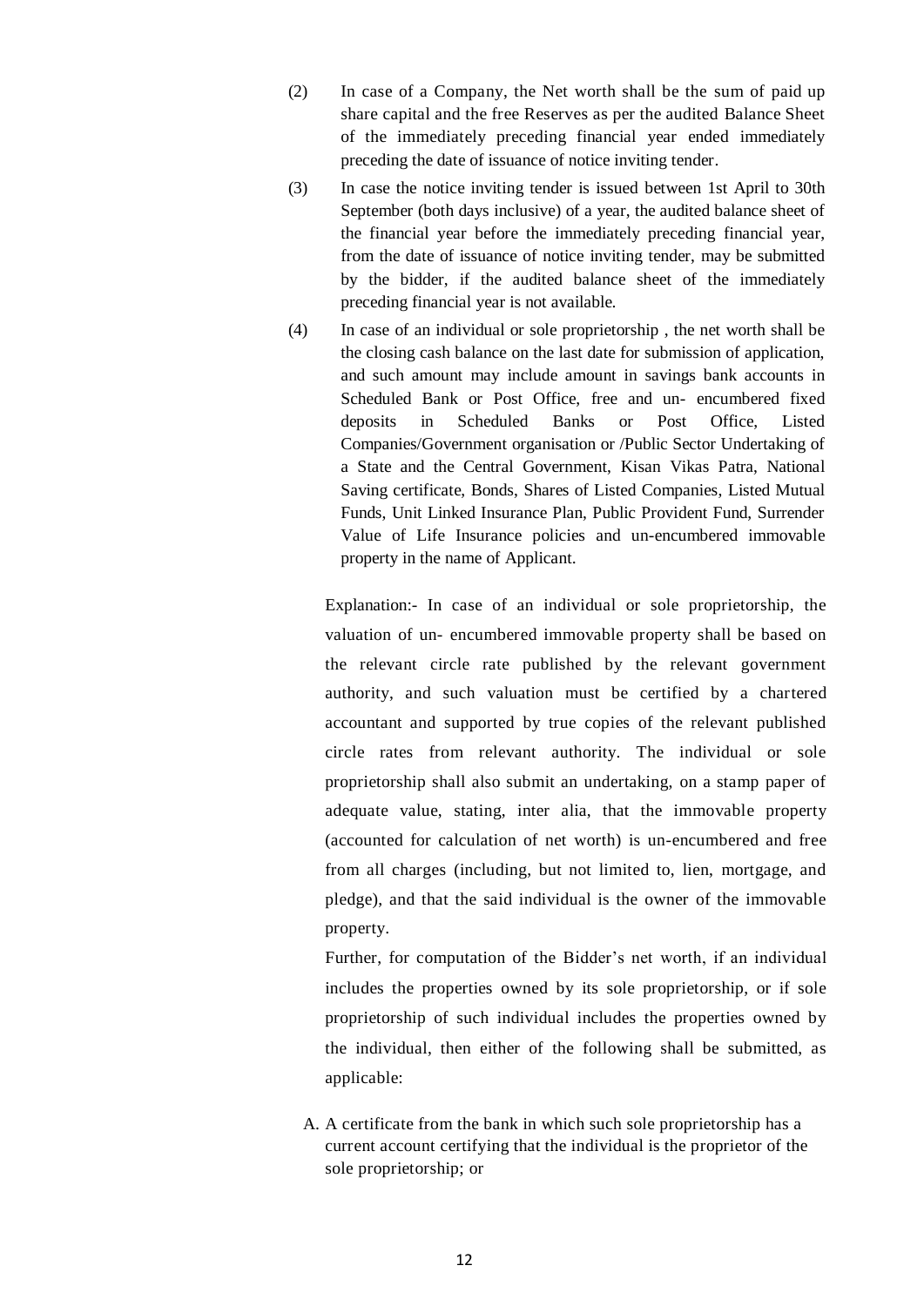(2) In case of a Company, the Net worth shall be the sum of paid up share capital and the free Reserves as per the audited Balance Sheet of the immediately preceding financial year ended immediately preceding the date of issuance of notice inviting tender.

(3) In case the notice inviting tender is issued between 1st April to 30th September (both days inclusive) of a year, the audited balance sheet of the financial year before the immediately preceding financial year, from the date of issuance of notice inviting tender, may be submitted by the bidder, if the audited balance sheet of the immediately preceding financial year is not available.

(4) In case of an individual or sole proprietorship , the net worth shall be the closing cash balance on the last date for submission of application, and such amount may include amount in savings bank accounts in Scheduled Bank or Post Office, free and un- encumbered fixed deposits in Scheduled Banks or Post Office, Listed Companies/Government organisation or /Public Sector Undertaking of a State and the Central Government, Kisan Vikas Patra, National Saving certificate, Bonds, Shares of Listed Companies, Listed Mutual Funds, Unit Linked Insurance Plan, Public Provident Fund, Surrender Value of Life Insurance policies and un-encumbered immovable property in the name of Applicant.

Explanation:- In case of an individual or sole proprietorship, the valuation of un- encumbered immovable property shall be based on the relevant circle rate published by the relevant government authority, and such valuation must be certified by a chartered accountant and supported by true copies of the relevant published circle rates from relevant authority. The individual or sole proprietorship shall also submit an undertaking, on a stamp paper of adequate value, stating, inter alia, that the immovable property (accounted for calculation of net worth) is un-encumbered and free from all charges (including, but not limited to, lien, mortgage, and pledge), and that the said individual is the owner of the immovable property.

Further, for computation of the Bidder's net worth, if an individual includes the properties owned by its sole proprietorship, or if sole proprietorship of such individual includes the properties owned by the individual, then either of the following shall be submitted, as applicable:

A. A certificate from the bank in which such sole proprietorship has a current account certifying that the individual is the proprietor of the sole proprietorship; or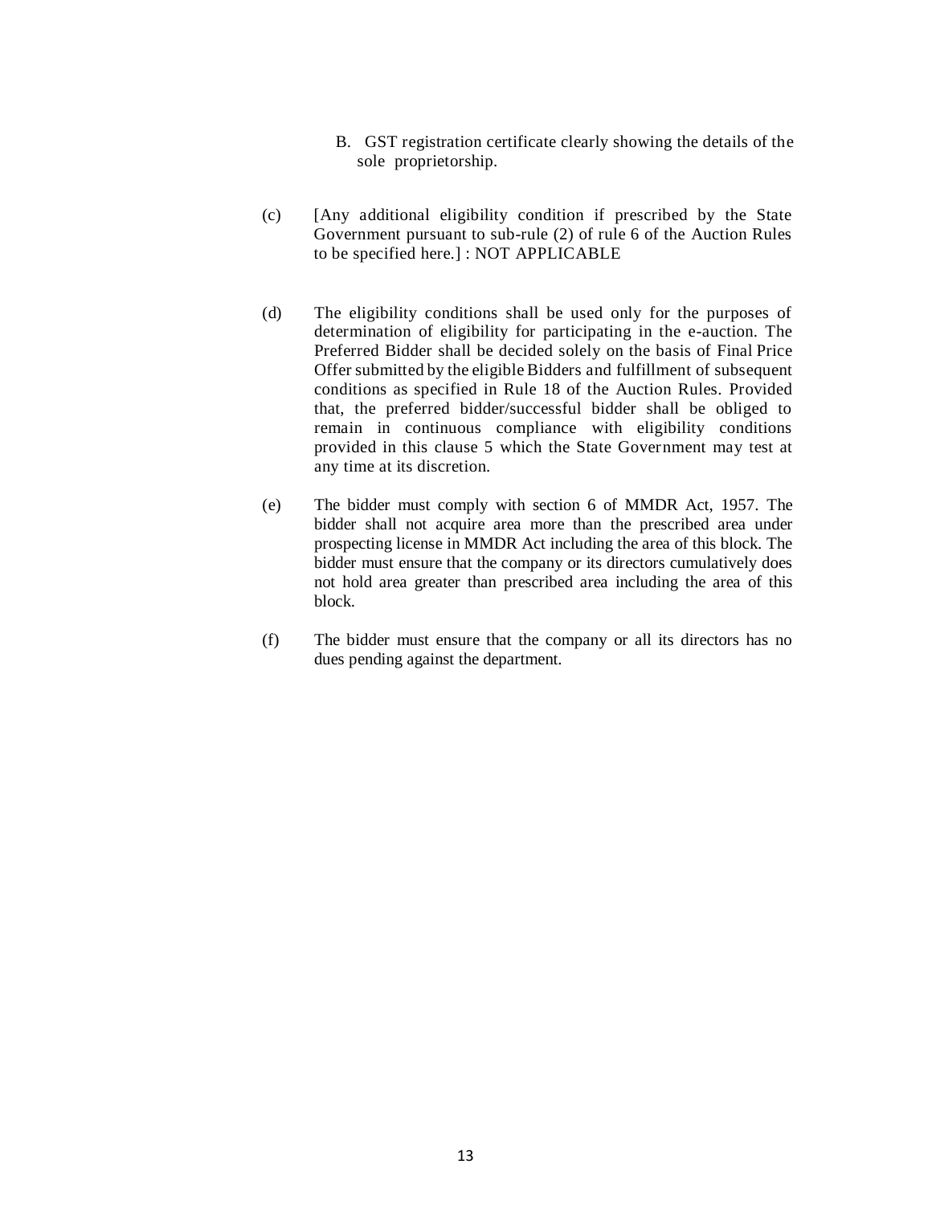B. GST registration certificate clearly showing the details of the sole proprietorship.

(c) [Any additional eligibility condition if prescribed by the State Government pursuant to sub-rule (2) of rule 6 of the Auction Rules to be specified here.] : NOT APPLICABLE

(d) The eligibility conditions shall be used only for the purposes of determination of eligibility for participating in the e-auction. The Preferred Bidder shall be decided solely on the basis of Final Price Offer submitted by the eligible Bidders and fulfillment of subsequent conditions as specified in Rule 18 of the Auction Rules. Provided that, the preferred bidder/successful bidder shall be obliged to remain in continuous compliance with eligibility conditions provided in this clause 5 which the State Government may test at any time at its discretion.

(e) The bidder must comply with section 6 of MMDR Act, 1957. The bidder shall not acquire area more than the prescribed area under prospecting license in MMDR Act including the area of this block. The bidder must ensure that the company or its directors cumulatively does not hold area greater than prescribed area including the area of this block.

(f) The bidder must ensure that the company or all its directors has no dues pending against the department.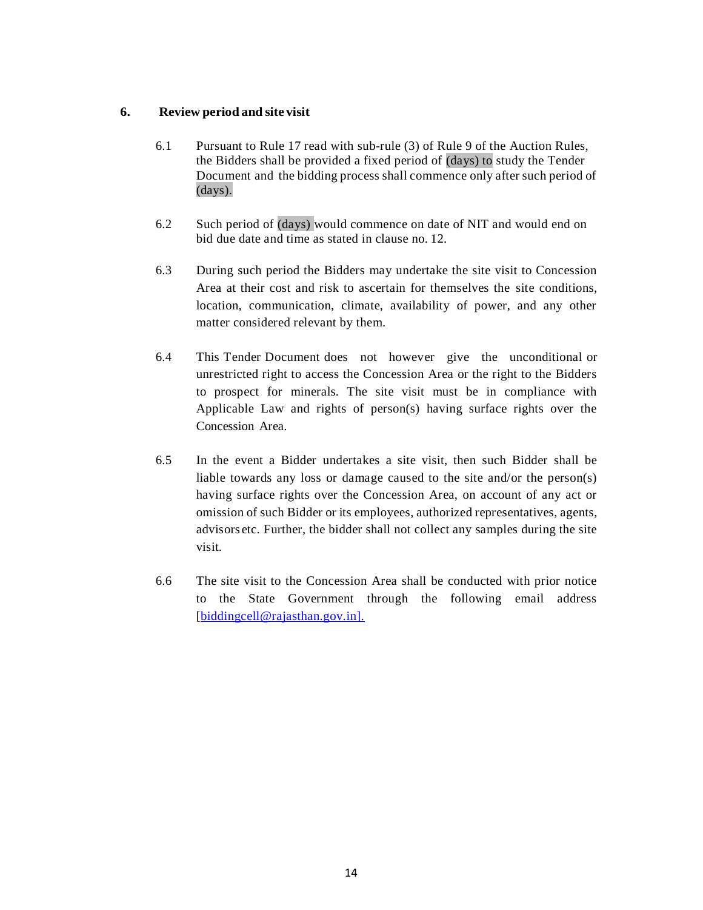## 6. Review period and site visit

6.1 Pursuant to Rule 17 read with sub-rule (3) of Rule 9 of the Auction Rules, the Bidders shall be provided a fixed period of (days) to study the Tender Document and the bidding process shall commence only after such period of (days).

6.2 Such period of (days) would commence on date of NIT and would end on bid due date and time as stated in clause no. 12.

6.3 During such period the Bidders may undertake the site visit to Concession Area at their cost and risk to ascertain for themselves the site conditions, location, communication, climate, availability of power, and any other matter considered relevant by them.

6.4 This Tender Document does not however give the unconditional or unrestricted right to access the Concession Area or the right to the Bidders to prospect for minerals. The site visit must be in compliance with Applicable Law and rights of person(s) having surface rights over the Concession Area.

6.5 In the event a Bidder undertakes a site visit, then such Bidder shall be liable towards any loss or damage caused to the site and/or the person(s) having surface rights over the Concession Area, on account of any act or omission of such Bidder or its employees, authorized representatives, agents, advisors etc. Further, the bidder shall not collect any samples during the site visit.

6.6 The site visit to the Concession Area shall be conducted with prior notice to the State Government through the following email address [biddingcell@rajasthan.gov.in].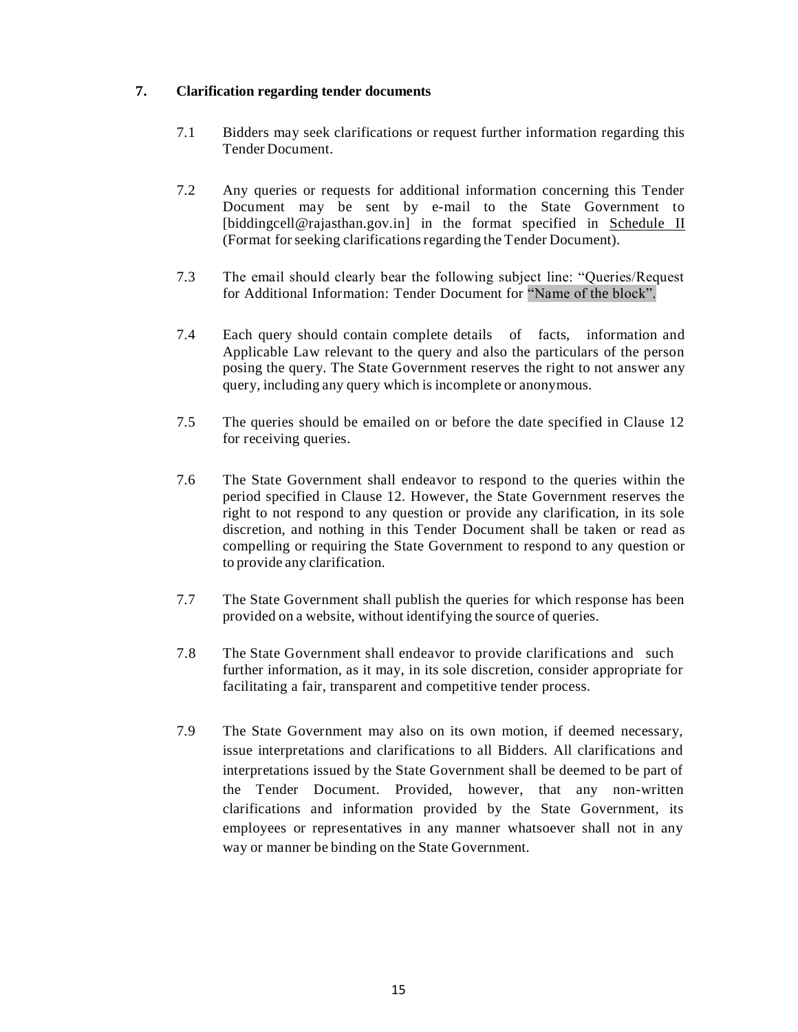## 7. Clarification regarding tender documents

7.1 Bidders may seek clarifications or request further information regarding this Tender Document.

7.2 Any queries or requests for additional information concerning this Tender Document may be sent by e-mail to the State Government to [biddingcell@rajasthan.gov.in] in the format specified in Schedule II (Format for seeking clarifications regarding the Tender Document).

7.3 The email should clearly bear the following subject line: "Queries/Request for Additional Information: Tender Document for "Name of the block".

7.4 Each query should contain complete details of facts, information and Applicable Law relevant to the query and also the particulars of the person posing the query. The State Government reserves the right to not answer any query, including any query which is incomplete or anonymous.

7.5 The queries should be emailed on or before the date specified in Clause 12 for receiving queries.

7.6 The State Government shall endeavor to respond to the queries within the period specified in Clause 12. However, the State Government reserves the right to not respond to any question or provide any clarification, in its sole discretion, and nothing in this Tender Document shall be taken or read as compelling or requiring the State Government to respond to any question or to provide any clarification.

7.7 The State Government shall publish the queries for which response has been provided on a website, without identifying the source of queries.

7.8 The State Government shall endeavor to provide clarifications and such further information, as it may, in its sole discretion, consider appropriate for facilitating a fair, transparent and competitive tender process.

7.9 The State Government may also on its own motion, if deemed necessary, issue interpretations and clarifications to all Bidders. All clarifications and interpretations issued by the State Government shall be deemed to be part of the Tender Document. Provided, however, that any non-written clarifications and information provided by the State Government, its employees or representatives in any manner whatsoever shall not in any way or manner be binding on the State Government.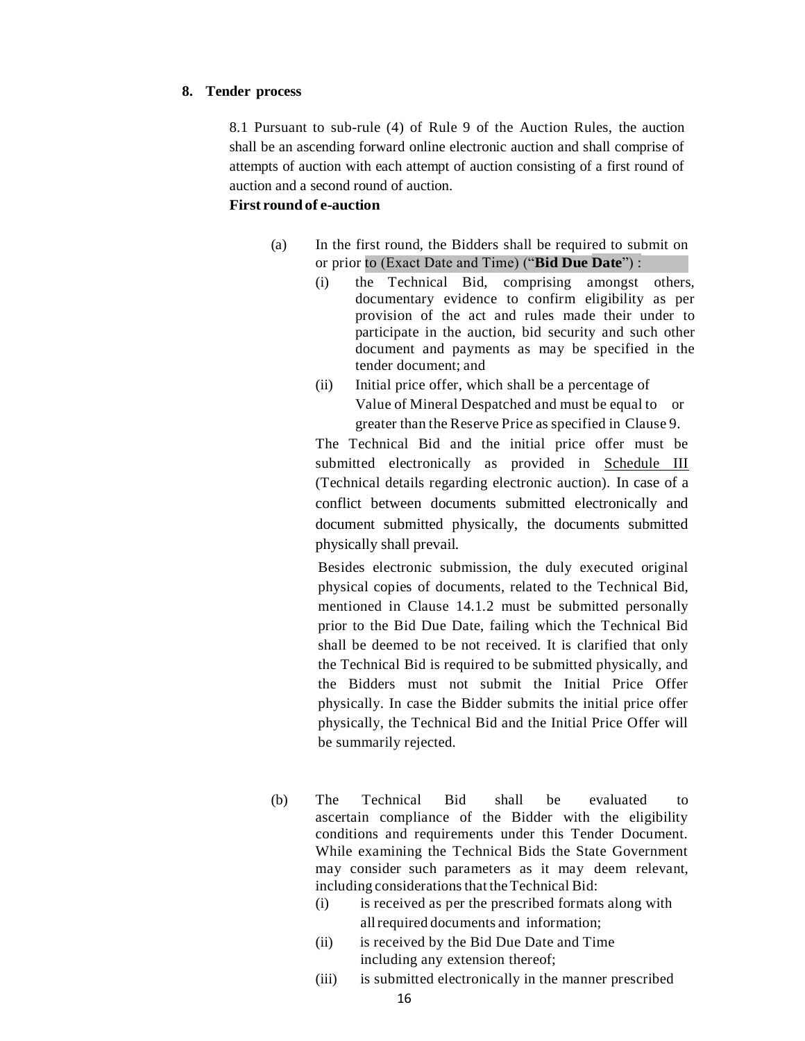## 8. Tender process

8.1 Pursuant to sub-rule (4) of Rule 9 of the Auction Rules, the auction shall be an ascending forward online electronic auction and shall comprise of attempts of auction with each attempt of auction consisting of a first round of auction and a second round of auction.

**First round of e-auction**

(a) In the first round, the Bidders shall be required to submit on or prior to (Exact Date and Time) ("**Bid Due Date**") :

   (i) the Technical Bid, comprising amongst others, documentary evidence to confirm eligibility as per provision of the act and rules made their under to participate in the auction, bid security and such other document and payments as may be specified in the tender document; and

   (ii) Initial price offer, which shall be a percentage of Value of Mineral Despatched and must be equal to or greater than the Reserve Price as specified in Clause 9.

   The Technical Bid and the initial price offer must be submitted electronically as provided in Schedule III (Technical details regarding electronic auction). In case of a conflict between documents submitted electronically and document submitted physically, the documents submitted physically shall prevail.

   Besides electronic submission, the duly executed original physical copies of documents, related to the Technical Bid, mentioned in Clause 14.1.2 must be submitted personally prior to the Bid Due Date, failing which the Technical Bid shall be deemed to be not received. It is clarified that only the Technical Bid is required to be submitted physically, and the Bidders must not submit the Initial Price Offer physically. In case the Bidder submits the initial price offer physically, the Technical Bid and the Initial Price Offer will be summarily rejected.

(b) The Technical Bid shall be evaluated to ascertain compliance of the Bidder with the eligibility conditions and requirements under this Tender Document. While examining the Technical Bids the State Government may consider such parameters as it may deem relevant, including considerations that the Technical Bid:

   (i) is received as per the prescribed formats along with all required documents and information;

   (ii) is received by the Bid Due Date and Time including any extension thereof;

   (iii) is submitted electronically in the manner prescribed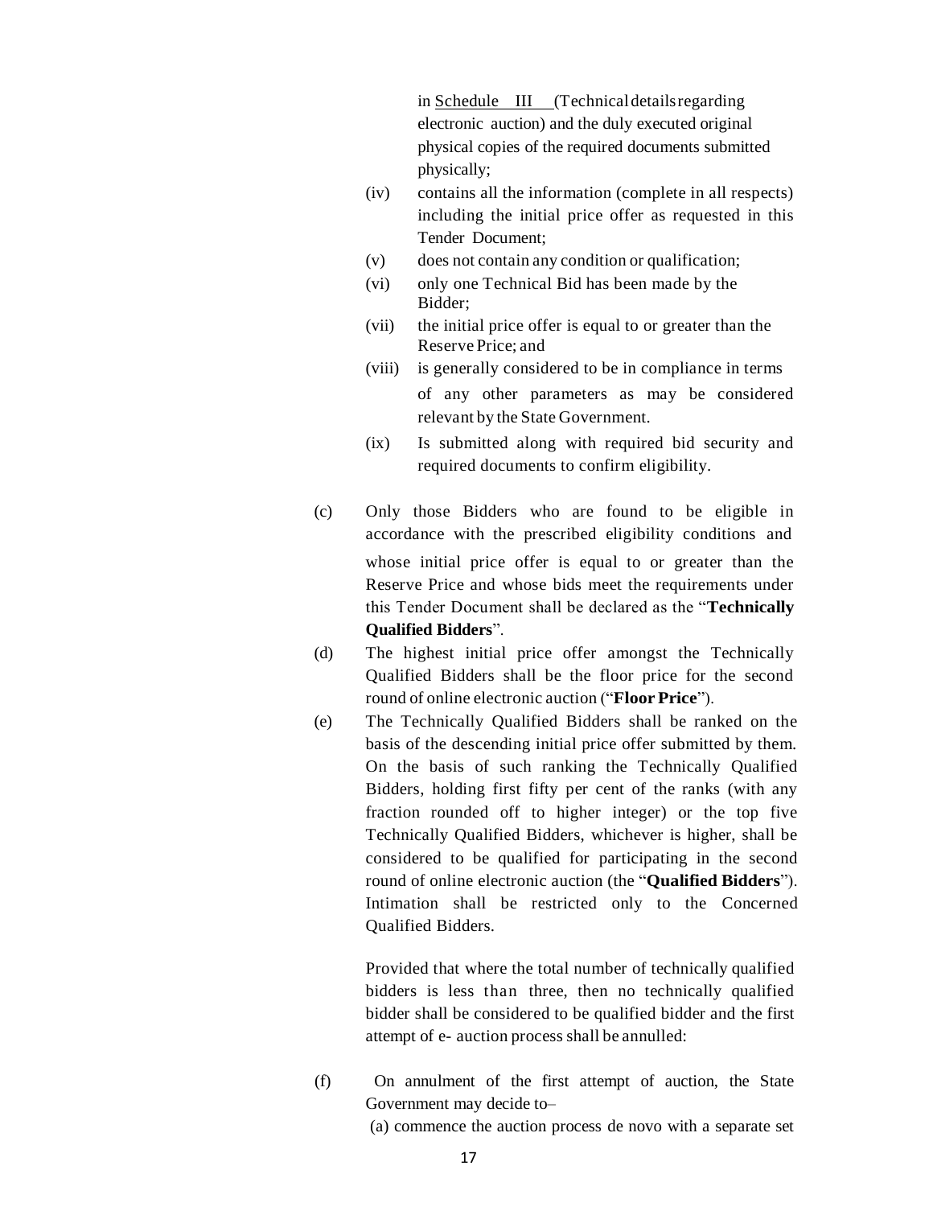in Schedule III (Technical details regarding electronic auction) and the duly executed original physical copies of the required documents submitted physically;

(iv) contains all the information (complete in all respects) including the initial price offer as requested in this Tender Document;

(v) does not contain any condition or qualification;

(vi) only one Technical Bid has been made by the Bidder;

(vii) the initial price offer is equal to or greater than the Reserve Price; and

(viii) is generally considered to be in compliance in terms of any other parameters as may be considered relevant by the State Government.

(ix) Is submitted along with required bid security and required documents to confirm eligibility.

(c) Only those Bidders who are found to be eligible in accordance with the prescribed eligibility conditions and whose initial price offer is equal to or greater than the Reserve Price and whose bids meet the requirements under this Tender Document shall be declared as the "**Technically Qualified Bidders**".

(d) The highest initial price offer amongst the Technically Qualified Bidders shall be the floor price for the second round of online electronic auction ("**Floor Price**").

(e) The Technically Qualified Bidders shall be ranked on the basis of the descending initial price offer submitted by them. On the basis of such ranking the Technically Qualified Bidders, holding first fifty per cent of the ranks (with any fraction rounded off to higher integer) or the top five Technically Qualified Bidders, whichever is higher, shall be considered to be qualified for participating in the second round of online electronic auction (the "**Qualified Bidders**"). Intimation shall be restricted only to the Concerned Qualified Bidders.

Provided that where the total number of technically qualified bidders is less than three, then no technically qualified bidder shall be considered to be qualified bidder and the first attempt of e- auction process shall be annulled:

(f) On annulment of the first attempt of auction, the State Government may decide to–

(a) commence the auction process de novo with a separate set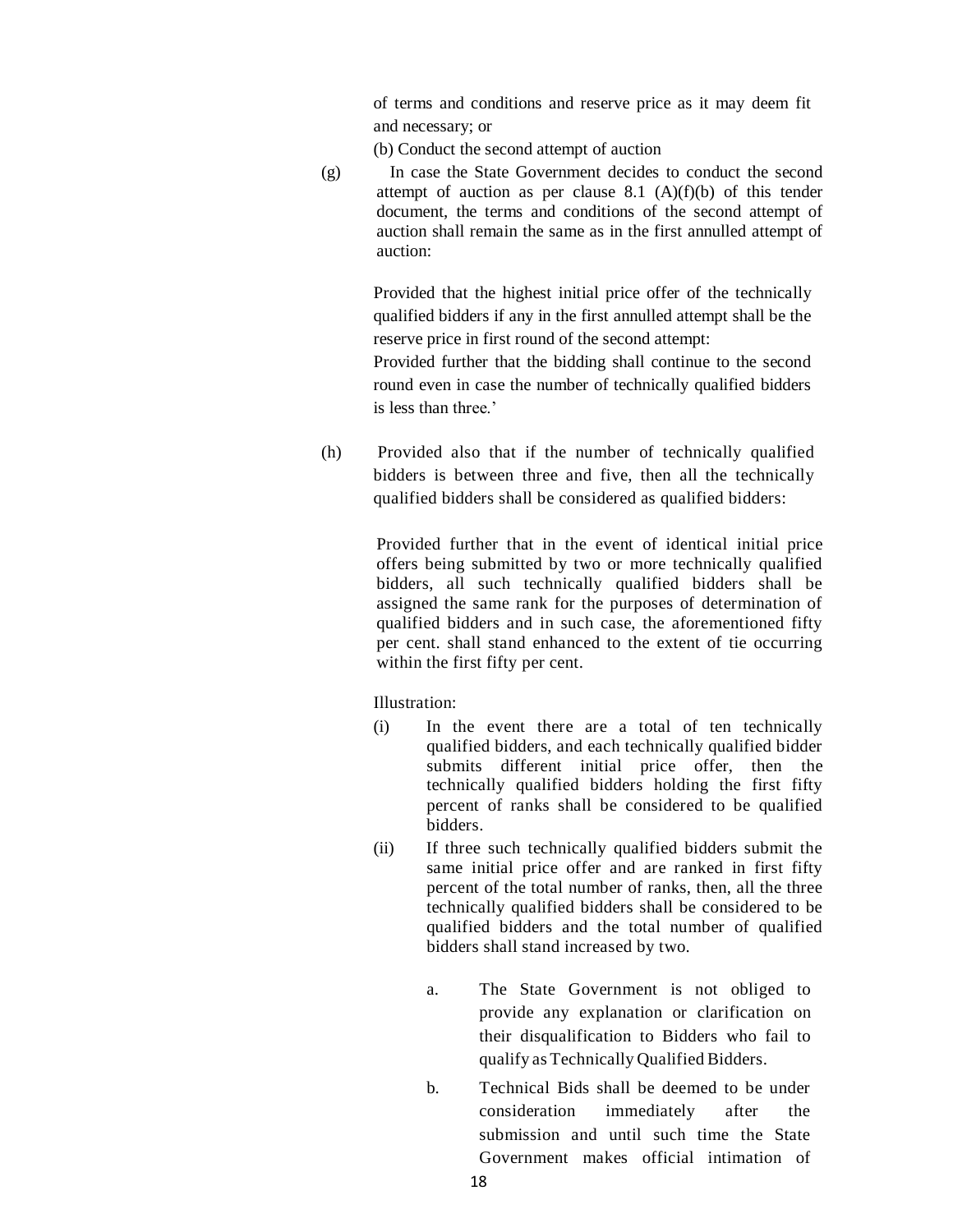of terms and conditions and reserve price as it may deem fit and necessary; or

(b) Conduct the second attempt of auction

(g) In case the State Government decides to conduct the second attempt of auction as per clause 8.1 (A)(f)(b) of this tender document, the terms and conditions of the second attempt of auction shall remain the same as in the first annulled attempt of auction:

Provided that the highest initial price offer of the technically qualified bidders if any in the first annulled attempt shall be the reserve price in first round of the second attempt:

Provided further that the bidding shall continue to the second round even in case the number of technically qualified bidders is less than three.'

(h) Provided also that if the number of technically qualified bidders is between three and five, then all the technically qualified bidders shall be considered as qualified bidders:

Provided further that in the event of identical initial price offers being submitted by two or more technically qualified bidders, all such technically qualified bidders shall be assigned the same rank for the purposes of determination of qualified bidders and in such case, the aforementioned fifty per cent. shall stand enhanced to the extent of tie occurring within the first fifty per cent.

Illustration:

(i) In the event there are a total of ten technically qualified bidders, and each technically qualified bidder submits different initial price offer, then the technically qualified bidders holding the first fifty percent of ranks shall be considered to be qualified bidders.

(ii) If three such technically qualified bidders submit the same initial price offer and are ranked in first fifty percent of the total number of ranks, then, all the three technically qualified bidders shall be considered to be qualified bidders and the total number of qualified bidders shall stand increased by two.

a. The State Government is not obliged to provide any explanation or clarification on their disqualification to Bidders who fail to qualify as Technically Qualified Bidders.

b. Technical Bids shall be deemed to be under consideration immediately after the submission and until such time the State Government makes official intimation of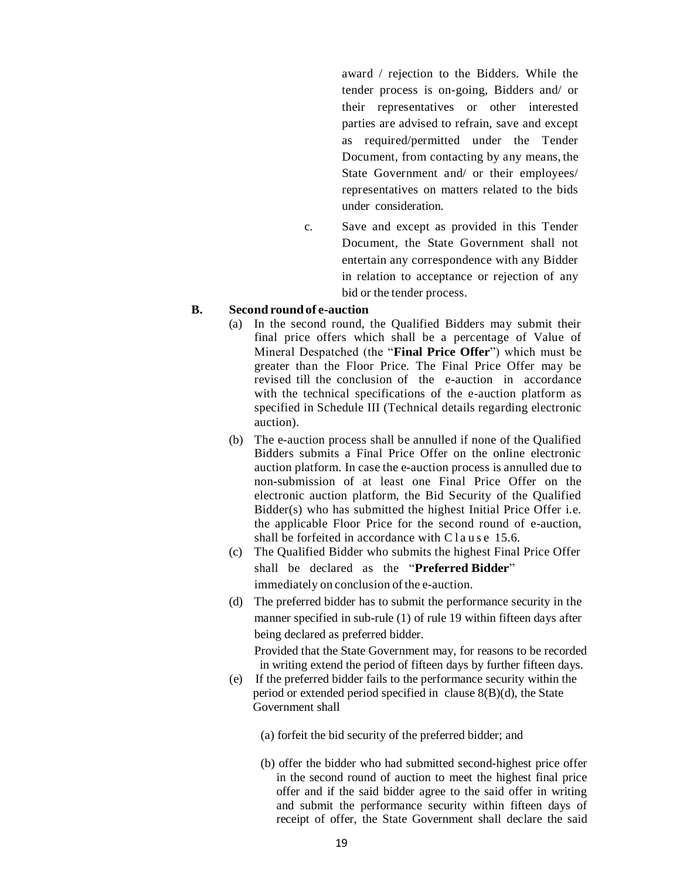award / rejection to the Bidders. While the tender process is on-going, Bidders and/ or their representatives or other interested parties are advised to refrain, save and except as required/permitted under the Tender Document, from contacting by any means, the State Government and/ or their employees/ representatives on matters related to the bids under consideration.

c. Save and except as provided in this Tender Document, the State Government shall not entertain any correspondence with any Bidder in relation to acceptance or rejection of any bid or the tender process.

**B. Second round of e-auction**

(a) In the second round, the Qualified Bidders may submit their final price offers which shall be a percentage of Value of Mineral Despatched (the "**Final Price Offer**") which must be greater than the Floor Price. The Final Price Offer may be revised till the conclusion of the e-auction in accordance with the technical specifications of the e-auction platform as specified in Schedule III (Technical details regarding electronic auction).

(b) The e-auction process shall be annulled if none of the Qualified Bidders submits a Final Price Offer on the online electronic auction platform. In case the e-auction process is annulled due to non-submission of at least one Final Price Offer on the electronic auction platform, the Bid Security of the Qualified Bidder(s) who has submitted the highest Initial Price Offer i.e. the applicable Floor Price for the second round of e-auction, shall be forfeited in accordance with Clause 15.6.

(c) The Qualified Bidder who submits the highest Final Price Offer shall be declared as the "**Preferred Bidder**" immediately on conclusion of the e-auction.

(d) The preferred bidder has to submit the performance security in the manner specified in sub-rule (1) of rule 19 within fifteen days after being declared as preferred bidder.

Provided that the State Government may, for reasons to be recorded in writing extend the period of fifteen days by further fifteen days.

(e) If the preferred bidder fails to the performance security within the period or extended period specified in clause 8(B)(d), the State Government shall

(a) forfeit the bid security of the preferred bidder; and

(b) offer the bidder who had submitted second-highest price offer in the second round of auction to meet the highest final price offer and if the said bidder agree to the said offer in writing and submit the performance security within fifteen days of receipt of offer, the State Government shall declare the said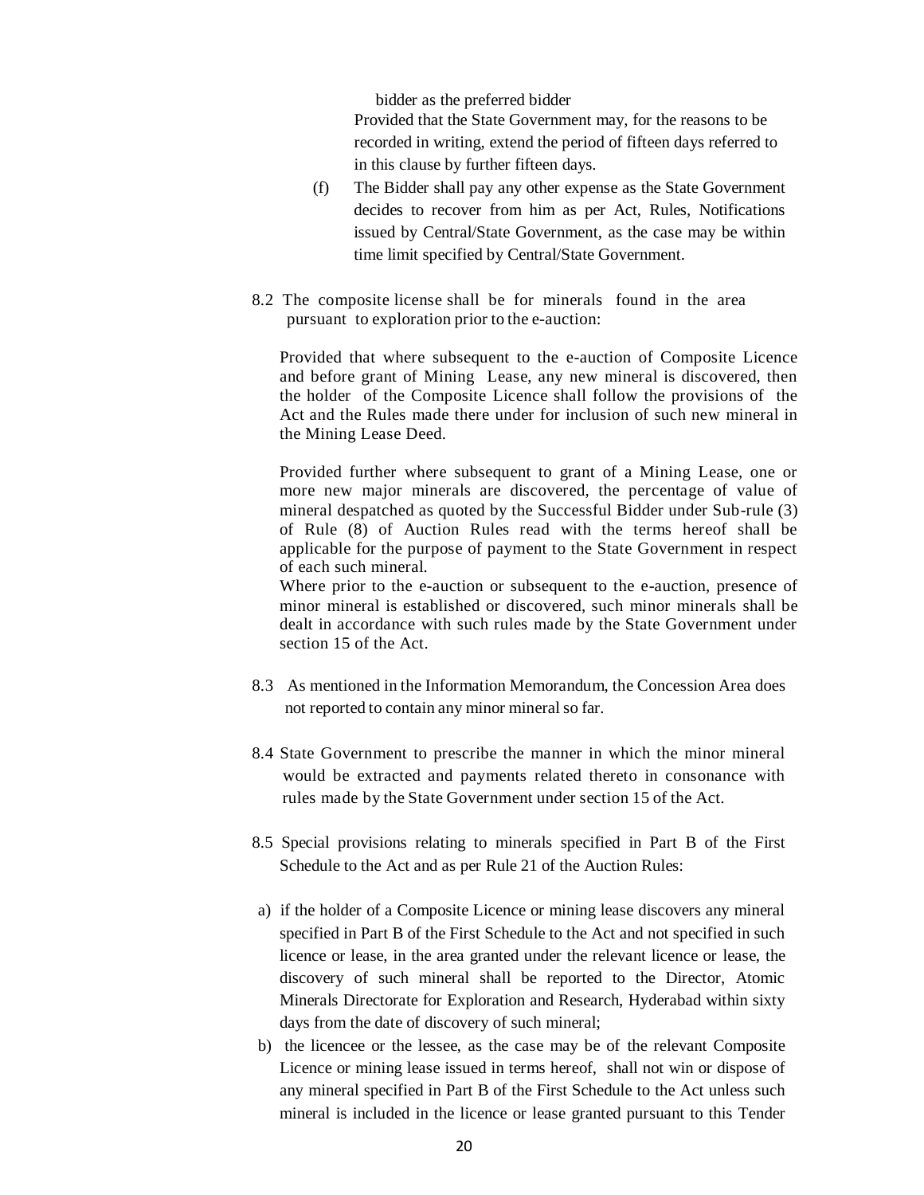bidder as the preferred bidder

Provided that the State Government may, for the reasons to be recorded in writing, extend the period of fifteen days referred to in this clause by further fifteen days.

(f) The Bidder shall pay any other expense as the State Government decides to recover from him as per Act, Rules, Notifications issued by Central/State Government, as the case may be within time limit specified by Central/State Government.

8.2 The composite license shall be for minerals found in the area pursuant to exploration prior to the e-auction:

Provided that where subsequent to the e-auction of Composite Licence and before grant of Mining Lease, any new mineral is discovered, then the holder of the Composite Licence shall follow the provisions of the Act and the Rules made there under for inclusion of such new mineral in the Mining Lease Deed.

Provided further where subsequent to grant of a Mining Lease, one or more new major minerals are discovered, the percentage of value of mineral despatched as quoted by the Successful Bidder under Sub-rule (3) of Rule (8) of Auction Rules read with the terms hereof shall be applicable for the purpose of payment to the State Government in respect of each such mineral.

Where prior to the e-auction or subsequent to the e-auction, presence of minor mineral is established or discovered, such minor minerals shall be dealt in accordance with such rules made by the State Government under section 15 of the Act.

8.3 As mentioned in the Information Memorandum, the Concession Area does not reported to contain any minor mineral so far.

8.4 State Government to prescribe the manner in which the minor mineral would be extracted and payments related thereto in consonance with rules made by the State Government under section 15 of the Act.

8.5 Special provisions relating to minerals specified in Part B of the First Schedule to the Act and as per Rule 21 of the Auction Rules:

a) if the holder of a Composite Licence or mining lease discovers any mineral specified in Part B of the First Schedule to the Act and not specified in such licence or lease, in the area granted under the relevant licence or lease, the discovery of such mineral shall be reported to the Director, Atomic Minerals Directorate for Exploration and Research, Hyderabad within sixty days from the date of discovery of such mineral;

b) the licencee or the lessee, as the case may be of the relevant Composite Licence or mining lease issued in terms hereof, shall not win or dispose of any mineral specified in Part B of the First Schedule to the Act unless such mineral is included in the licence or lease granted pursuant to this Tender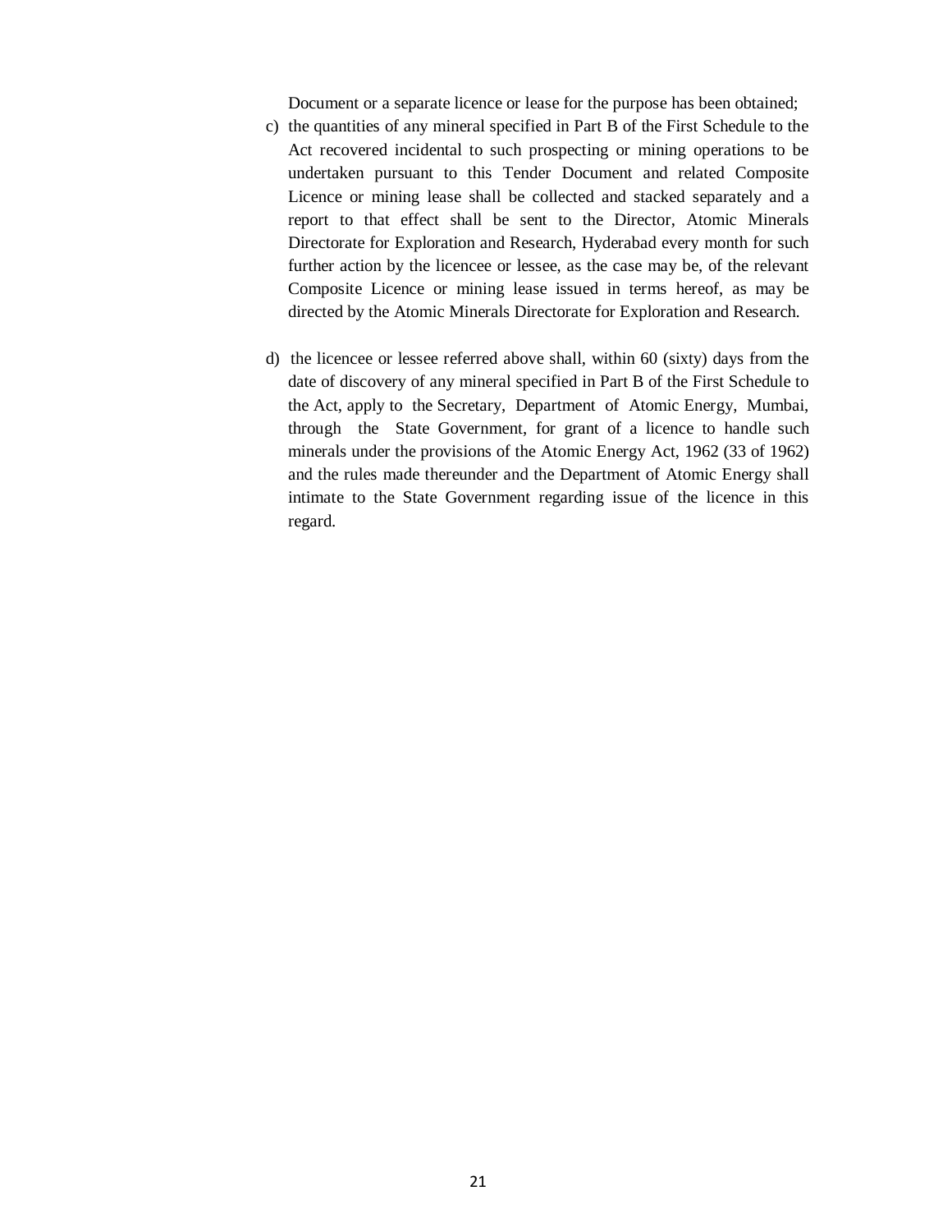Document or a separate licence or lease for the purpose has been obtained;

c) the quantities of any mineral specified in Part B of the First Schedule to the Act recovered incidental to such prospecting or mining operations to be undertaken pursuant to this Tender Document and related Composite Licence or mining lease shall be collected and stacked separately and a report to that effect shall be sent to the Director, Atomic Minerals Directorate for Exploration and Research, Hyderabad every month for such further action by the licencee or lessee, as the case may be, of the relevant Composite Licence or mining lease issued in terms hereof, as may be directed by the Atomic Minerals Directorate for Exploration and Research.

d) the licencee or lessee referred above shall, within 60 (sixty) days from the date of discovery of any mineral specified in Part B of the First Schedule to the Act, apply to the Secretary, Department of Atomic Energy, Mumbai, through the State Government, for grant of a licence to handle such minerals under the provisions of the Atomic Energy Act, 1962 (33 of 1962) and the rules made thereunder and the Department of Atomic Energy shall intimate to the State Government regarding issue of the licence in this regard.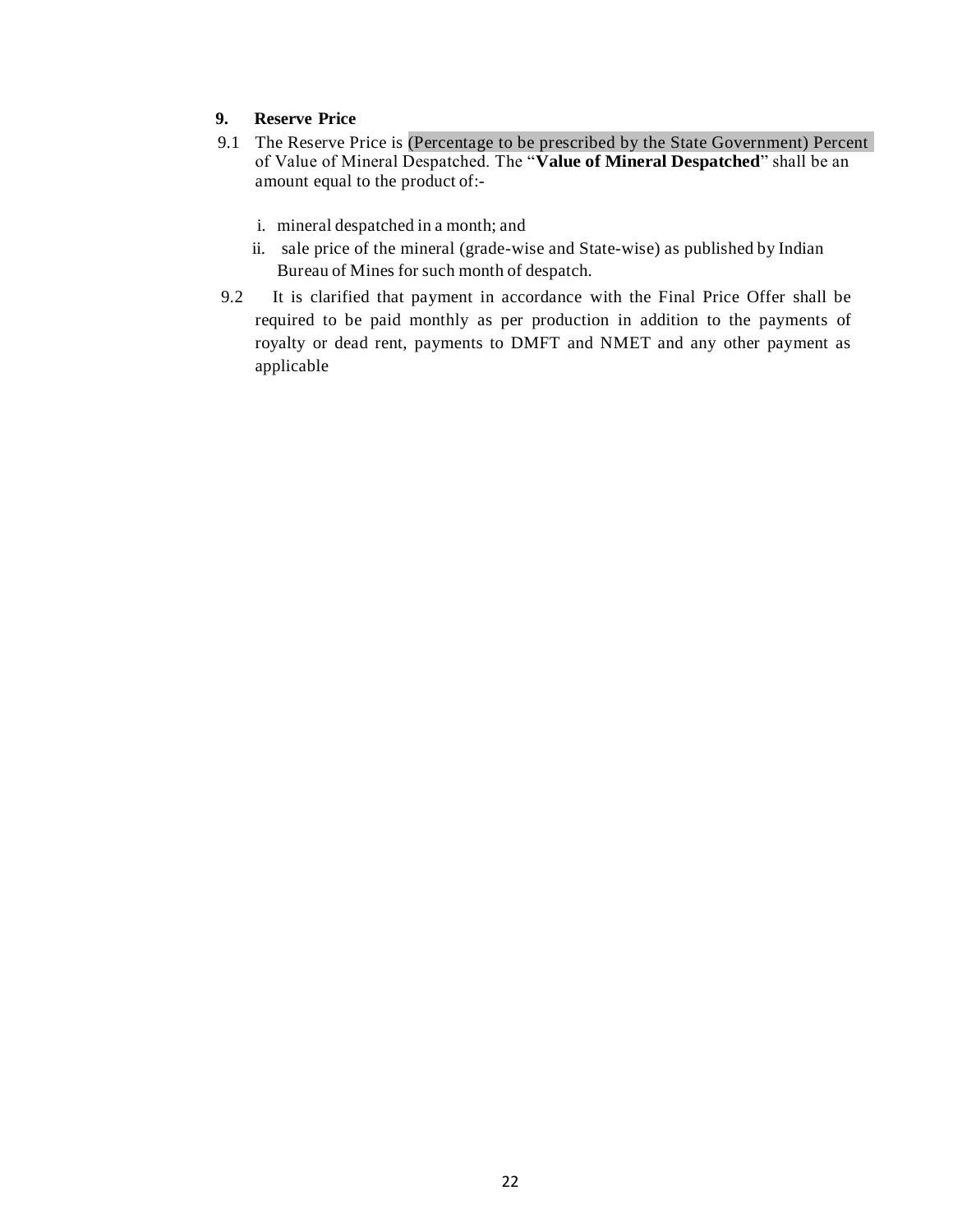## 9. Reserve Price

9.1 The Reserve Price is (Percentage to be prescribed by the State Government) Percent of Value of Mineral Despatched. The "**Value of Mineral Despatched**" shall be an amount equal to the product of:-

   i. mineral despatched in a month; and

   ii. sale price of the mineral (grade-wise and State-wise) as published by Indian Bureau of Mines for such month of despatch.

9.2 It is clarified that payment in accordance with the Final Price Offer shall be required to be paid monthly as per production in addition to the payments of royalty or dead rent, payments to DMFT and NMET and any other payment as applicable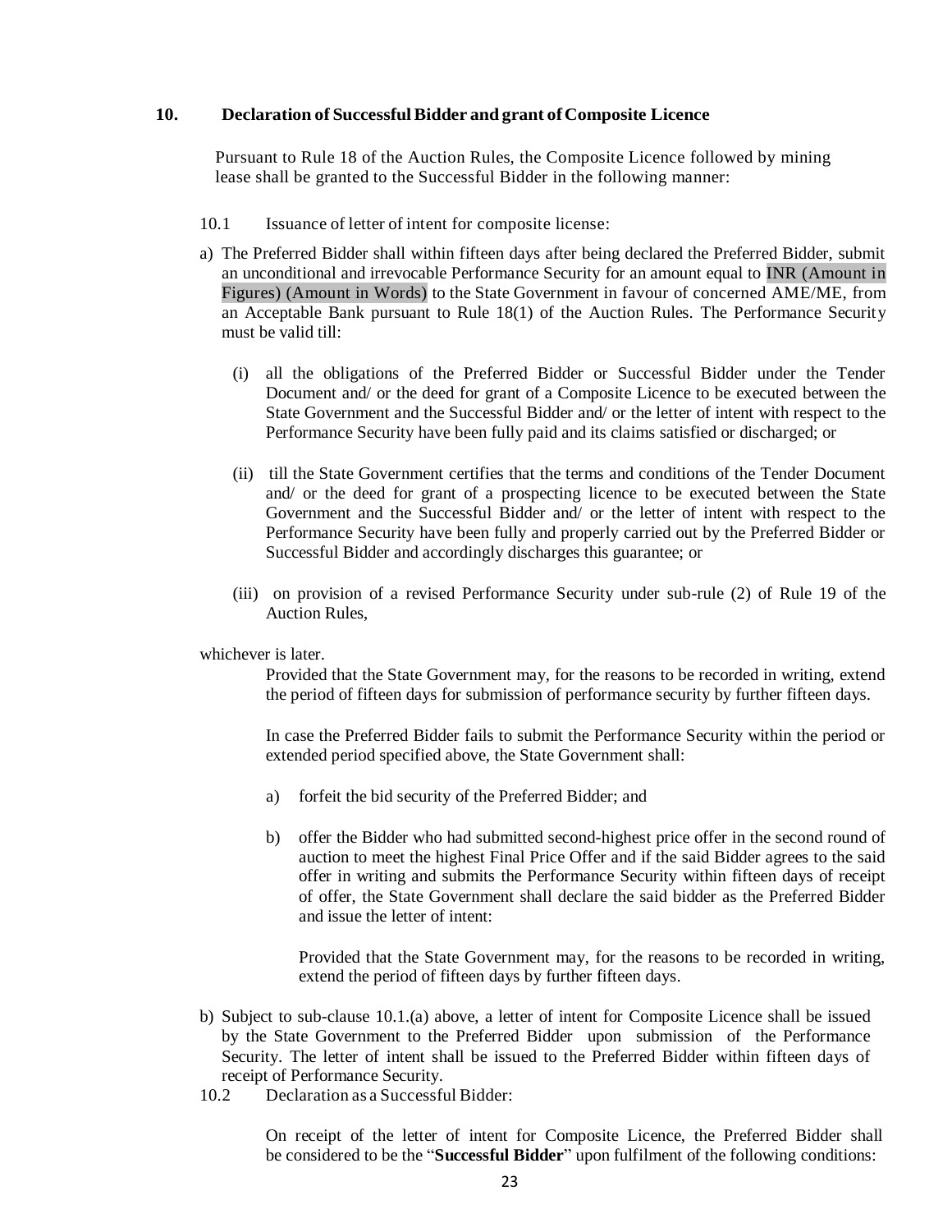## 10. Declaration of Successful Bidder and grant of Composite Licence

Pursuant to Rule 18 of the Auction Rules, the Composite Licence followed by mining lease shall be granted to the Successful Bidder in the following manner:

10.1 Issuance of letter of intent for composite license:

a) The Preferred Bidder shall within fifteen days after being declared the Preferred Bidder, submit an unconditional and irrevocable Performance Security for an amount equal to INR (Amount in Figures) (Amount in Words) to the State Government in favour of concerned AME/ME, from an Acceptable Bank pursuant to Rule 18(1) of the Auction Rules. The Performance Security must be valid till:

   (i) all the obligations of the Preferred Bidder or Successful Bidder under the Tender Document and/ or the deed for grant of a Composite Licence to be executed between the State Government and the Successful Bidder and/ or the letter of intent with respect to the Performance Security have been fully paid and its claims satisfied or discharged; or

   (ii) till the State Government certifies that the terms and conditions of the Tender Document and/ or the deed for grant of a prospecting licence to be executed between the State Government and the Successful Bidder and/ or the letter of intent with respect to the Performance Security have been fully and properly carried out by the Preferred Bidder or Successful Bidder and accordingly discharges this guarantee; or

   (iii) on provision of a revised Performance Security under sub-rule (2) of Rule 19 of the Auction Rules,

whichever is later.

Provided that the State Government may, for the reasons to be recorded in writing, extend the period of fifteen days for submission of performance security by further fifteen days.

In case the Preferred Bidder fails to submit the Performance Security within the period or extended period specified above, the State Government shall:

   a) forfeit the bid security of the Preferred Bidder; and

   b) offer the Bidder who had submitted second-highest price offer in the second round of auction to meet the highest Final Price Offer and if the said Bidder agrees to the said offer in writing and submits the Performance Security within fifteen days of receipt of offer, the State Government shall declare the said bidder as the Preferred Bidder and issue the letter of intent:

   Provided that the State Government may, for the reasons to be recorded in writing, extend the period of fifteen days by further fifteen days.

b) Subject to sub-clause 10.1.(a) above, a letter of intent for Composite Licence shall be issued by the State Government to the Preferred Bidder upon submission of the Performance Security. The letter of intent shall be issued to the Preferred Bidder within fifteen days of receipt of Performance Security.

10.2 Declaration as a Successful Bidder:

On receipt of the letter of intent for Composite Licence, the Preferred Bidder shall be considered to be the "**Successful Bidder**" upon fulfilment of the following conditions: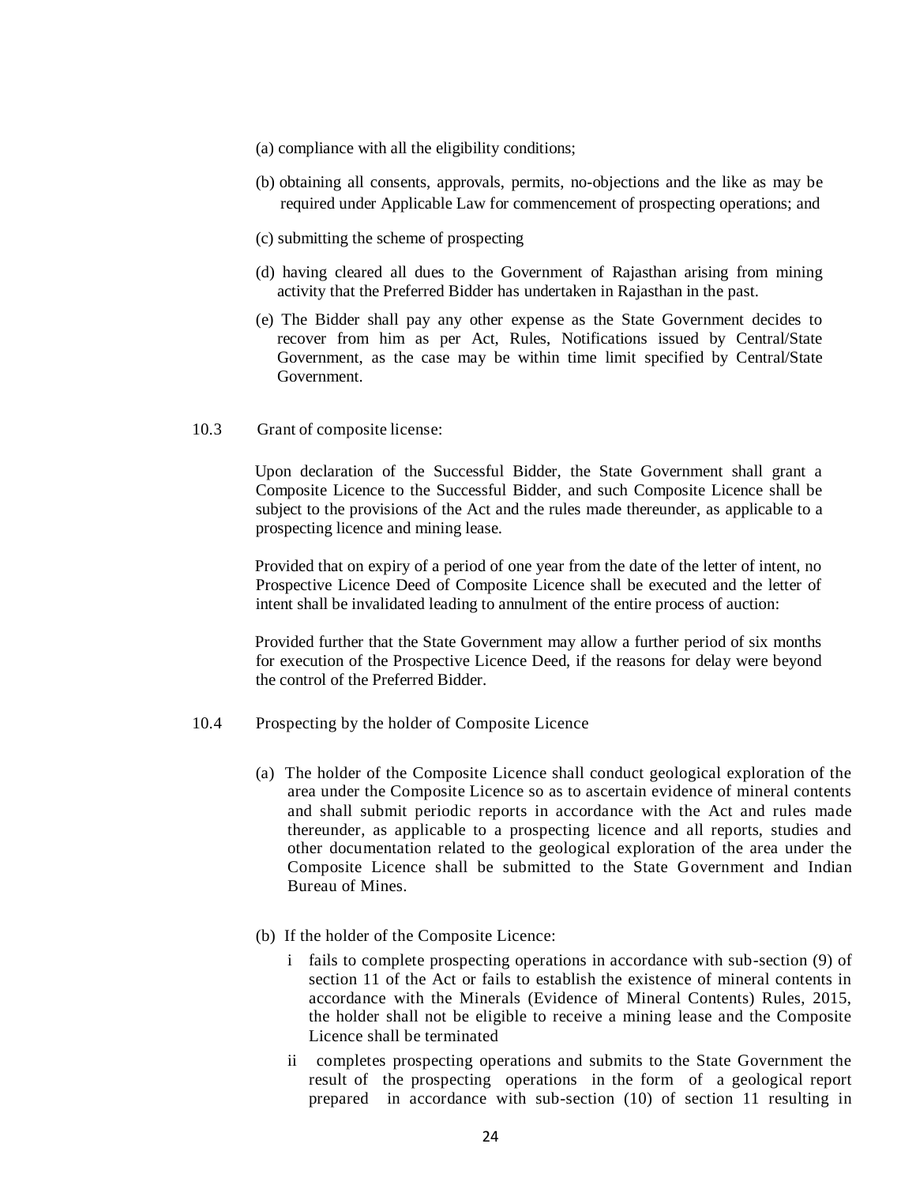(a) compliance with all the eligibility conditions;

(b) obtaining all consents, approvals, permits, no-objections and the like as may be required under Applicable Law for commencement of prospecting operations; and

(c) submitting the scheme of prospecting

(d) having cleared all dues to the Government of Rajasthan arising from mining activity that the Preferred Bidder has undertaken in Rajasthan in the past.

(e) The Bidder shall pay any other expense as the State Government decides to recover from him as per Act, Rules, Notifications issued by Central/State Government, as the case may be within time limit specified by Central/State Government.

10.3 Grant of composite license:

Upon declaration of the Successful Bidder, the State Government shall grant a Composite Licence to the Successful Bidder, and such Composite Licence shall be subject to the provisions of the Act and the rules made thereunder, as applicable to a prospecting licence and mining lease.

Provided that on expiry of a period of one year from the date of the letter of intent, no Prospective Licence Deed of Composite Licence shall be executed and the letter of intent shall be invalidated leading to annulment of the entire process of auction:

Provided further that the State Government may allow a further period of six months for execution of the Prospective Licence Deed, if the reasons for delay were beyond the control of the Preferred Bidder.

10.4 Prospecting by the holder of Composite Licence

(a) The holder of the Composite Licence shall conduct geological exploration of the area under the Composite Licence so as to ascertain evidence of mineral contents and shall submit periodic reports in accordance with the Act and rules made thereunder, as applicable to a prospecting licence and all reports, studies and other documentation related to the geological exploration of the area under the Composite Licence shall be submitted to the State Government and Indian Bureau of Mines.

(b) If the holder of the Composite Licence:

i fails to complete prospecting operations in accordance with sub-section (9) of section 11 of the Act or fails to establish the existence of mineral contents in accordance with the Minerals (Evidence of Mineral Contents) Rules, 2015, the holder shall not be eligible to receive a mining lease and the Composite Licence shall be terminated

ii completes prospecting operations and submits to the State Government the result of the prospecting operations in the form of a geological report prepared in accordance with sub-section (10) of section 11 resulting in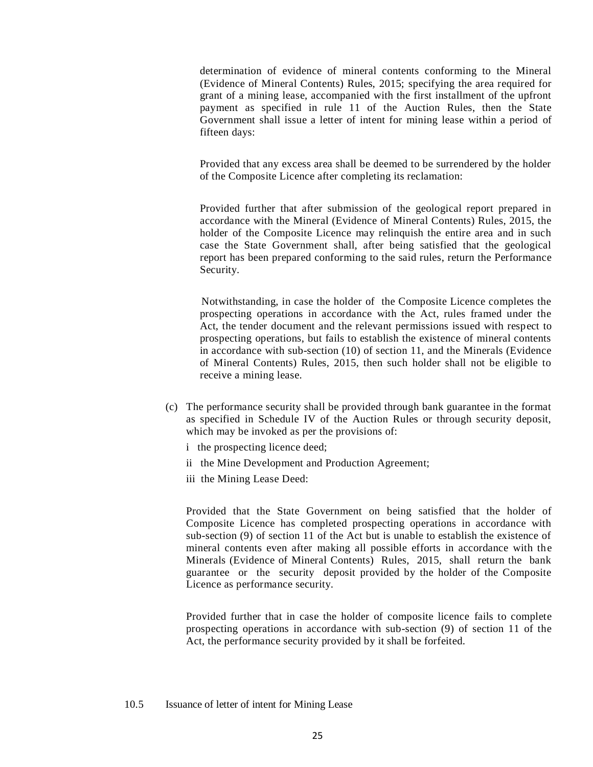determination of evidence of mineral contents conforming to the Mineral (Evidence of Mineral Contents) Rules, 2015; specifying the area required for grant of a mining lease, accompanied with the first installment of the upfront payment as specified in rule 11 of the Auction Rules, then the State Government shall issue a letter of intent for mining lease within a period of fifteen days:

Provided that any excess area shall be deemed to be surrendered by the holder of the Composite Licence after completing its reclamation:

Provided further that after submission of the geological report prepared in accordance with the Mineral (Evidence of Mineral Contents) Rules, 2015, the holder of the Composite Licence may relinquish the entire area and in such case the State Government shall, after being satisfied that the geological report has been prepared conforming to the said rules, return the Performance Security.

Notwithstanding, in case the holder of the Composite Licence completes the prospecting operations in accordance with the Act, rules framed under the Act, the tender document and the relevant permissions issued with respect to prospecting operations, but fails to establish the existence of mineral contents in accordance with sub-section (10) of section 11, and the Minerals (Evidence of Mineral Contents) Rules, 2015, then such holder shall not be eligible to receive a mining lease.

(c) The performance security shall be provided through bank guarantee in the format as specified in Schedule IV of the Auction Rules or through security deposit, which may be invoked as per the provisions of:

i the prospecting licence deed;

ii the Mine Development and Production Agreement;

iii the Mining Lease Deed:

Provided that the State Government on being satisfied that the holder of Composite Licence has completed prospecting operations in accordance with sub-section (9) of section 11 of the Act but is unable to establish the existence of mineral contents even after making all possible efforts in accordance with the Minerals (Evidence of Mineral Contents) Rules, 2015, shall return the bank guarantee or the security deposit provided by the holder of the Composite Licence as performance security.

Provided further that in case the holder of composite licence fails to complete prospecting operations in accordance with sub-section (9) of section 11 of the Act, the performance security provided by it shall be forfeited.

10.5 Issuance of letter of intent for Mining Lease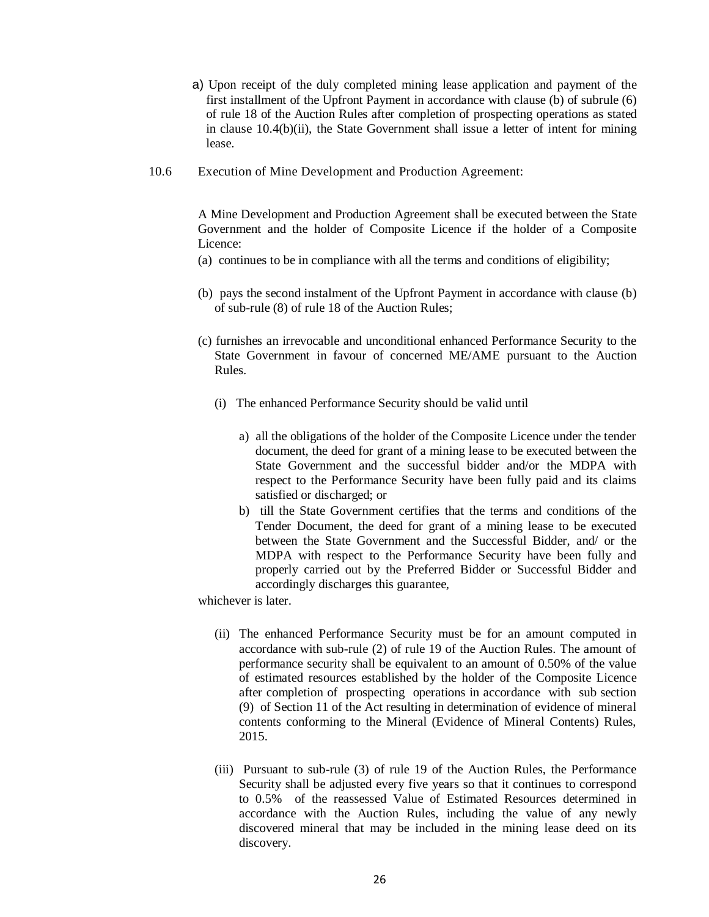a) Upon receipt of the duly completed mining lease application and payment of the first installment of the Upfront Payment in accordance with clause (b) of subrule (6) of rule 18 of the Auction Rules after completion of prospecting operations as stated in clause 10.4(b)(ii), the State Government shall issue a letter of intent for mining lease.

10.6 Execution of Mine Development and Production Agreement:

A Mine Development and Production Agreement shall be executed between the State Government and the holder of Composite Licence if the holder of a Composite Licence:

(a) continues to be in compliance with all the terms and conditions of eligibility;

(b) pays the second instalment of the Upfront Payment in accordance with clause (b) of sub-rule (8) of rule 18 of the Auction Rules;

(c) furnishes an irrevocable and unconditional enhanced Performance Security to the State Government in favour of concerned ME/AME pursuant to the Auction Rules.

(i) The enhanced Performance Security should be valid until

a) all the obligations of the holder of the Composite Licence under the tender document, the deed for grant of a mining lease to be executed between the State Government and the successful bidder and/or the MDPA with respect to the Performance Security have been fully paid and its claims satisfied or discharged; or

b) till the State Government certifies that the terms and conditions of the Tender Document, the deed for grant of a mining lease to be executed between the State Government and the Successful Bidder, and/ or the MDPA with respect to the Performance Security have been fully and properly carried out by the Preferred Bidder or Successful Bidder and accordingly discharges this guarantee,

whichever is later.

(ii) The enhanced Performance Security must be for an amount computed in accordance with sub-rule (2) of rule 19 of the Auction Rules. The amount of performance security shall be equivalent to an amount of 0.50% of the value of estimated resources established by the holder of the Composite Licence after completion of prospecting operations in accordance with sub section (9) of Section 11 of the Act resulting in determination of evidence of mineral contents conforming to the Mineral (Evidence of Mineral Contents) Rules, 2015.

(iii) Pursuant to sub-rule (3) of rule 19 of the Auction Rules, the Performance Security shall be adjusted every five years so that it continues to correspond to 0.5% of the reassessed Value of Estimated Resources determined in accordance with the Auction Rules, including the value of any newly discovered mineral that may be included in the mining lease deed on its discovery.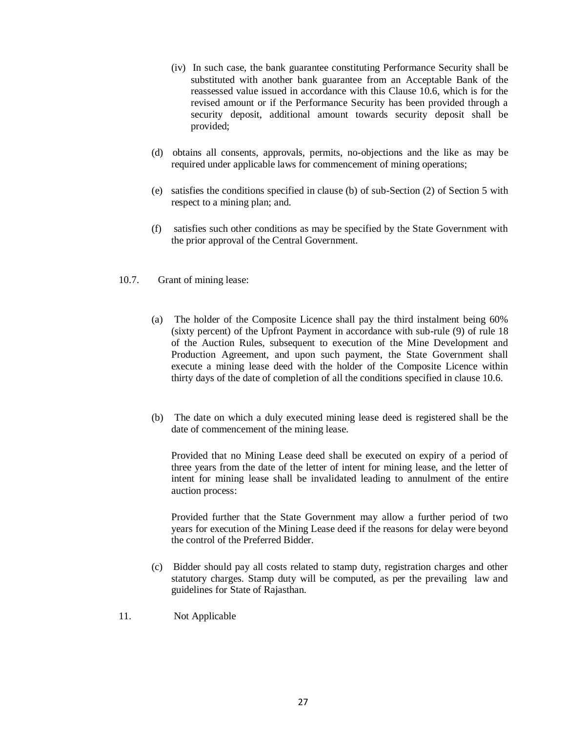(iv) In such case, the bank guarantee constituting Performance Security shall be substituted with another bank guarantee from an Acceptable Bank of the reassessed value issued in accordance with this Clause 10.6, which is for the revised amount or if the Performance Security has been provided through a security deposit, additional amount towards security deposit shall be provided;

(d) obtains all consents, approvals, permits, no-objections and the like as may be required under applicable laws for commencement of mining operations;

(e) satisfies the conditions specified in clause (b) of sub-Section (2) of Section 5 with respect to a mining plan; and.

(f) satisfies such other conditions as may be specified by the State Government with the prior approval of the Central Government.

10.7. Grant of mining lease:

(a) The holder of the Composite Licence shall pay the third instalment being 60% (sixty percent) of the Upfront Payment in accordance with sub-rule (9) of rule 18 of the Auction Rules, subsequent to execution of the Mine Development and Production Agreement, and upon such payment, the State Government shall execute a mining lease deed with the holder of the Composite Licence within thirty days of the date of completion of all the conditions specified in clause 10.6.

(b) The date on which a duly executed mining lease deed is registered shall be the date of commencement of the mining lease.

Provided that no Mining Lease deed shall be executed on expiry of a period of three years from the date of the letter of intent for mining lease, and the letter of intent for mining lease shall be invalidated leading to annulment of the entire auction process:

Provided further that the State Government may allow a further period of two years for execution of the Mining Lease deed if the reasons for delay were beyond the control of the Preferred Bidder.

(c) Bidder should pay all costs related to stamp duty, registration charges and other statutory charges. Stamp duty will be computed, as per the prevailing law and guidelines for State of Rajasthan.

11. Not Applicable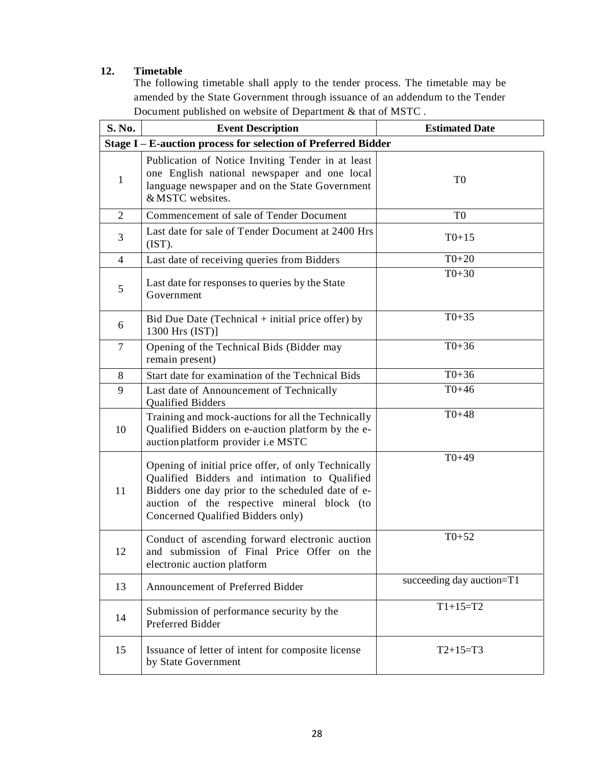## 12. Timetable

The following timetable shall apply to the tender process. The timetable may be amended by the State Government through issuance of an addendum to the Tender Document published on website of Department & that of MSTC .

| S. No. | Event Description | Estimated Date |
|---|---|---|
| **Stage I – E-auction process for selection of Preferred Bidder** | | |
| 1 | Publication of Notice Inviting Tender in at least one English national newspaper and one local language newspaper and on the State Government & MSTC websites. | T0 |
| 2 | Commencement of sale of Tender Document | T0 |
| 3 | Last date for sale of Tender Document at 2400 Hrs (IST). | T0+15 |
| 4 | Last date of receiving queries from Bidders | T0+20 |
| 5 | Last date for responses to queries by the State Government | T0+30 |
| 6 | Bid Due Date (Technical + initial price offer) by 1300 Hrs (IST)] | T0+35 |
| 7 | Opening of the Technical Bids (Bidder may remain present) | T0+36 |
| 8 | Start date for examination of the Technical Bids | T0+36 |
| 9 | Last date of Announcement of Technically Qualified Bidders | T0+46 |
| 10 | Training and mock-auctions for all the Technically Qualified Bidders on e-auction platform by the e-auction platform provider i.e MSTC | T0+48 |
| 11 | Opening of initial price offer, of only Technically Qualified Bidders and intimation to Qualified Bidders one day prior to the scheduled date of e-auction of the respective mineral block (to Concerned Qualified Bidders only) | T0+49 |
| 12 | Conduct of ascending forward electronic auction and submission of Final Price Offer on the electronic auction platform | T0+52 |
| 13 | Announcement of Preferred Bidder | succeeding day auction=T1 |
| 14 | Submission of performance security by the Preferred Bidder | T1+15=T2 |
| 15 | Issuance of letter of intent for composite license by State Government | T2+15=T3 |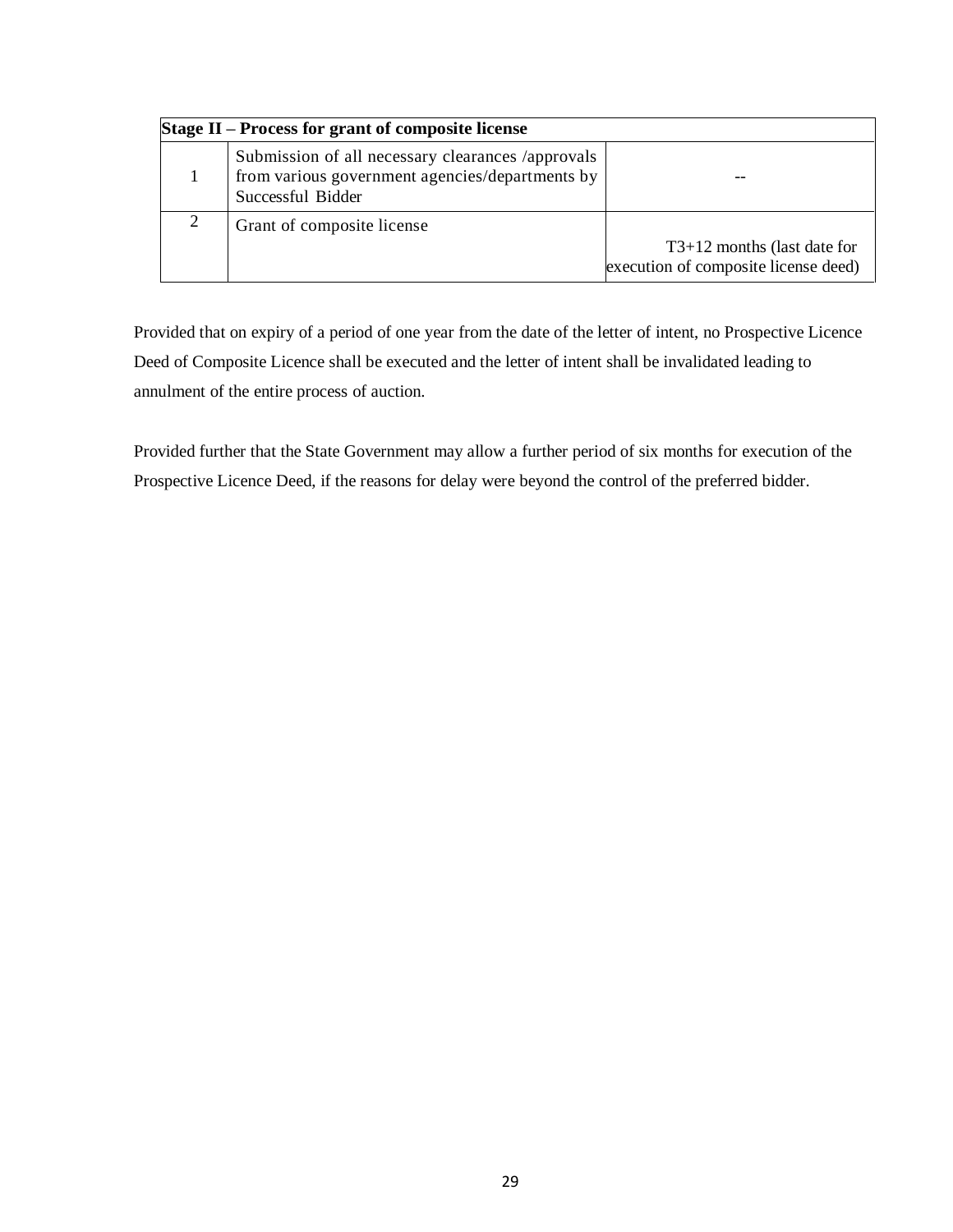| Stage II – Process for grant of composite license | | |
|---|---|---|
| 1 | Submission of all necessary clearances /approvals from various government agencies/departments by Successful Bidder | -- |
| 2 | Grant of composite license | T3+12 months (last date for execution of composite license deed) |

Provided that on expiry of a period of one year from the date of the letter of intent, no Prospective Licence Deed of Composite Licence shall be executed and the letter of intent shall be invalidated leading to annulment of the entire process of auction.

Provided further that the State Government may allow a further period of six months for execution of the Prospective Licence Deed, if the reasons for delay were beyond the control of the preferred bidder.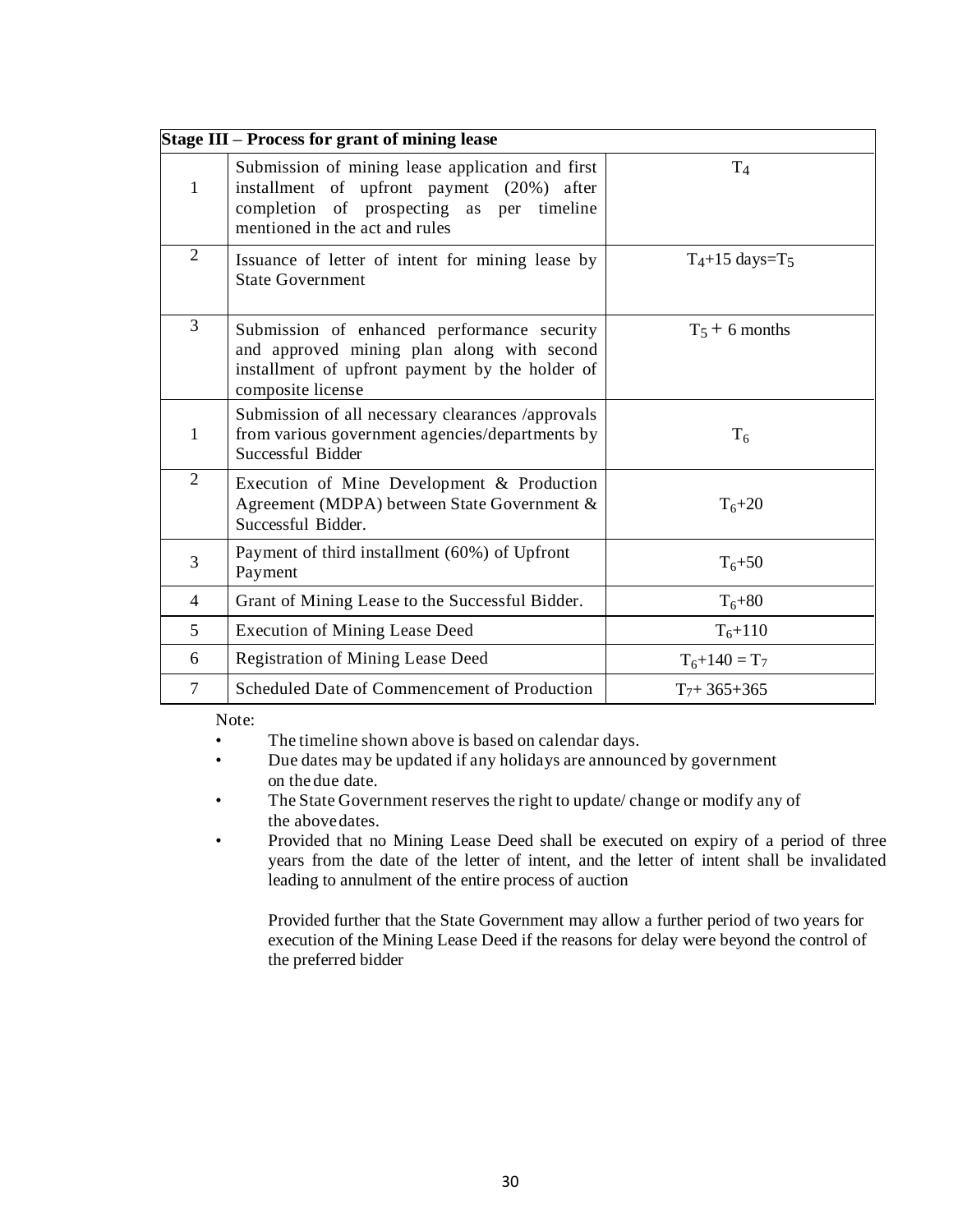| Stage III – Process for grant of mining lease | | |
|---|---|---|
| 1 | Submission of mining lease application and first installment of upfront payment (20%) after completion of prospecting as per timeline mentioned in the act and rules | $T_4$ |
| 2 | Issuance of letter of intent for mining lease by State Government | $T_4$+15 days=$T_5$ |
| 3 | Submission of enhanced performance security and approved mining plan along with second installment of upfront payment by the holder of composite license | $T_5$ + 6 months |
| 1 | Submission of all necessary clearances /approvals from various government agencies/departments by Successful Bidder | $T_6$ |
| 2 | Execution of Mine Development & Production Agreement (MDPA) between State Government & Successful Bidder. | $T_6$+20 |
| 3 | Payment of third installment (60%) of Upfront Payment | $T_6$+50 |
| 4 | Grant of Mining Lease to the Successful Bidder. | $T_6$+80 |
| 5 | Execution of Mining Lease Deed | $T_6$+110 |
| 6 | Registration of Mining Lease Deed | $T_6$+140 = $T_7$ |
| 7 | Scheduled Date of Commencement of Production | $T_7$+ 365+365 |

Note:

- The timeline shown above is based on calendar days.
- Due dates may be updated if any holidays are announced by government on the due date.
- The State Government reserves the right to update/ change or modify any of the above dates.
- Provided that no Mining Lease Deed shall be executed on expiry of a period of three years from the date of the letter of intent, and the letter of intent shall be invalidated leading to annulment of the entire process of auction

  Provided further that the State Government may allow a further period of two years for execution of the Mining Lease Deed if the reasons for delay were beyond the control of the preferred bidder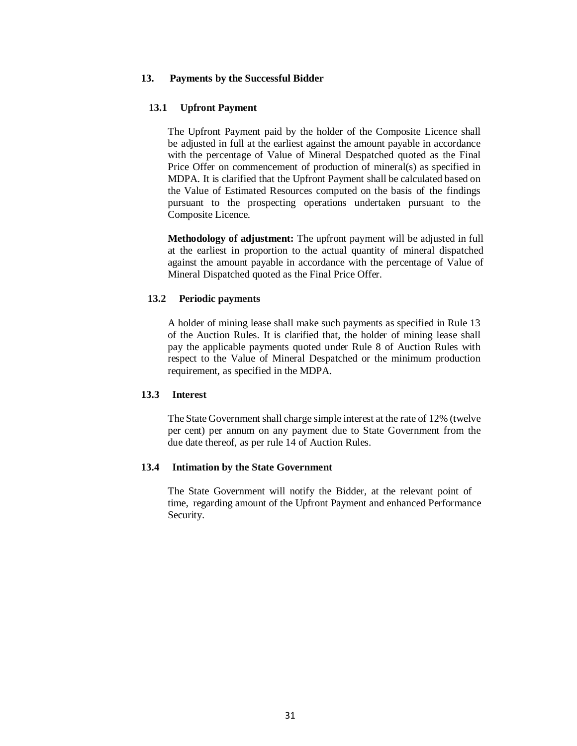## 13. Payments by the Successful Bidder

### 13.1 Upfront Payment

The Upfront Payment paid by the holder of the Composite Licence shall be adjusted in full at the earliest against the amount payable in accordance with the percentage of Value of Mineral Despatched quoted as the Final Price Offer on commencement of production of mineral(s) as specified in MDPA. It is clarified that the Upfront Payment shall be calculated based on the Value of Estimated Resources computed on the basis of the findings pursuant to the prospecting operations undertaken pursuant to the Composite Licence.

**Methodology of adjustment:** The upfront payment will be adjusted in full at the earliest in proportion to the actual quantity of mineral dispatched against the amount payable in accordance with the percentage of Value of Mineral Dispatched quoted as the Final Price Offer.

### 13.2 Periodic payments

A holder of mining lease shall make such payments as specified in Rule 13 of the Auction Rules. It is clarified that, the holder of mining lease shall pay the applicable payments quoted under Rule 8 of Auction Rules with respect to the Value of Mineral Despatched or the minimum production requirement, as specified in the MDPA.

### 13.3 Interest

The State Government shall charge simple interest at the rate of 12% (twelve per cent) per annum on any payment due to State Government from the due date thereof, as per rule 14 of Auction Rules.

### 13.4 Intimation by the State Government

The State Government will notify the Bidder, at the relevant point of time, regarding amount of the Upfront Payment and enhanced Performance Security.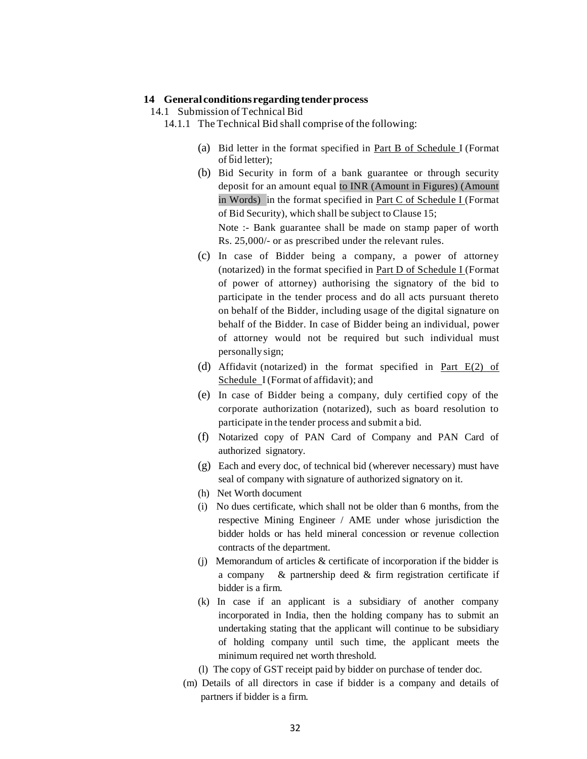## 14 General conditions regarding tender process

14.1 Submission of Technical Bid

14.1.1 The Technical Bid shall comprise of the following:

(a) Bid letter in the format specified in Part B of Schedule I (Format of bid letter);

(b) Bid Security in form of a bank guarantee or through security deposit for an amount equal to INR (Amount in Figures) (Amount in Words) in the format specified in Part C of Schedule I (Format of Bid Security), which shall be subject to Clause 15;

Note :- Bank guarantee shall be made on stamp paper of worth Rs. 25,000/- or as prescribed under the relevant rules.

(c) In case of Bidder being a company, a power of attorney (notarized) in the format specified in Part D of Schedule I (Format of power of attorney) authorising the signatory of the bid to participate in the tender process and do all acts pursuant thereto on behalf of the Bidder, including usage of the digital signature on behalf of the Bidder. In case of Bidder being an individual, power of attorney would not be required but such individual must personally sign;

(d) Affidavit (notarized) in the format specified in Part E(2) of Schedule I (Format of affidavit); and

(e) In case of Bidder being a company, duly certified copy of the corporate authorization (notarized), such as board resolution to participate in the tender process and submit a bid.

(f) Notarized copy of PAN Card of Company and PAN Card of authorized signatory.

(g) Each and every doc, of technical bid (wherever necessary) must have seal of company with signature of authorized signatory on it.

(h) Net Worth document

(i) No dues certificate, which shall not be older than 6 months, from the respective Mining Engineer / AME under whose jurisdiction the bidder holds or has held mineral concession or revenue collection contracts of the department.

(j) Memorandum of articles & certificate of incorporation if the bidder is a company & partnership deed & firm registration certificate if bidder is a firm.

(k) In case if an applicant is a subsidiary of another company incorporated in India, then the holding company has to submit an undertaking stating that the applicant will continue to be subsidiary of holding company until such time, the applicant meets the minimum required net worth threshold.

(l) The copy of GST receipt paid by bidder on purchase of tender doc.

(m) Details of all directors in case if bidder is a company and details of partners if bidder is a firm.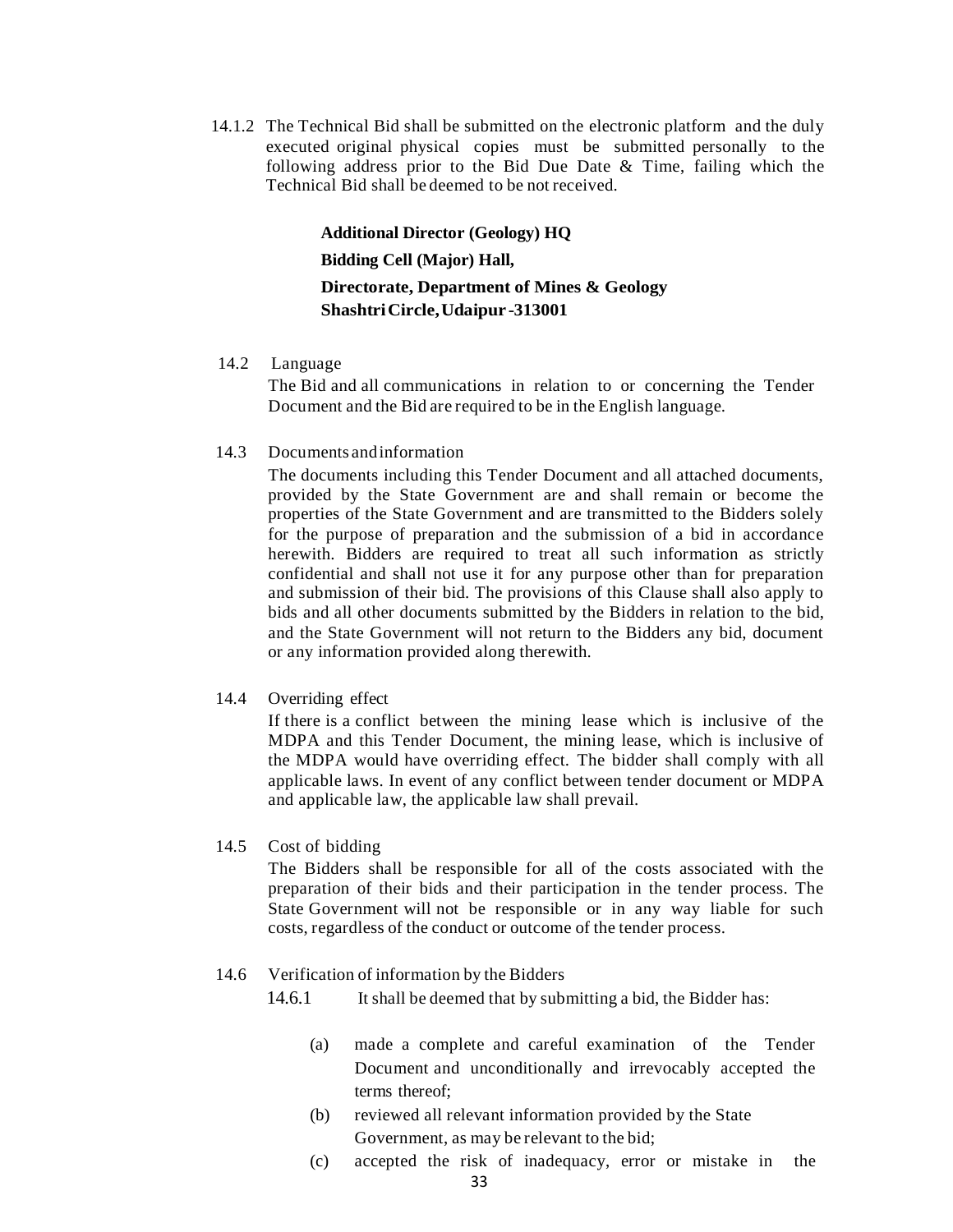14.1.2 The Technical Bid shall be submitted on the electronic platform and the duly executed original physical copies must be submitted personally to the following address prior to the Bid Due Date & Time, failing which the Technical Bid shall be deemed to be not received.

> **Additional Director (Geology) HQ**
> **Bidding Cell (Major) Hall,**
> **Directorate, Department of Mines & Geology**
> **Shashtri Circle, Udaipur -313001**

14.2 Language

The Bid and all communications in relation to or concerning the Tender Document and the Bid are required to be in the English language.

14.3 Documents and information

The documents including this Tender Document and all attached documents, provided by the State Government are and shall remain or become the properties of the State Government and are transmitted to the Bidders solely for the purpose of preparation and the submission of a bid in accordance herewith. Bidders are required to treat all such information as strictly confidential and shall not use it for any purpose other than for preparation and submission of their bid. The provisions of this Clause shall also apply to bids and all other documents submitted by the Bidders in relation to the bid, and the State Government will not return to the Bidders any bid, document or any information provided along therewith.

14.4 Overriding effect

If there is a conflict between the mining lease which is inclusive of the MDPA and this Tender Document, the mining lease, which is inclusive of the MDPA would have overriding effect. The bidder shall comply with all applicable laws. In event of any conflict between tender document or MDPA and applicable law, the applicable law shall prevail.

14.5 Cost of bidding

The Bidders shall be responsible for all of the costs associated with the preparation of their bids and their participation in the tender process. The State Government will not be responsible or in any way liable for such costs, regardless of the conduct or outcome of the tender process.

14.6 Verification of information by the Bidders

14.6.1 It shall be deemed that by submitting a bid, the Bidder has:

(a) made a complete and careful examination of the Tender Document and unconditionally and irrevocably accepted the terms thereof;

(b) reviewed all relevant information provided by the State Government, as may be relevant to the bid;

(c) accepted the risk of inadequacy, error or mistake in the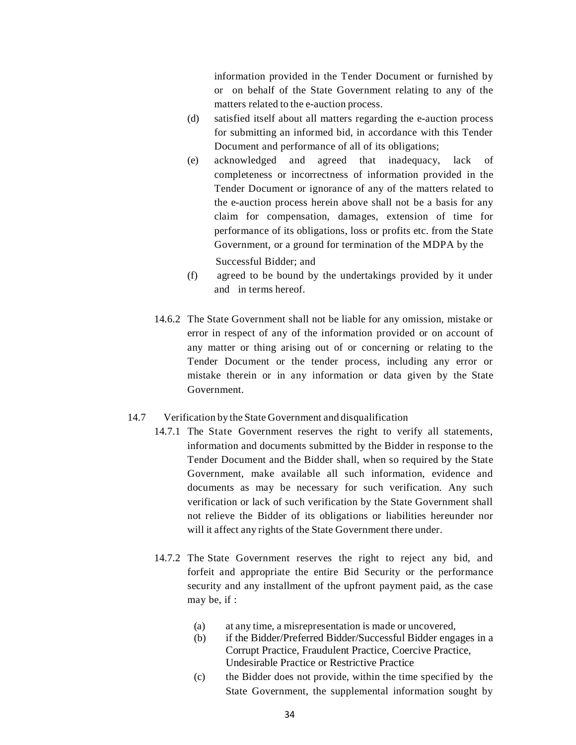information provided in the Tender Document or furnished by or on behalf of the State Government relating to any of the matters related to the e-auction process.

(d) satisfied itself about all matters regarding the e-auction process for submitting an informed bid, in accordance with this Tender Document and performance of all of its obligations;

(e) acknowledged and agreed that inadequacy, lack of completeness or incorrectness of information provided in the Tender Document or ignorance of any of the matters related to the e-auction process herein above shall not be a basis for any claim for compensation, damages, extension of time for performance of its obligations, loss or profits etc. from the State Government, or a ground for termination of the MDPA by the Successful Bidder; and

(f) agreed to be bound by the undertakings provided by it under and in terms hereof.

14.6.2 The State Government shall not be liable for any omission, mistake or error in respect of any of the information provided or on account of any matter or thing arising out of or concerning or relating to the Tender Document or the tender process, including any error or mistake therein or in any information or data given by the State Government.

14.7 Verification by the State Government and disqualification

14.7.1 The State Government reserves the right to verify all statements, information and documents submitted by the Bidder in response to the Tender Document and the Bidder shall, when so required by the State Government, make available all such information, evidence and documents as may be necessary for such verification. Any such verification or lack of such verification by the State Government shall not relieve the Bidder of its obligations or liabilities hereunder nor will it affect any rights of the State Government there under.

14.7.2 The State Government reserves the right to reject any bid, and forfeit and appropriate the entire Bid Security or the performance security and any installment of the upfront payment paid, as the case may be, if :

(a) at any time, a misrepresentation is made or uncovered,

(b) if the Bidder/Preferred Bidder/Successful Bidder engages in a Corrupt Practice, Fraudulent Practice, Coercive Practice, Undesirable Practice or Restrictive Practice

(c) the Bidder does not provide, within the time specified by the State Government, the supplemental information sought by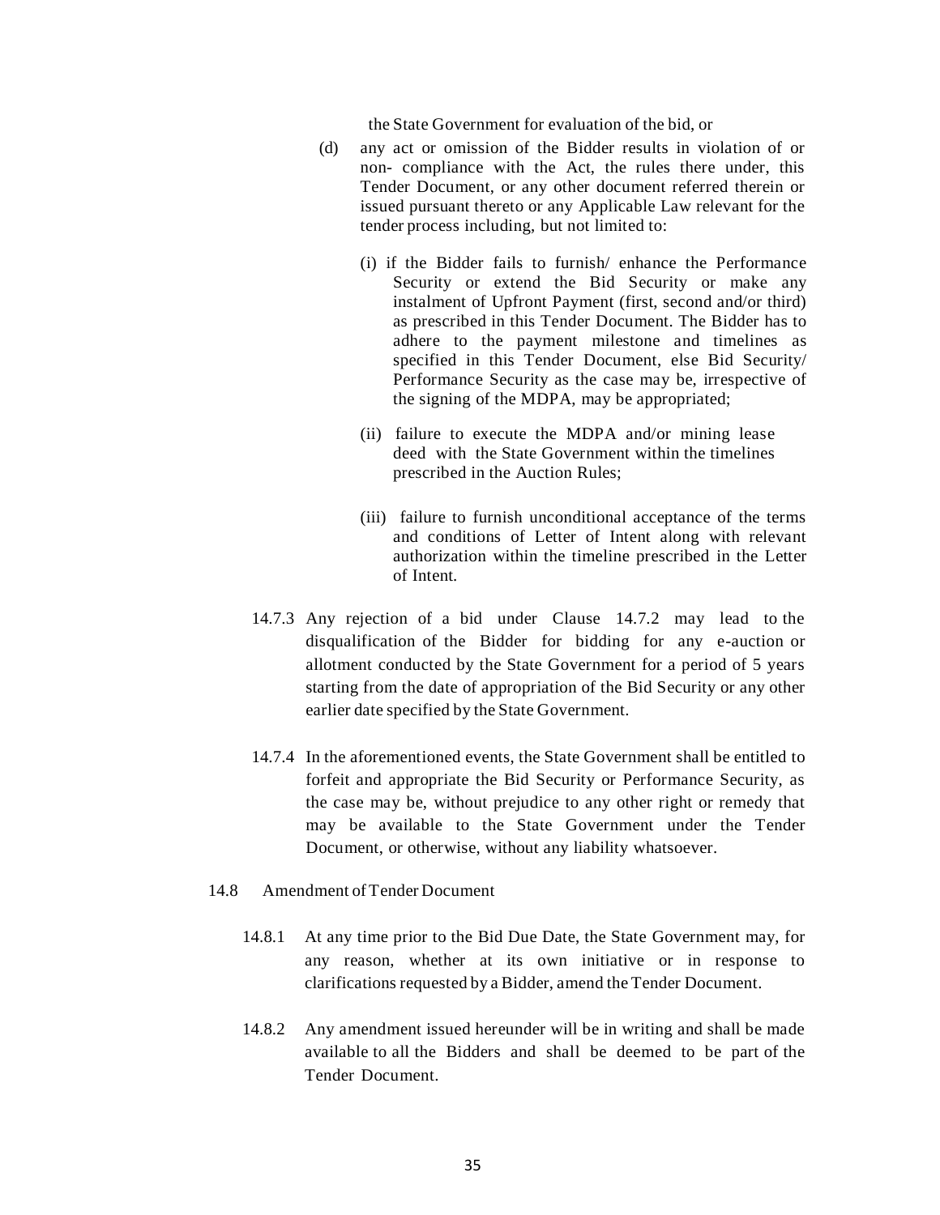the State Government for evaluation of the bid, or

(d) any act or omission of the Bidder results in violation of or non- compliance with the Act, the rules there under, this Tender Document, or any other document referred therein or issued pursuant thereto or any Applicable Law relevant for the tender process including, but not limited to:

(i) if the Bidder fails to furnish/ enhance the Performance Security or extend the Bid Security or make any instalment of Upfront Payment (first, second and/or third) as prescribed in this Tender Document. The Bidder has to adhere to the payment milestone and timelines as specified in this Tender Document, else Bid Security/ Performance Security as the case may be, irrespective of the signing of the MDPA, may be appropriated;

(ii) failure to execute the MDPA and/or mining lease deed with the State Government within the timelines prescribed in the Auction Rules;

(iii) failure to furnish unconditional acceptance of the terms and conditions of Letter of Intent along with relevant authorization within the timeline prescribed in the Letter of Intent.

14.7.3 Any rejection of a bid under Clause 14.7.2 may lead to the disqualification of the Bidder for bidding for any e-auction or allotment conducted by the State Government for a period of 5 years starting from the date of appropriation of the Bid Security or any other earlier date specified by the State Government.

14.7.4 In the aforementioned events, the State Government shall be entitled to forfeit and appropriate the Bid Security or Performance Security, as the case may be, without prejudice to any other right or remedy that may be available to the State Government under the Tender Document, or otherwise, without any liability whatsoever.

14.8 Amendment of Tender Document

14.8.1 At any time prior to the Bid Due Date, the State Government may, for any reason, whether at its own initiative or in response to clarifications requested by a Bidder, amend the Tender Document.

14.8.2 Any amendment issued hereunder will be in writing and shall be made available to all the Bidders and shall be deemed to be part of the Tender Document.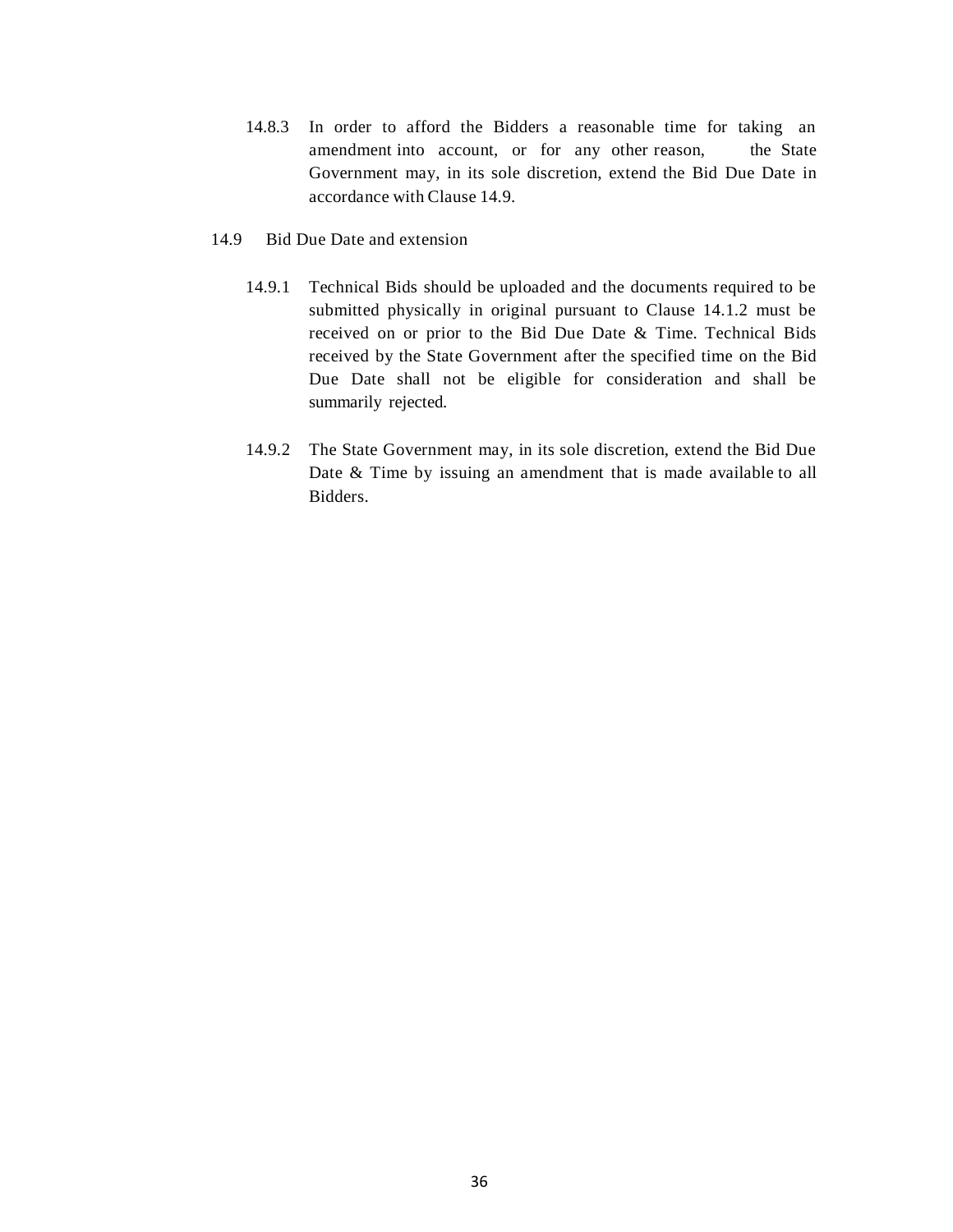14.8.3 In order to afford the Bidders a reasonable time for taking an amendment into account, or for any other reason, the State Government may, in its sole discretion, extend the Bid Due Date in accordance with Clause 14.9.

14.9 Bid Due Date and extension

14.9.1 Technical Bids should be uploaded and the documents required to be submitted physically in original pursuant to Clause 14.1.2 must be received on or prior to the Bid Due Date & Time. Technical Bids received by the State Government after the specified time on the Bid Due Date shall not be eligible for consideration and shall be summarily rejected.

14.9.2 The State Government may, in its sole discretion, extend the Bid Due Date & Time by issuing an amendment that is made available to all Bidders.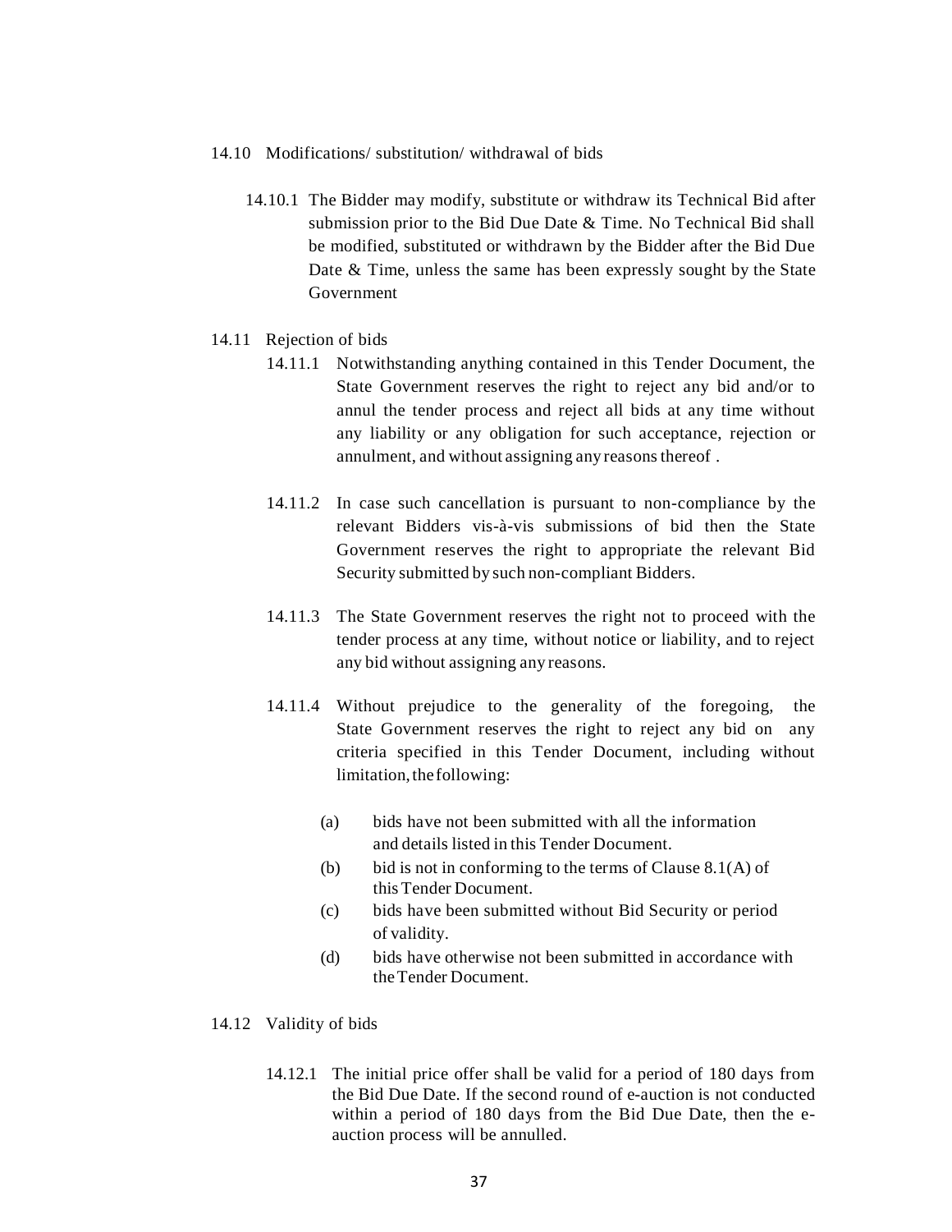14.10 Modifications/ substitution/ withdrawal of bids

14.10.1 The Bidder may modify, substitute or withdraw its Technical Bid after submission prior to the Bid Due Date & Time. No Technical Bid shall be modified, substituted or withdrawn by the Bidder after the Bid Due Date & Time, unless the same has been expressly sought by the State Government

14.11 Rejection of bids

14.11.1 Notwithstanding anything contained in this Tender Document, the State Government reserves the right to reject any bid and/or to annul the tender process and reject all bids at any time without any liability or any obligation for such acceptance, rejection or annulment, and without assigning any reasons thereof .

14.11.2 In case such cancellation is pursuant to non-compliance by the relevant Bidders vis-à-vis submissions of bid then the State Government reserves the right to appropriate the relevant Bid Security submitted by such non-compliant Bidders.

14.11.3 The State Government reserves the right not to proceed with the tender process at any time, without notice or liability, and to reject any bid without assigning any reasons.

14.11.4 Without prejudice to the generality of the foregoing, the State Government reserves the right to reject any bid on any criteria specified in this Tender Document, including without limitation, the following:

(a) bids have not been submitted with all the information and details listed in this Tender Document.

(b) bid is not in conforming to the terms of Clause 8.1(A) of this Tender Document.

(c) bids have been submitted without Bid Security or period of validity.

(d) bids have otherwise not been submitted in accordance with the Tender Document.

14.12 Validity of bids

14.12.1 The initial price offer shall be valid for a period of 180 days from the Bid Due Date. If the second round of e-auction is not conducted within a period of 180 days from the Bid Due Date, then the e-auction process will be annulled.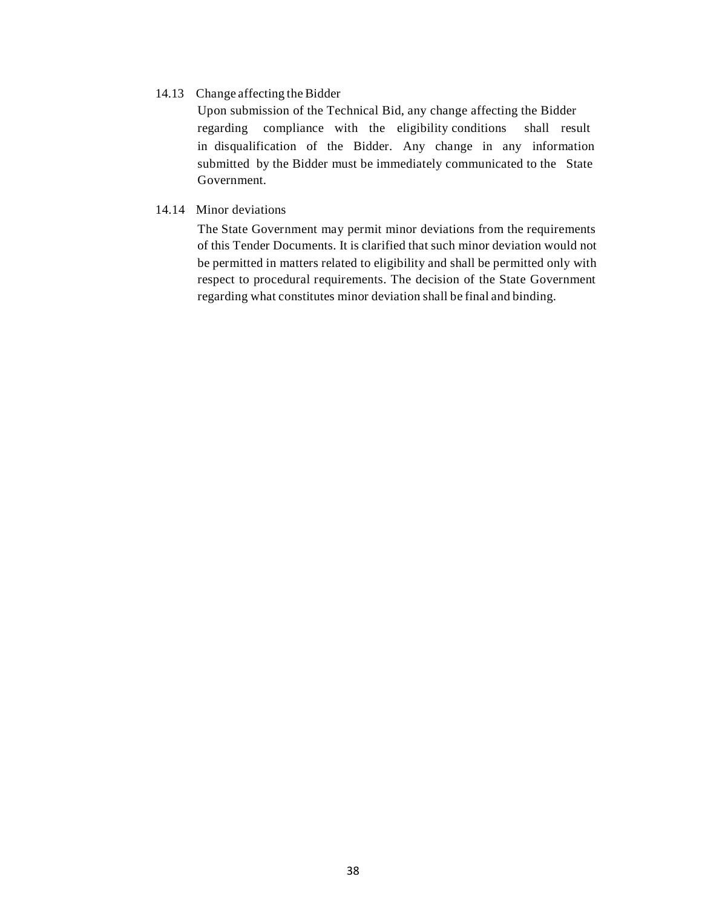14.13 Change affecting the Bidder

Upon submission of the Technical Bid, any change affecting the Bidder regarding compliance with the eligibility conditions shall result in disqualification of the Bidder. Any change in any information submitted by the Bidder must be immediately communicated to the State Government.

14.14 Minor deviations

The State Government may permit minor deviations from the requirements of this Tender Documents. It is clarified that such minor deviation would not be permitted in matters related to eligibility and shall be permitted only with respect to procedural requirements. The decision of the State Government regarding what constitutes minor deviation shall be final and binding.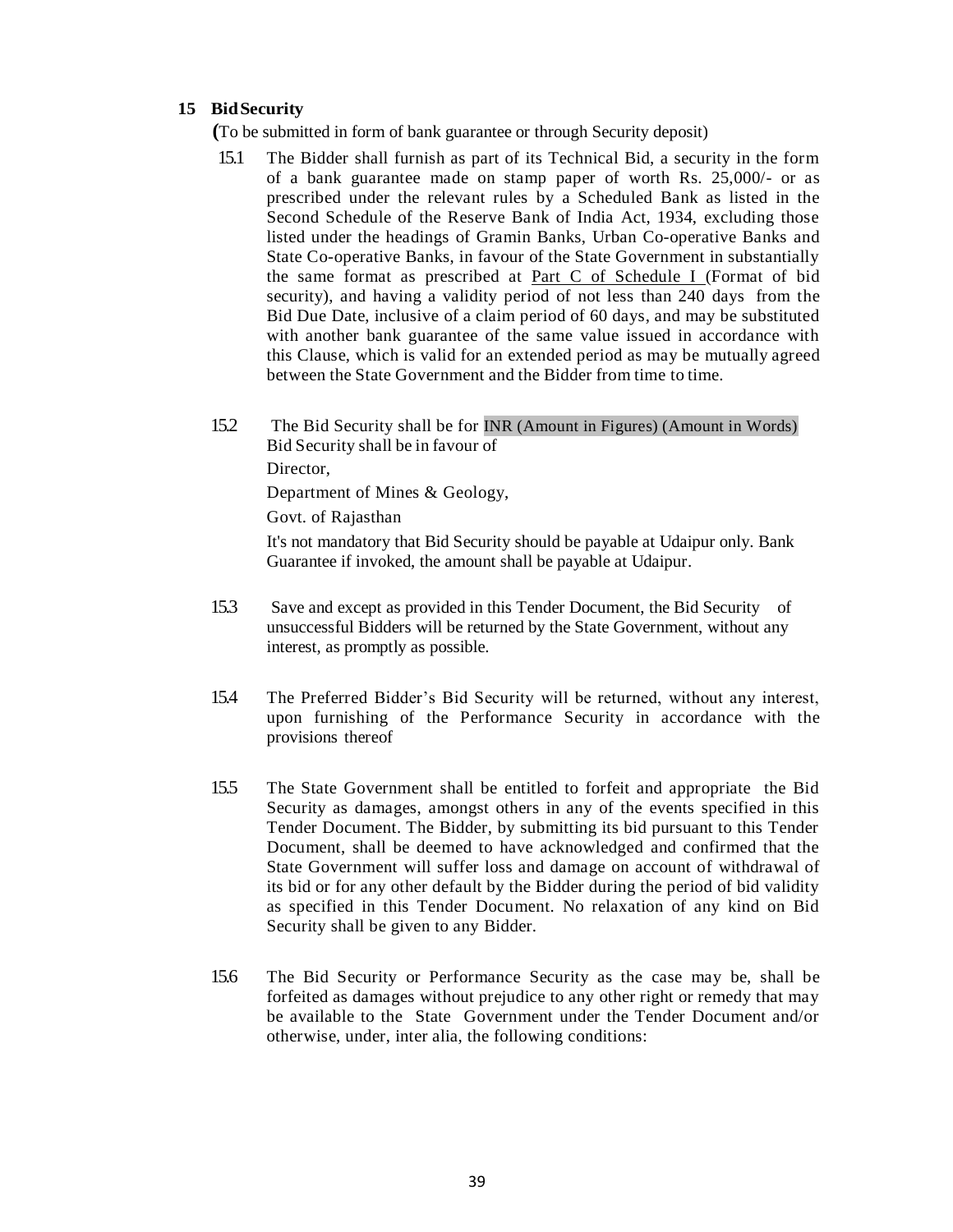## 15 Bid Security

(To be submitted in form of bank guarantee or through Security deposit)

15.1 The Bidder shall furnish as part of its Technical Bid, a security in the form of a bank guarantee made on stamp paper of worth Rs. 25,000/- or as prescribed under the relevant rules by a Scheduled Bank as listed in the Second Schedule of the Reserve Bank of India Act, 1934, excluding those listed under the headings of Gramin Banks, Urban Co-operative Banks and State Co-operative Banks, in favour of the State Government in substantially the same format as prescribed at Part C of Schedule I (Format of bid security), and having a validity period of not less than 240 days from the Bid Due Date, inclusive of a claim period of 60 days, and may be substituted with another bank guarantee of the same value issued in accordance with this Clause, which is valid for an extended period as may be mutually agreed between the State Government and the Bidder from time to time.

15.2 The Bid Security shall be for INR (Amount in Figures) (Amount in Words) Bid Security shall be in favour of

Director,

Department of Mines & Geology,

Govt. of Rajasthan

It's not mandatory that Bid Security should be payable at Udaipur only. Bank Guarantee if invoked, the amount shall be payable at Udaipur.

15.3 Save and except as provided in this Tender Document, the Bid Security of unsuccessful Bidders will be returned by the State Government, without any interest, as promptly as possible.

15.4 The Preferred Bidder's Bid Security will be returned, without any interest, upon furnishing of the Performance Security in accordance with the provisions thereof

15.5 The State Government shall be entitled to forfeit and appropriate the Bid Security as damages, amongst others in any of the events specified in this Tender Document. The Bidder, by submitting its bid pursuant to this Tender Document, shall be deemed to have acknowledged and confirmed that the State Government will suffer loss and damage on account of withdrawal of its bid or for any other default by the Bidder during the period of bid validity as specified in this Tender Document. No relaxation of any kind on Bid Security shall be given to any Bidder.

15.6 The Bid Security or Performance Security as the case may be, shall be forfeited as damages without prejudice to any other right or remedy that may be available to the State Government under the Tender Document and/or otherwise, under, inter alia, the following conditions: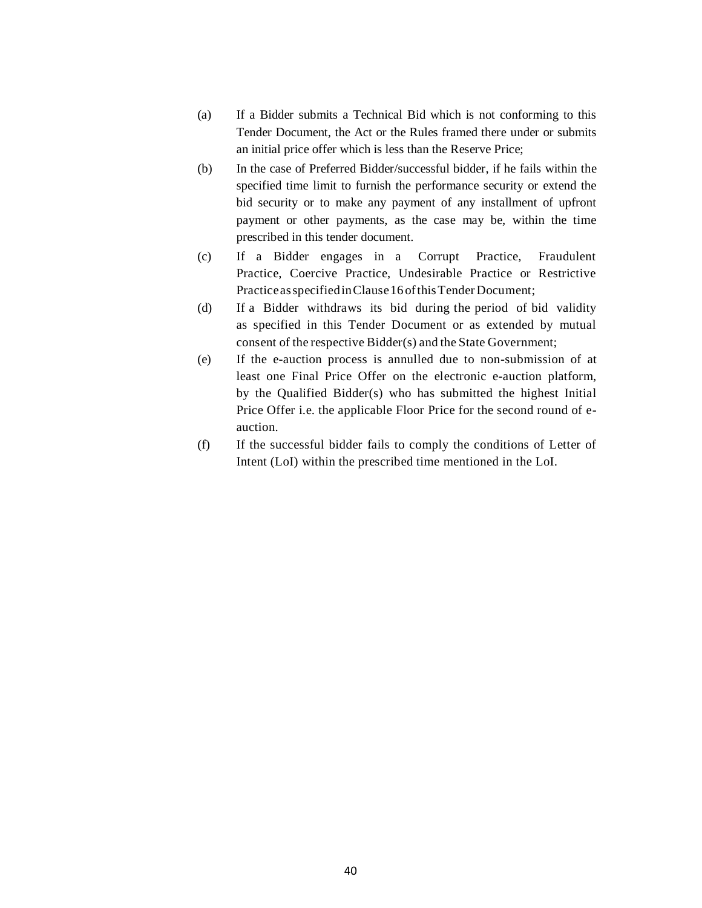(a) If a Bidder submits a Technical Bid which is not conforming to this Tender Document, the Act or the Rules framed there under or submits an initial price offer which is less than the Reserve Price;

(b) In the case of Preferred Bidder/successful bidder, if he fails within the specified time limit to furnish the performance security or extend the bid security or to make any payment of any installment of upfront payment or other payments, as the case may be, within the time prescribed in this tender document.

(c) If a Bidder engages in a Corrupt Practice, Fraudulent Practice, Coercive Practice, Undesirable Practice or Restrictive Practice as specified in Clause 16 of this Tender Document;

(d) If a Bidder withdraws its bid during the period of bid validity as specified in this Tender Document or as extended by mutual consent of the respective Bidder(s) and the State Government;

(e) If the e-auction process is annulled due to non-submission of at least one Final Price Offer on the electronic e-auction platform, by the Qualified Bidder(s) who has submitted the highest Initial Price Offer i.e. the applicable Floor Price for the second round of e-auction.

(f) If the successful bidder fails to comply the conditions of Letter of Intent (LoI) within the prescribed time mentioned in the LoI.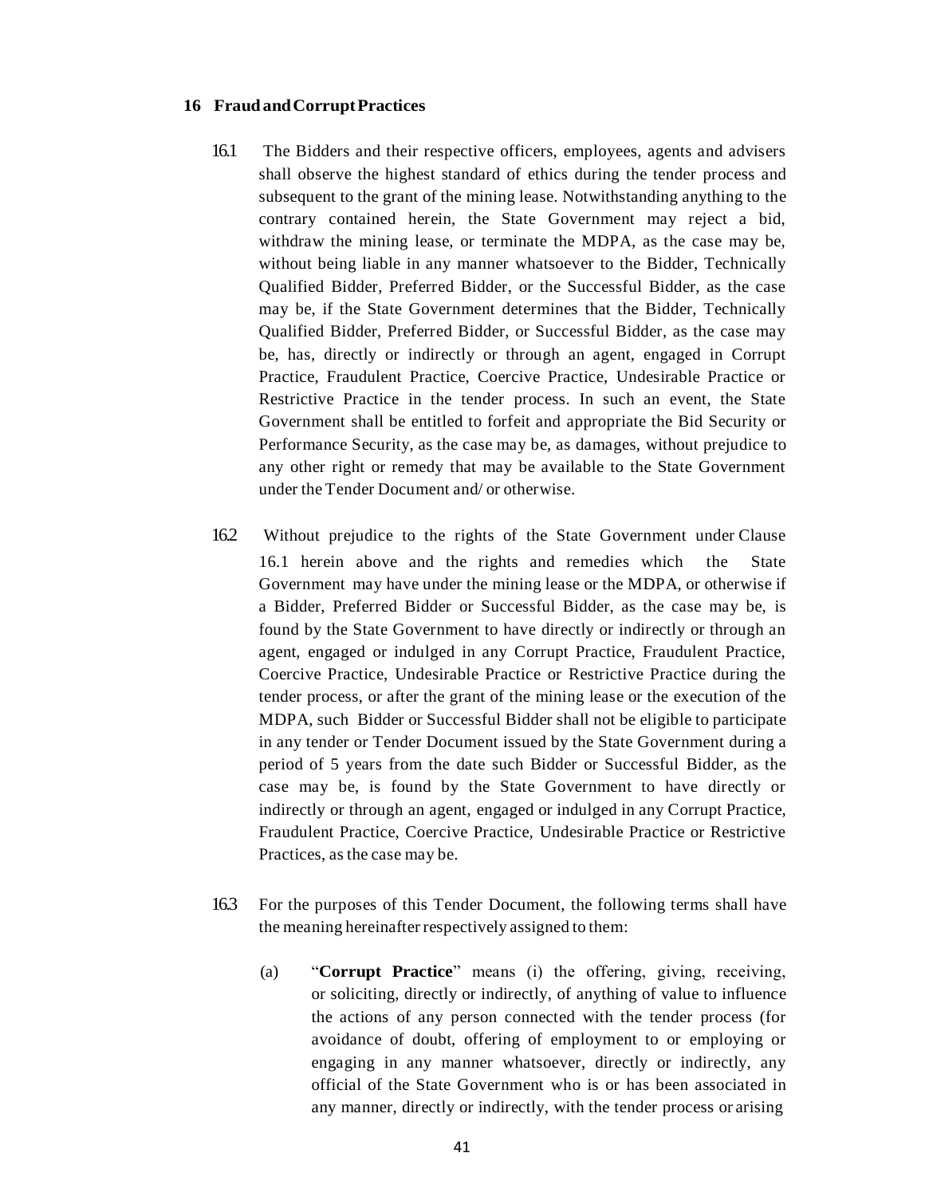## 16 Fraud and Corrupt Practices

16.1 The Bidders and their respective officers, employees, agents and advisers shall observe the highest standard of ethics during the tender process and subsequent to the grant of the mining lease. Notwithstanding anything to the contrary contained herein, the State Government may reject a bid, withdraw the mining lease, or terminate the MDPA, as the case may be, without being liable in any manner whatsoever to the Bidder, Technically Qualified Bidder, Preferred Bidder, or the Successful Bidder, as the case may be, if the State Government determines that the Bidder, Technically Qualified Bidder, Preferred Bidder, or Successful Bidder, as the case may be, has, directly or indirectly or through an agent, engaged in Corrupt Practice, Fraudulent Practice, Coercive Practice, Undesirable Practice or Restrictive Practice in the tender process. In such an event, the State Government shall be entitled to forfeit and appropriate the Bid Security or Performance Security, as the case may be, as damages, without prejudice to any other right or remedy that may be available to the State Government under the Tender Document and/ or otherwise.

16.2 Without prejudice to the rights of the State Government under Clause 16.1 herein above and the rights and remedies which the State Government may have under the mining lease or the MDPA, or otherwise if a Bidder, Preferred Bidder or Successful Bidder, as the case may be, is found by the State Government to have directly or indirectly or through an agent, engaged or indulged in any Corrupt Practice, Fraudulent Practice, Coercive Practice, Undesirable Practice or Restrictive Practice during the tender process, or after the grant of the mining lease or the execution of the MDPA, such Bidder or Successful Bidder shall not be eligible to participate in any tender or Tender Document issued by the State Government during a period of 5 years from the date such Bidder or Successful Bidder, as the case may be, is found by the State Government to have directly or indirectly or through an agent, engaged or indulged in any Corrupt Practice, Fraudulent Practice, Coercive Practice, Undesirable Practice or Restrictive Practices, as the case may be.

16.3 For the purposes of this Tender Document, the following terms shall have the meaning hereinafter respectively assigned to them:

(a) "**Corrupt Practice**" means (i) the offering, giving, receiving, or soliciting, directly or indirectly, of anything of value to influence the actions of any person connected with the tender process (for avoidance of doubt, offering of employment to or employing or engaging in any manner whatsoever, directly or indirectly, any official of the State Government who is or has been associated in any manner, directly or indirectly, with the tender process or arising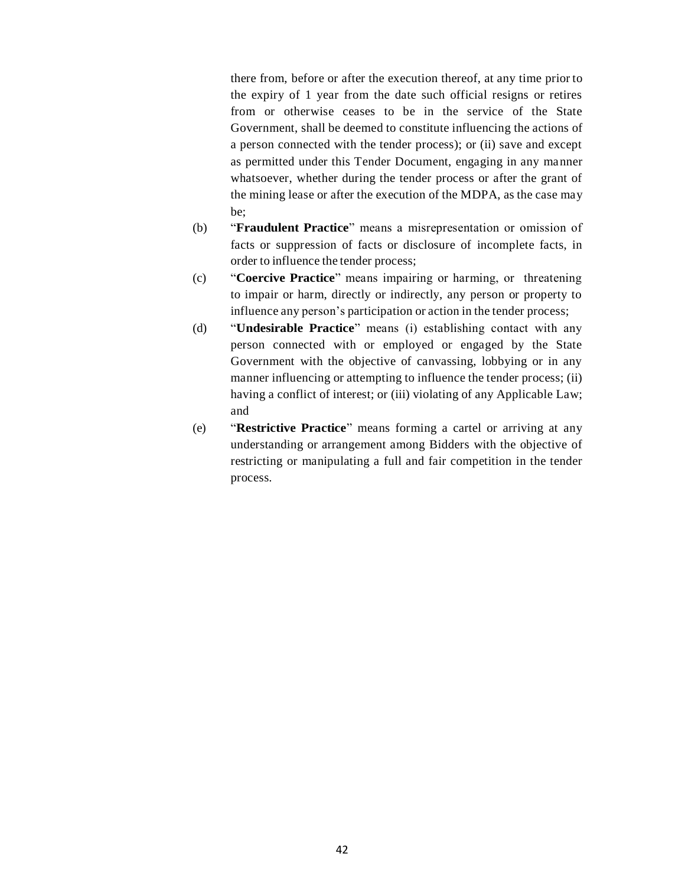there from, before or after the execution thereof, at any time prior to the expiry of 1 year from the date such official resigns or retires from or otherwise ceases to be in the service of the State Government, shall be deemed to constitute influencing the actions of a person connected with the tender process); or (ii) save and except as permitted under this Tender Document, engaging in any manner whatsoever, whether during the tender process or after the grant of the mining lease or after the execution of the MDPA, as the case may be;

(b) "**Fraudulent Practice**" means a misrepresentation or omission of facts or suppression of facts or disclosure of incomplete facts, in order to influence the tender process;

(c) "**Coercive Practice**" means impairing or harming, or threatening to impair or harm, directly or indirectly, any person or property to influence any person's participation or action in the tender process;

(d) "**Undesirable Practice**" means (i) establishing contact with any person connected with or employed or engaged by the State Government with the objective of canvassing, lobbying or in any manner influencing or attempting to influence the tender process; (ii) having a conflict of interest; or (iii) violating of any Applicable Law; and

(e) "**Restrictive Practice**" means forming a cartel or arriving at any understanding or arrangement among Bidders with the objective of restricting or manipulating a full and fair competition in the tender process.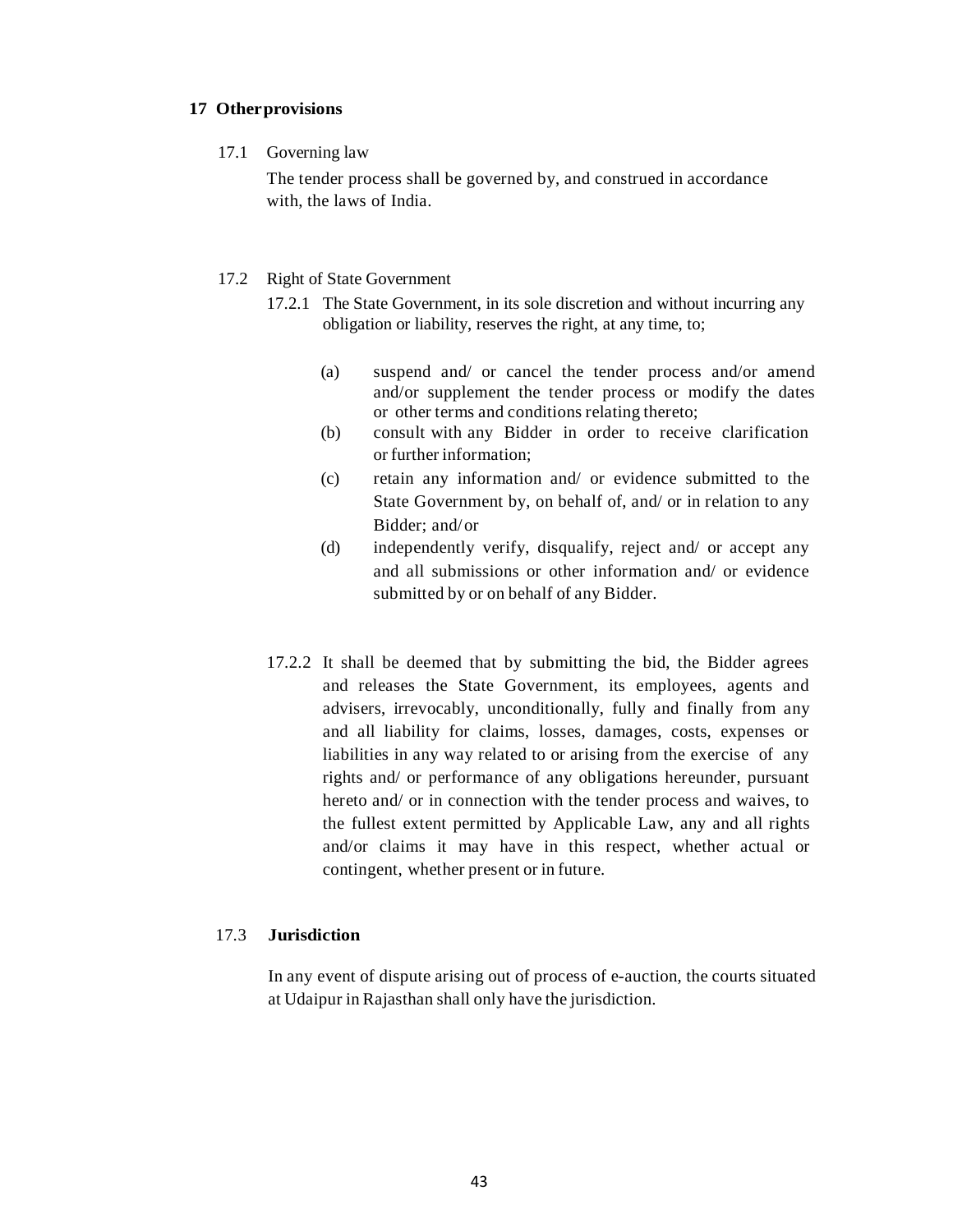## 17 Other provisions

17.1 Governing law

The tender process shall be governed by, and construed in accordance with, the laws of India.

17.2 Right of State Government

17.2.1 The State Government, in its sole discretion and without incurring any obligation or liability, reserves the right, at any time, to;

(a) suspend and/ or cancel the tender process and/or amend and/or supplement the tender process or modify the dates or other terms and conditions relating thereto;

(b) consult with any Bidder in order to receive clarification or further information;

(c) retain any information and/ or evidence submitted to the State Government by, on behalf of, and/ or in relation to any Bidder; and/ or

(d) independently verify, disqualify, reject and/ or accept any and all submissions or other information and/ or evidence submitted by or on behalf of any Bidder.

17.2.2 It shall be deemed that by submitting the bid, the Bidder agrees and releases the State Government, its employees, agents and advisers, irrevocably, unconditionally, fully and finally from any and all liability for claims, losses, damages, costs, expenses or liabilities in any way related to or arising from the exercise of any rights and/ or performance of any obligations hereunder, pursuant hereto and/ or in connection with the tender process and waives, to the fullest extent permitted by Applicable Law, any and all rights and/or claims it may have in this respect, whether actual or contingent, whether present or in future.

17.3 **Jurisdiction**

In any event of dispute arising out of process of e-auction, the courts situated at Udaipur in Rajasthan shall only have the jurisdiction.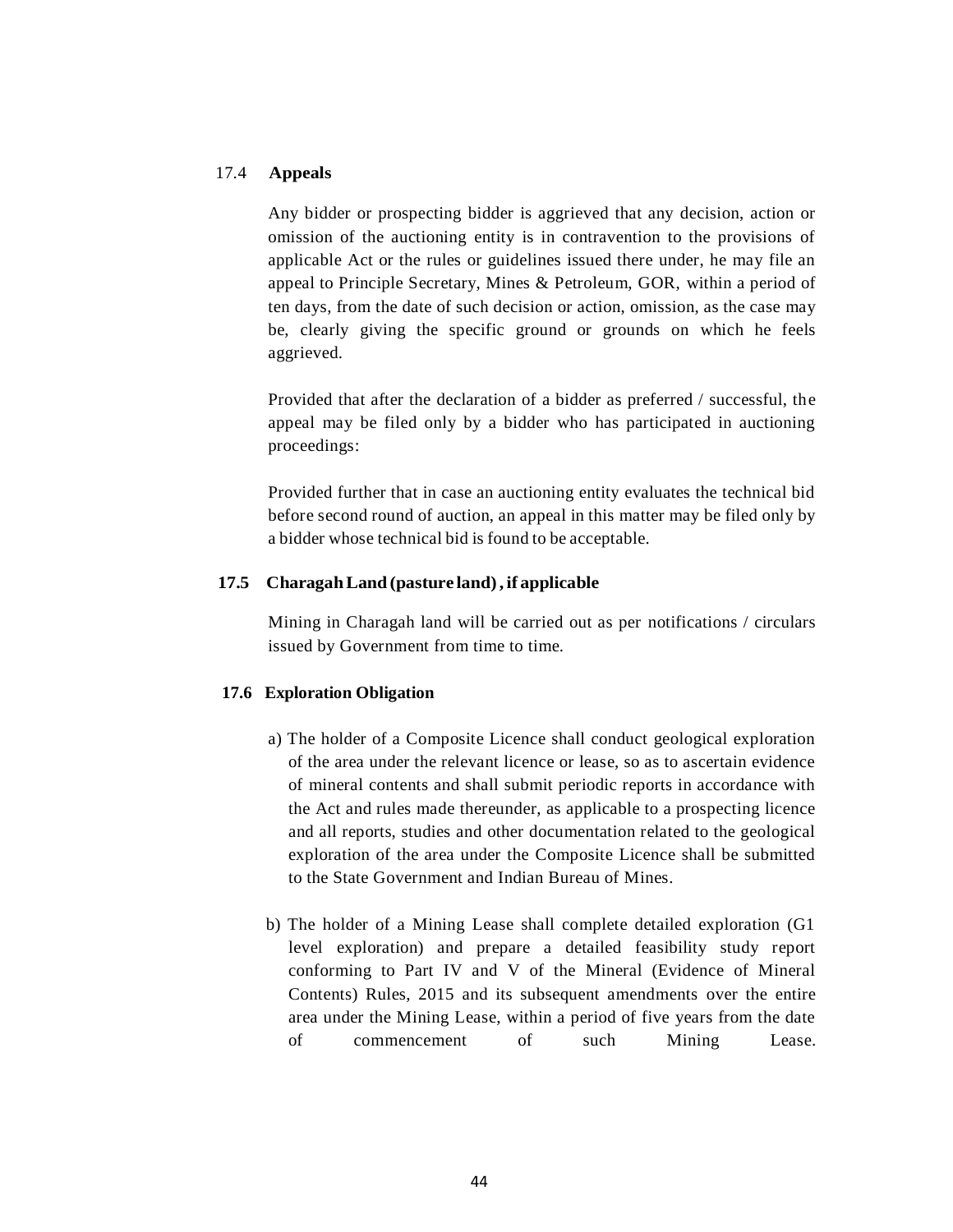### 17.4 Appeals

Any bidder or prospecting bidder is aggrieved that any decision, action or omission of the auctioning entity is in contravention to the provisions of applicable Act or the rules or guidelines issued there under, he may file an appeal to Principle Secretary, Mines & Petroleum, GOR, within a period of ten days, from the date of such decision or action, omission, as the case may be, clearly giving the specific ground or grounds on which he feels aggrieved.

Provided that after the declaration of a bidder as preferred / successful, the appeal may be filed only by a bidder who has participated in auctioning proceedings:

Provided further that in case an auctioning entity evaluates the technical bid before second round of auction, an appeal in this matter may be filed only by a bidder whose technical bid is found to be acceptable.

### 17.5 Charagah Land (pasture land), if applicable

Mining in Charagah land will be carried out as per notifications / circulars issued by Government from time to time.

### 17.6 Exploration Obligation

a) The holder of a Composite Licence shall conduct geological exploration of the area under the relevant licence or lease, so as to ascertain evidence of mineral contents and shall submit periodic reports in accordance with the Act and rules made thereunder, as applicable to a prospecting licence and all reports, studies and other documentation related to the geological exploration of the area under the Composite Licence shall be submitted to the State Government and Indian Bureau of Mines.

b) The holder of a Mining Lease shall complete detailed exploration (G1 level exploration) and prepare a detailed feasibility study report conforming to Part IV and V of the Mineral (Evidence of Mineral Contents) Rules, 2015 and its subsequent amendments over the entire area under the Mining Lease, within a period of five years from the date of commencement of such Mining Lease.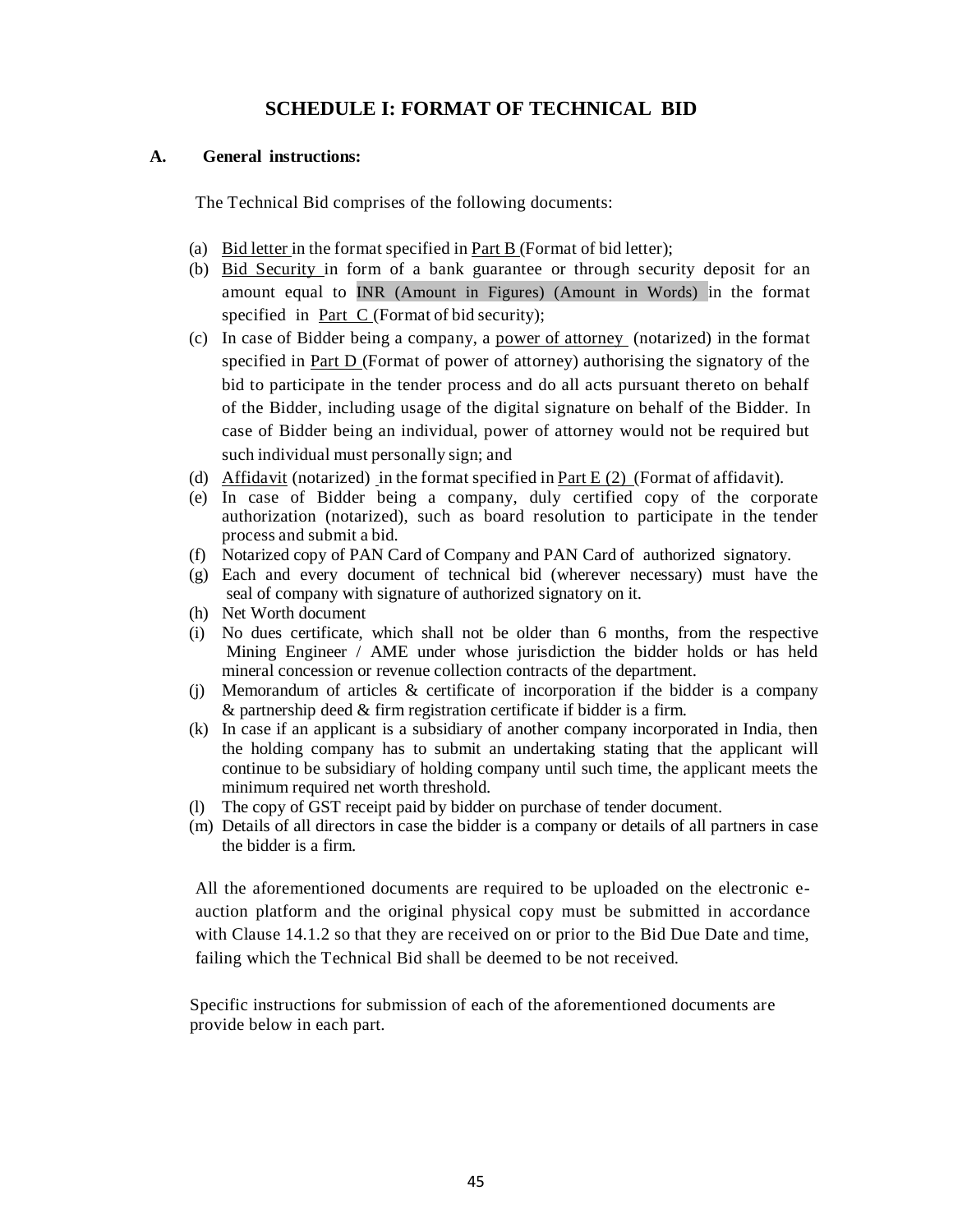## SCHEDULE I: FORMAT OF TECHNICAL BID

**A. General instructions:**

The Technical Bid comprises of the following documents:

(a) Bid letter in the format specified in Part B (Format of bid letter);

(b) Bid Security in form of a bank guarantee or through security deposit for an amount equal to INR (Amount in Figures) (Amount in Words) in the format specified in Part C (Format of bid security);

(c) In case of Bidder being a company, a power of attorney (notarized) in the format specified in Part D (Format of power of attorney) authorising the signatory of the bid to participate in the tender process and do all acts pursuant thereto on behalf of the Bidder, including usage of the digital signature on behalf of the Bidder. In case of Bidder being an individual, power of attorney would not be required but such individual must personally sign; and

(d) Affidavit (notarized) in the format specified in Part E (2) (Format of affidavit).

(e) In case of Bidder being a company, duly certified copy of the corporate authorization (notarized), such as board resolution to participate in the tender process and submit a bid.

(f) Notarized copy of PAN Card of Company and PAN Card of authorized signatory.

(g) Each and every document of technical bid (wherever necessary) must have the seal of company with signature of authorized signatory on it.

(h) Net Worth document

(i) No dues certificate, which shall not be older than 6 months, from the respective Mining Engineer / AME under whose jurisdiction the bidder holds or has held mineral concession or revenue collection contracts of the department.

(j) Memorandum of articles & certificate of incorporation if the bidder is a company & partnership deed & firm registration certificate if bidder is a firm.

(k) In case if an applicant is a subsidiary of another company incorporated in India, then the holding company has to submit an undertaking stating that the applicant will continue to be subsidiary of holding company until such time, the applicant meets the minimum required net worth threshold.

(l) The copy of GST receipt paid by bidder on purchase of tender document.

(m) Details of all directors in case the bidder is a company or details of all partners in case the bidder is a firm.

All the aforementioned documents are required to be uploaded on the electronic e-auction platform and the original physical copy must be submitted in accordance with Clause 14.1.2 so that they are received on or prior to the Bid Due Date and time, failing which the Technical Bid shall be deemed to be not received.

Specific instructions for submission of each of the aforementioned documents are provide below in each part.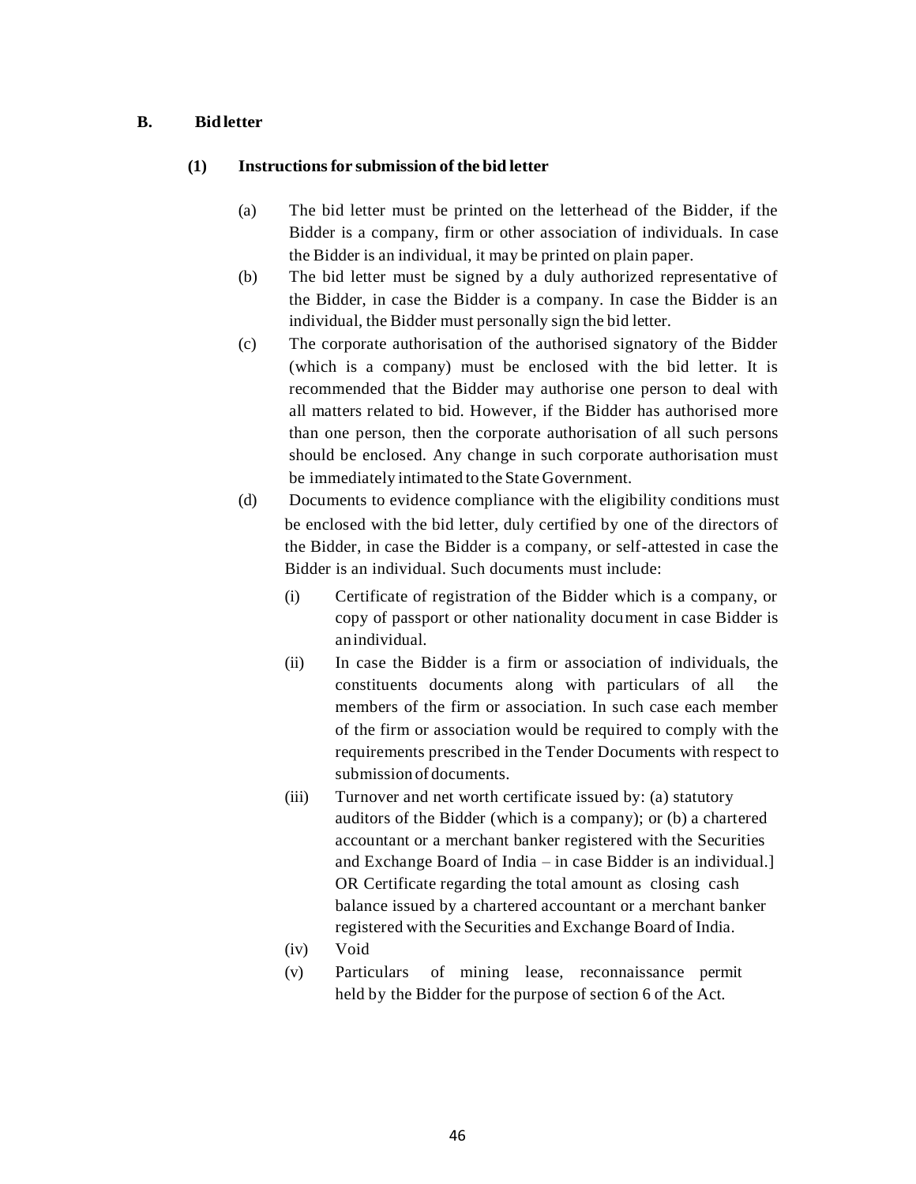## B. Bid letter

### (1) Instructions for submission of the bid letter

(a) The bid letter must be printed on the letterhead of the Bidder, if the Bidder is a company, firm or other association of individuals. In case the Bidder is an individual, it may be printed on plain paper.

(b) The bid letter must be signed by a duly authorized representative of the Bidder, in case the Bidder is a company. In case the Bidder is an individual, the Bidder must personally sign the bid letter.

(c) The corporate authorisation of the authorised signatory of the Bidder (which is a company) must be enclosed with the bid letter. It is recommended that the Bidder may authorise one person to deal with all matters related to bid. However, if the Bidder has authorised more than one person, then the corporate authorisation of all such persons should be enclosed. Any change in such corporate authorisation must be immediately intimated to the State Government.

(d) Documents to evidence compliance with the eligibility conditions must be enclosed with the bid letter, duly certified by one of the directors of the Bidder, in case the Bidder is a company, or self-attested in case the Bidder is an individual. Such documents must include:

(i) Certificate of registration of the Bidder which is a company, or copy of passport or other nationality document in case Bidder is an individual.

(ii) In case the Bidder is a firm or association of individuals, the constituents documents along with particulars of all the members of the firm or association. In such case each member of the firm or association would be required to comply with the requirements prescribed in the Tender Documents with respect to submission of documents.

(iii) Turnover and net worth certificate issued by: (a) statutory auditors of the Bidder (which is a company); or (b) a chartered accountant or a merchant banker registered with the Securities and Exchange Board of India – in case Bidder is an individual.] OR Certificate regarding the total amount as closing cash balance issued by a chartered accountant or a merchant banker registered with the Securities and Exchange Board of India.

(iv) Void

(v) Particulars of mining lease, reconnaissance permit held by the Bidder for the purpose of section 6 of the Act.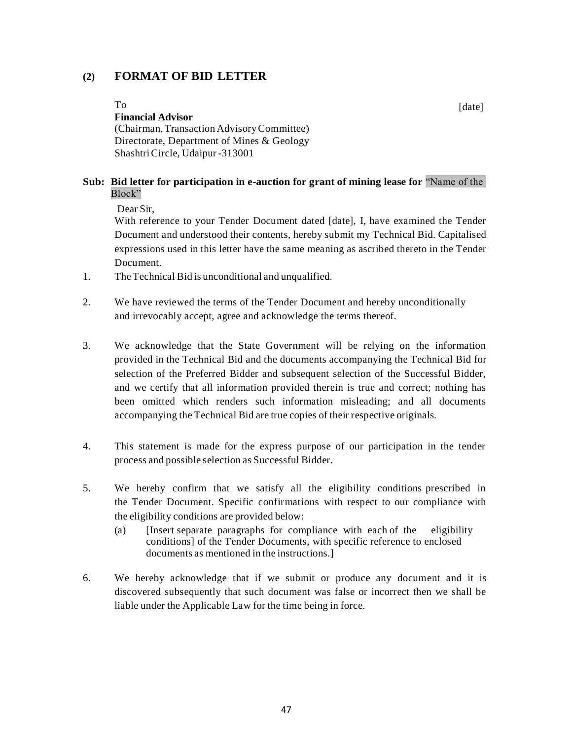## (2) FORMAT OF BID LETTER

To [date]

**Financial Advisor**
(Chairman, Transaction Advisory Committee)
Directorate, Department of Mines & Geology
Shashtri Circle, Udaipur -313001

**Sub: Bid letter for participation in e-auction for grant of mining lease for** "Name of the Block"

Dear Sir,

With reference to your Tender Document dated [date], I, have examined the Tender Document and understood their contents, hereby submit my Technical Bid. Capitalised expressions used in this letter have the same meaning as ascribed thereto in the Tender Document.

1. The Technical Bid is unconditional and unqualified.

2. We have reviewed the terms of the Tender Document and hereby unconditionally and irrevocably accept, agree and acknowledge the terms thereof.

3. We acknowledge that the State Government will be relying on the information provided in the Technical Bid and the documents accompanying the Technical Bid for selection of the Preferred Bidder and subsequent selection of the Successful Bidder, and we certify that all information provided therein is true and correct; nothing has been omitted which renders such information misleading; and all documents accompanying the Technical Bid are true copies of their respective originals.

4. This statement is made for the express purpose of our participation in the tender process and possible selection as Successful Bidder.

5. We hereby confirm that we satisfy all the eligibility conditions prescribed in the Tender Document. Specific confirmations with respect to our compliance with the eligibility conditions are provided below:
   (a) [Insert separate paragraphs for compliance with each of the eligibility conditions] of the Tender Documents, with specific reference to enclosed documents as mentioned in the instructions.]

6. We hereby acknowledge that if we submit or produce any document and it is discovered subsequently that such document was false or incorrect then we shall be liable under the Applicable Law for the time being in force.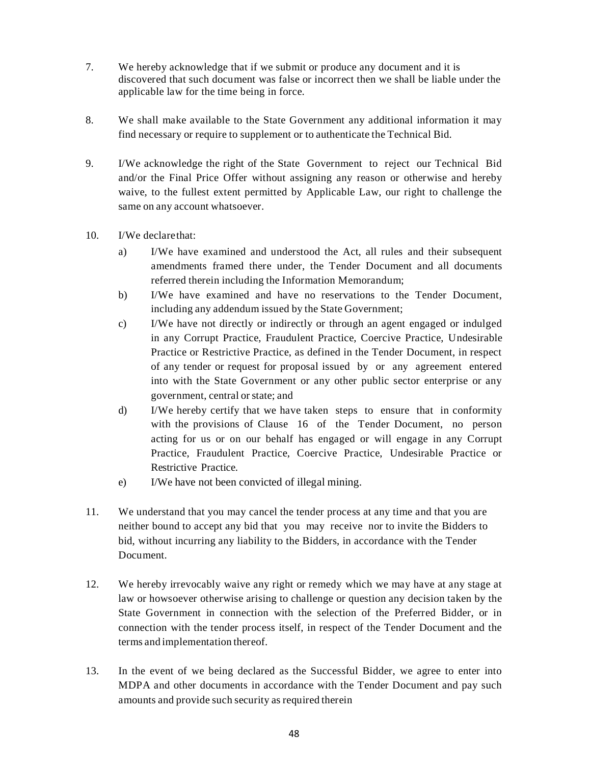7. We hereby acknowledge that if we submit or produce any document and it is discovered that such document was false or incorrect then we shall be liable under the applicable law for the time being in force.

8. We shall make available to the State Government any additional information it may find necessary or require to supplement or to authenticate the Technical Bid.

9. I/We acknowledge the right of the State Government to reject our Technical Bid and/or the Final Price Offer without assigning any reason or otherwise and hereby waive, to the fullest extent permitted by Applicable Law, our right to challenge the same on any account whatsoever.

10. I/We declare that:

    a) I/We have examined and understood the Act, all rules and their subsequent amendments framed there under, the Tender Document and all documents referred therein including the Information Memorandum;

    b) I/We have examined and have no reservations to the Tender Document, including any addendum issued by the State Government;

    c) I/We have not directly or indirectly or through an agent engaged or indulged in any Corrupt Practice, Fraudulent Practice, Coercive Practice, Undesirable Practice or Restrictive Practice, as defined in the Tender Document, in respect of any tender or request for proposal issued by or any agreement entered into with the State Government or any other public sector enterprise or any government, central or state; and

    d) I/We hereby certify that we have taken steps to ensure that in conformity with the provisions of Clause 16 of the Tender Document, no person acting for us or on our behalf has engaged or will engage in any Corrupt Practice, Fraudulent Practice, Coercive Practice, Undesirable Practice or Restrictive Practice.

    e) I/We have not been convicted of illegal mining.

11. We understand that you may cancel the tender process at any time and that you are neither bound to accept any bid that you may receive nor to invite the Bidders to bid, without incurring any liability to the Bidders, in accordance with the Tender Document.

12. We hereby irrevocably waive any right or remedy which we may have at any stage at law or howsoever otherwise arising to challenge or question any decision taken by the State Government in connection with the selection of the Preferred Bidder, or in connection with the tender process itself, in respect of the Tender Document and the terms and implementation thereof.

13. In the event of we being declared as the Successful Bidder, we agree to enter into MDPA and other documents in accordance with the Tender Document and pay such amounts and provide such security as required therein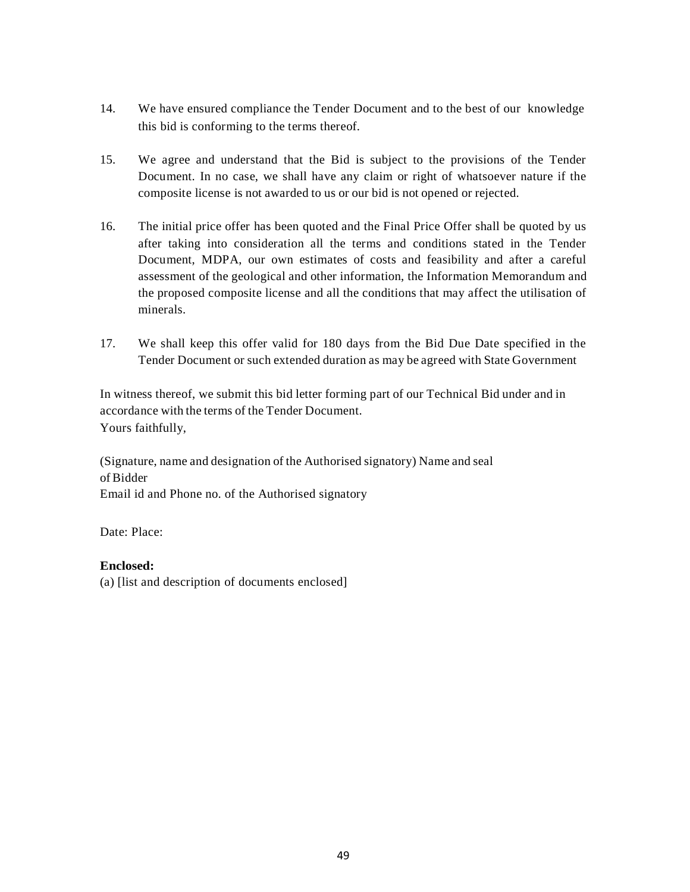14. We have ensured compliance the Tender Document and to the best of our knowledge this bid is conforming to the terms thereof.

15. We agree and understand that the Bid is subject to the provisions of the Tender Document. In no case, we shall have any claim or right of whatsoever nature if the composite license is not awarded to us or our bid is not opened or rejected.

16. The initial price offer has been quoted and the Final Price Offer shall be quoted by us after taking into consideration all the terms and conditions stated in the Tender Document, MDPA, our own estimates of costs and feasibility and after a careful assessment of the geological and other information, the Information Memorandum and the proposed composite license and all the conditions that may affect the utilisation of minerals.

17. We shall keep this offer valid for 180 days from the Bid Due Date specified in the Tender Document or such extended duration as may be agreed with State Government

In witness thereof, we submit this bid letter forming part of our Technical Bid under and in accordance with the terms of the Tender Document.
Yours faithfully,

(Signature, name and designation of the Authorised signatory) Name and seal of Bidder
Email id and Phone no. of the Authorised signatory

Date: Place:

**Enclosed:**
(a) [list and description of documents enclosed]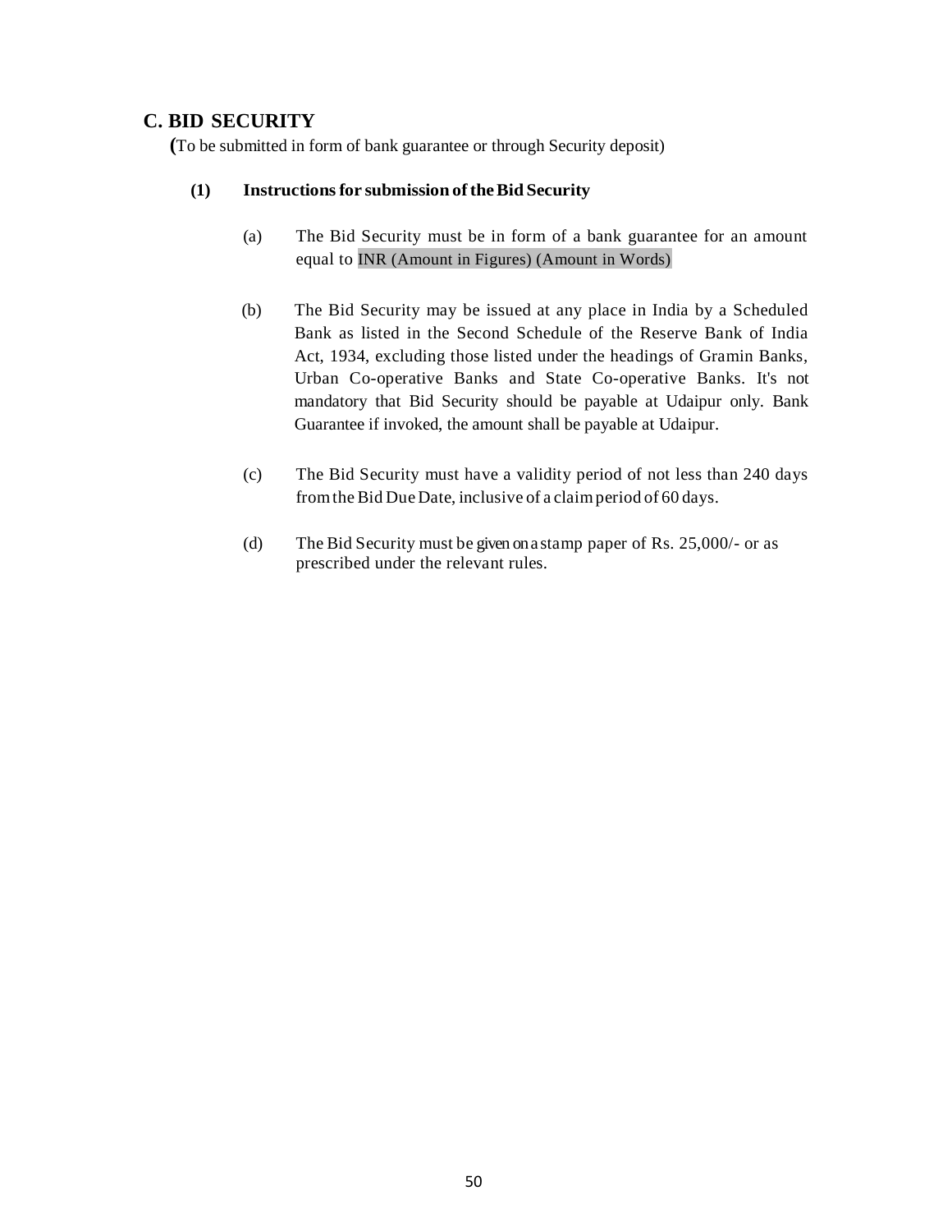## C. BID SECURITY

(To be submitted in form of bank guarantee or through Security deposit)

### (1) Instructions for submission of the Bid Security

(a) The Bid Security must be in form of a bank guarantee for an amount equal to INR (Amount in Figures) (Amount in Words)

(b) The Bid Security may be issued at any place in India by a Scheduled Bank as listed in the Second Schedule of the Reserve Bank of India Act, 1934, excluding those listed under the headings of Gramin Banks, Urban Co-operative Banks and State Co-operative Banks. It's not mandatory that Bid Security should be payable at Udaipur only. Bank Guarantee if invoked, the amount shall be payable at Udaipur.

(c) The Bid Security must have a validity period of not less than 240 days from the Bid Due Date, inclusive of a claim period of 60 days.

(d) The Bid Security must be given on a stamp paper of Rs. 25,000/- or as prescribed under the relevant rules.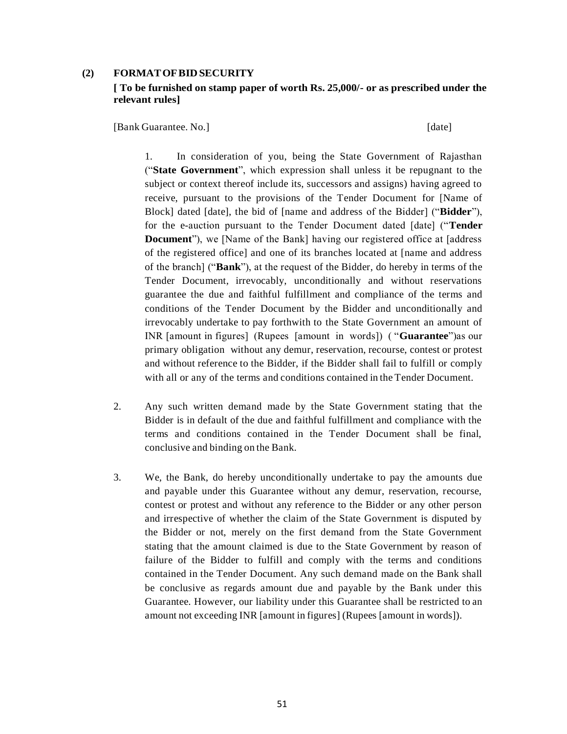## (2) FORMAT OF BID SECURITY

**[ To be furnished on stamp paper of worth Rs. 25,000/- or as prescribed under the relevant rules]**

[Bank Guarantee. No.] [date]

1. In consideration of you, being the State Government of Rajasthan ("**State Government**", which expression shall unless it be repugnant to the subject or context thereof include its, successors and assigns) having agreed to receive, pursuant to the provisions of the Tender Document for [Name of Block] dated [date], the bid of [name and address of the Bidder] ("**Bidder**"), for the e-auction pursuant to the Tender Document dated [date] ("**Tender Document**"), we [Name of the Bank] having our registered office at [address of the registered office] and one of its branches located at [name and address of the branch] ("**Bank**"), at the request of the Bidder, do hereby in terms of the Tender Document, irrevocably, unconditionally and without reservations guarantee the due and faithful fulfillment and compliance of the terms and conditions of the Tender Document by the Bidder and unconditionally and irrevocably undertake to pay forthwith to the State Government an amount of INR [amount in figures] (Rupees [amount in words]) ( "**Guarantee**")as our primary obligation without any demur, reservation, recourse, contest or protest and without reference to the Bidder, if the Bidder shall fail to fulfill or comply with all or any of the terms and conditions contained in the Tender Document.

2. Any such written demand made by the State Government stating that the Bidder is in default of the due and faithful fulfillment and compliance with the terms and conditions contained in the Tender Document shall be final, conclusive and binding on the Bank.

3. We, the Bank, do hereby unconditionally undertake to pay the amounts due and payable under this Guarantee without any demur, reservation, recourse, contest or protest and without any reference to the Bidder or any other person and irrespective of whether the claim of the State Government is disputed by the Bidder or not, merely on the first demand from the State Government stating that the amount claimed is due to the State Government by reason of failure of the Bidder to fulfill and comply with the terms and conditions contained in the Tender Document. Any such demand made on the Bank shall be conclusive as regards amount due and payable by the Bank under this Guarantee. However, our liability under this Guarantee shall be restricted to an amount not exceeding INR [amount in figures] (Rupees [amount in words]).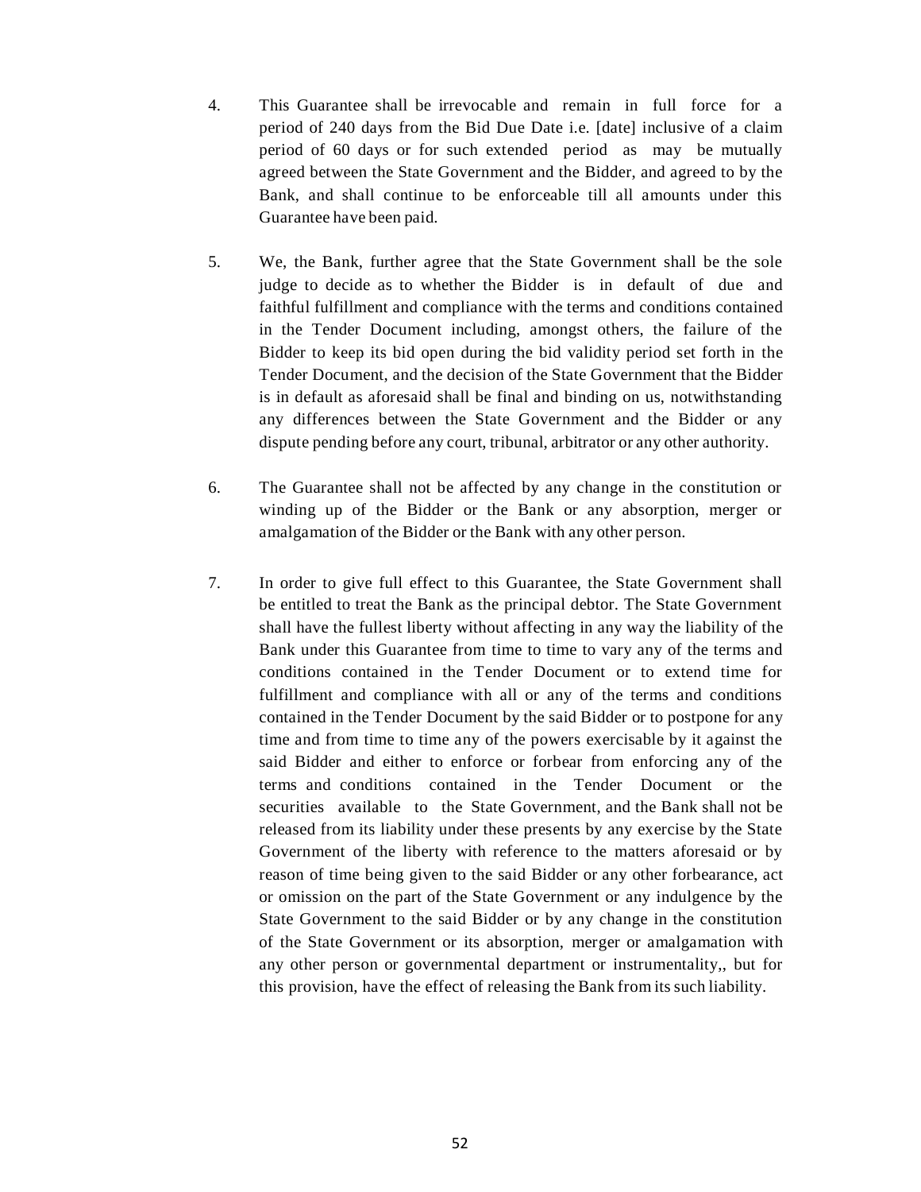4. This Guarantee shall be irrevocable and remain in full force for a period of 240 days from the Bid Due Date i.e. [date] inclusive of a claim period of 60 days or for such extended period as may be mutually agreed between the State Government and the Bidder, and agreed to by the Bank, and shall continue to be enforceable till all amounts under this Guarantee have been paid.

5. We, the Bank, further agree that the State Government shall be the sole judge to decide as to whether the Bidder is in default of due and faithful fulfillment and compliance with the terms and conditions contained in the Tender Document including, amongst others, the failure of the Bidder to keep its bid open during the bid validity period set forth in the Tender Document, and the decision of the State Government that the Bidder is in default as aforesaid shall be final and binding on us, notwithstanding any differences between the State Government and the Bidder or any dispute pending before any court, tribunal, arbitrator or any other authority.

6. The Guarantee shall not be affected by any change in the constitution or winding up of the Bidder or the Bank or any absorption, merger or amalgamation of the Bidder or the Bank with any other person.

7. In order to give full effect to this Guarantee, the State Government shall be entitled to treat the Bank as the principal debtor. The State Government shall have the fullest liberty without affecting in any way the liability of the Bank under this Guarantee from time to time to vary any of the terms and conditions contained in the Tender Document or to extend time for fulfillment and compliance with all or any of the terms and conditions contained in the Tender Document by the said Bidder or to postpone for any time and from time to time any of the powers exercisable by it against the said Bidder and either to enforce or forbear from enforcing any of the terms and conditions contained in the Tender Document or the securities available to the State Government, and the Bank shall not be released from its liability under these presents by any exercise by the State Government of the liberty with reference to the matters aforesaid or by reason of time being given to the said Bidder or any other forbearance, act or omission on the part of the State Government or any indulgence by the State Government to the said Bidder or by any change in the constitution of the State Government or its absorption, merger or amalgamation with any other person or governmental department or instrumentality,, but for this provision, have the effect of releasing the Bank from its such liability.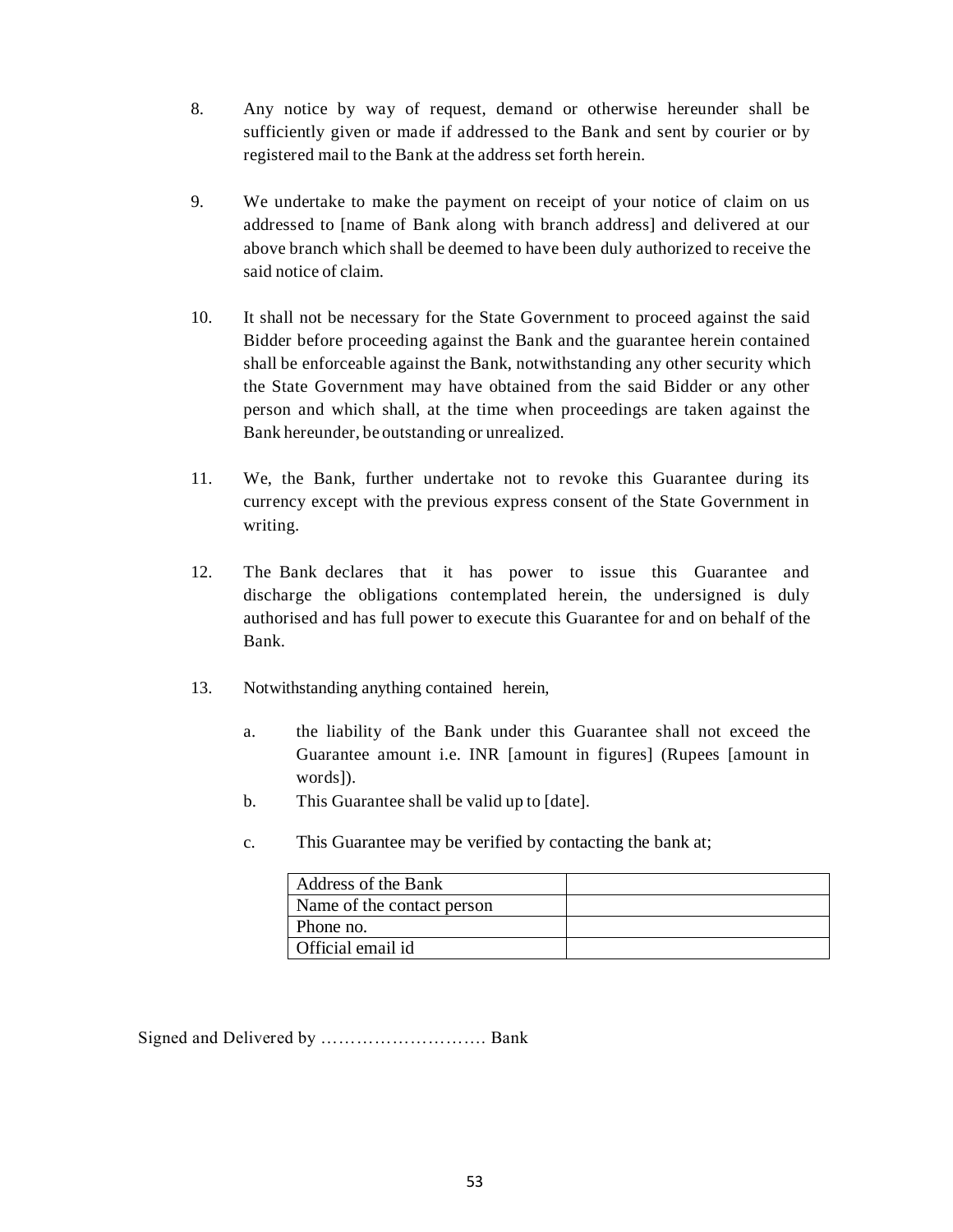8. Any notice by way of request, demand or otherwise hereunder shall be sufficiently given or made if addressed to the Bank and sent by courier or by registered mail to the Bank at the address set forth herein.

9. We undertake to make the payment on receipt of your notice of claim on us addressed to [name of Bank along with branch address] and delivered at our above branch which shall be deemed to have been duly authorized to receive the said notice of claim.

10. It shall not be necessary for the State Government to proceed against the said Bidder before proceeding against the Bank and the guarantee herein contained shall be enforceable against the Bank, notwithstanding any other security which the State Government may have obtained from the said Bidder or any other person and which shall, at the time when proceedings are taken against the Bank hereunder, be outstanding or unrealized.

11. We, the Bank, further undertake not to revoke this Guarantee during its currency except with the previous express consent of the State Government in writing.

12. The Bank declares that it has power to issue this Guarantee and discharge the obligations contemplated herein, the undersigned is duly authorised and has full power to execute this Guarantee for and on behalf of the Bank.

13. Notwithstanding anything contained herein,

    a. the liability of the Bank under this Guarantee shall not exceed the Guarantee amount i.e. INR [amount in figures] (Rupees [amount in words]).

    b. This Guarantee shall be valid up to [date].

    c. This Guarantee may be verified by contacting the bank at;

| Address of the Bank | |
|---|---|
| Name of the contact person | |
| Phone no. | |
| Official email id | |

Signed and Delivered by ………………………. Bank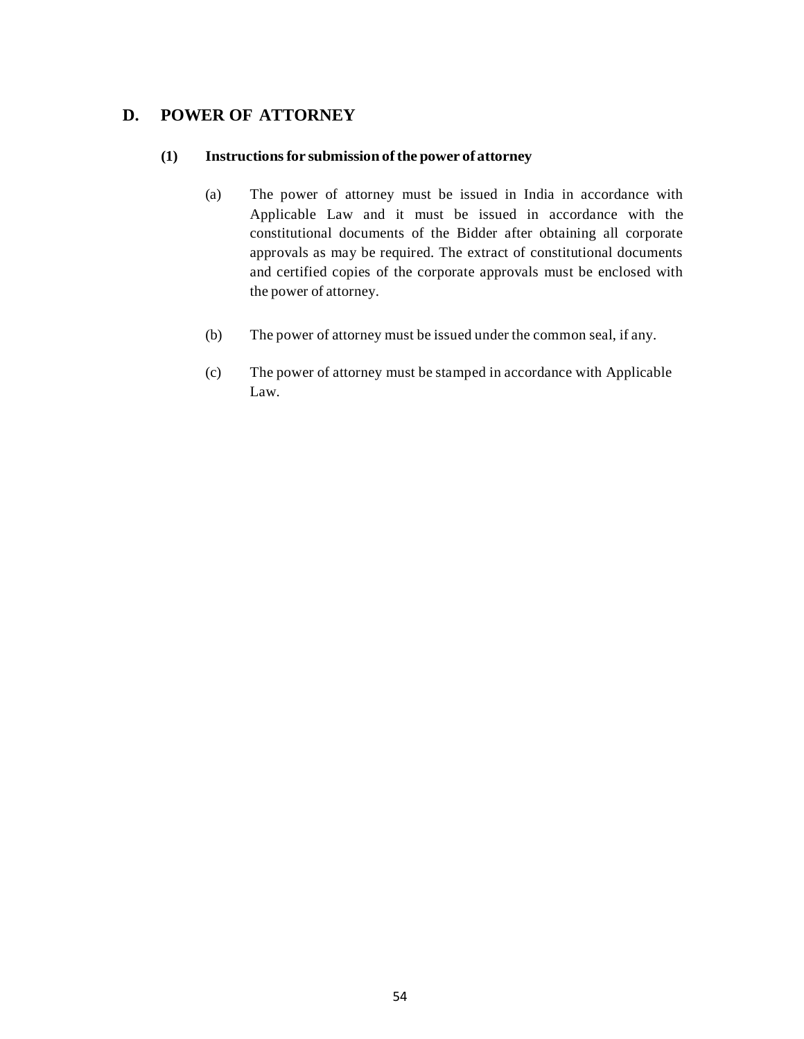## D. POWER OF ATTORNEY

### (1) Instructions for submission of the power of attorney

(a) The power of attorney must be issued in India in accordance with Applicable Law and it must be issued in accordance with the constitutional documents of the Bidder after obtaining all corporate approvals as may be required. The extract of constitutional documents and certified copies of the corporate approvals must be enclosed with the power of attorney.

(b) The power of attorney must be issued under the common seal, if any.

(c) The power of attorney must be stamped in accordance with Applicable Law.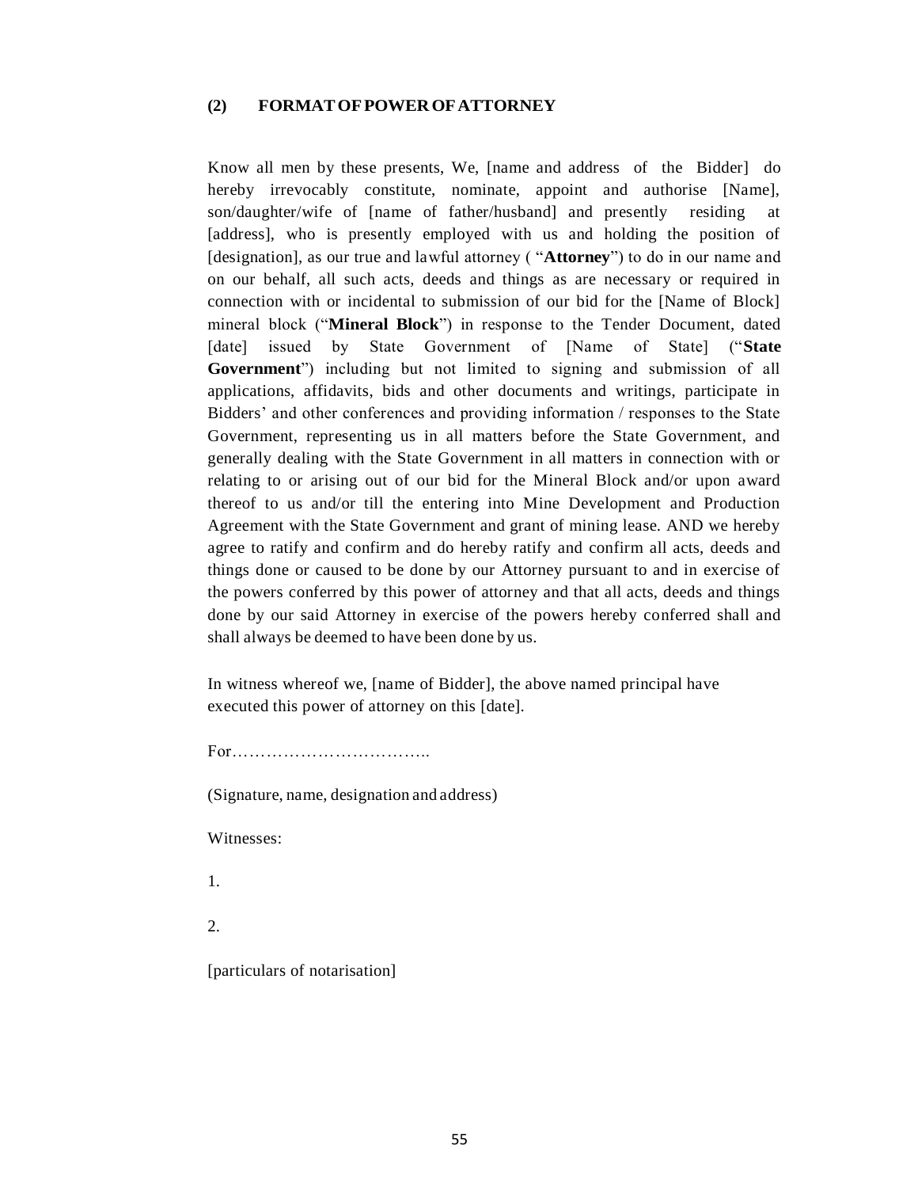### (2) FORMAT OF POWER OF ATTORNEY

Know all men by these presents, We, [name and address of the Bidder] do hereby irrevocably constitute, nominate, appoint and authorise [Name], son/daughter/wife of [name of father/husband] and presently residing at [address], who is presently employed with us and holding the position of [designation], as our true and lawful attorney ( "**Attorney**") to do in our name and on our behalf, all such acts, deeds and things as are necessary or required in connection with or incidental to submission of our bid for the [Name of Block] mineral block ("**Mineral Block**") in response to the Tender Document, dated [date] issued by State Government of [Name of State] ("**State Government**") including but not limited to signing and submission of all applications, affidavits, bids and other documents and writings, participate in Bidders' and other conferences and providing information / responses to the State Government, representing us in all matters before the State Government, and generally dealing with the State Government in all matters in connection with or relating to or arising out of our bid for the Mineral Block and/or upon award thereof to us and/or till the entering into Mine Development and Production Agreement with the State Government and grant of mining lease. AND we hereby agree to ratify and confirm and do hereby ratify and confirm all acts, deeds and things done or caused to be done by our Attorney pursuant to and in exercise of the powers conferred by this power of attorney and that all acts, deeds and things done by our said Attorney in exercise of the powers hereby conferred shall and shall always be deemed to have been done by us.

In witness whereof we, [name of Bidder], the above named principal have executed this power of attorney on this [date].

For……………………………..

(Signature, name, designation and address)

Witnesses:

1.

2.

[particulars of notarisation]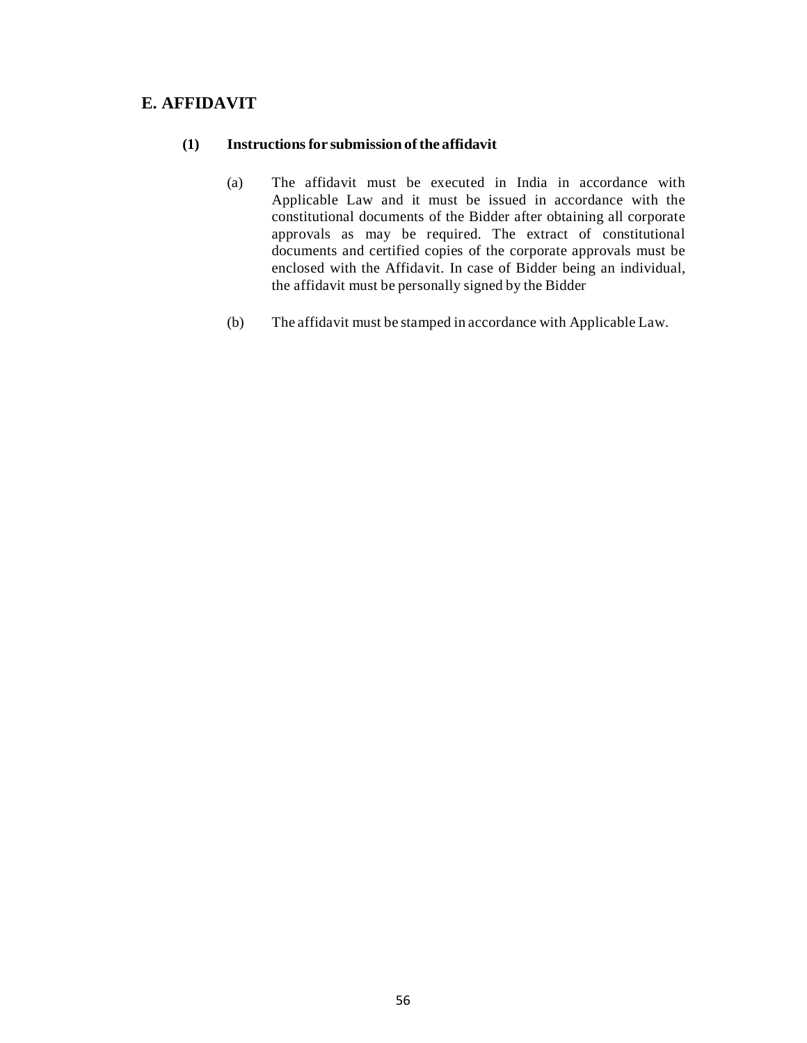## E. AFFIDAVIT

**(1) Instructions for submission of the affidavit**

(a) The affidavit must be executed in India in accordance with Applicable Law and it must be issued in accordance with the constitutional documents of the Bidder after obtaining all corporate approvals as may be required. The extract of constitutional documents and certified copies of the corporate approvals must be enclosed with the Affidavit. In case of Bidder being an individual, the affidavit must be personally signed by the Bidder

(b) The affidavit must be stamped in accordance with Applicable Law.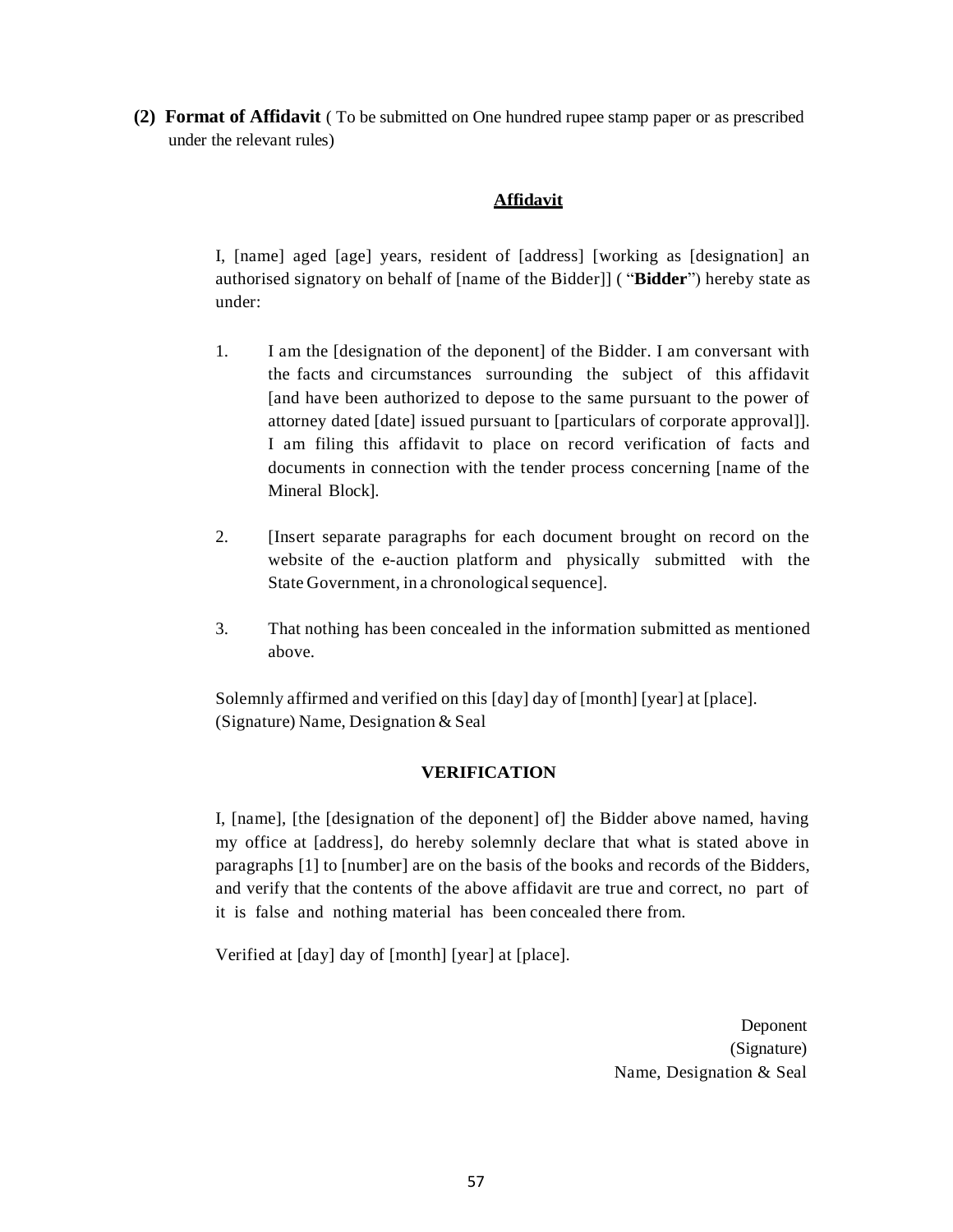**(2) Format of Affidavit** ( To be submitted on One hundred rupee stamp paper or as prescribed under the relevant rules)

**Affidavit**

I, [name] aged [age] years, resident of [address] [working as [designation] an authorised signatory on behalf of [name of the Bidder]] ( "**Bidder**") hereby state as under:

1. I am the [designation of the deponent] of the Bidder. I am conversant with the facts and circumstances surrounding the subject of this affidavit [and have been authorized to depose to the same pursuant to the power of attorney dated [date] issued pursuant to [particulars of corporate approval]]. I am filing this affidavit to place on record verification of facts and documents in connection with the tender process concerning [name of the Mineral Block].

2. [Insert separate paragraphs for each document brought on record on the website of the e-auction platform and physically submitted with the State Government, in a chronological sequence].

3. That nothing has been concealed in the information submitted as mentioned above.

Solemnly affirmed and verified on this [day] day of [month] [year] at [place].
(Signature) Name, Designation & Seal

**VERIFICATION**

I, [name], [the [designation of the deponent] of] the Bidder above named, having my office at [address], do hereby solemnly declare that what is stated above in paragraphs [1] to [number] are on the basis of the books and records of the Bidders, and verify that the contents of the above affidavit are true and correct, no part of it is false and nothing material has been concealed there from.

Verified at [day] day of [month] [year] at [place].

Deponent
(Signature)
Name, Designation & Seal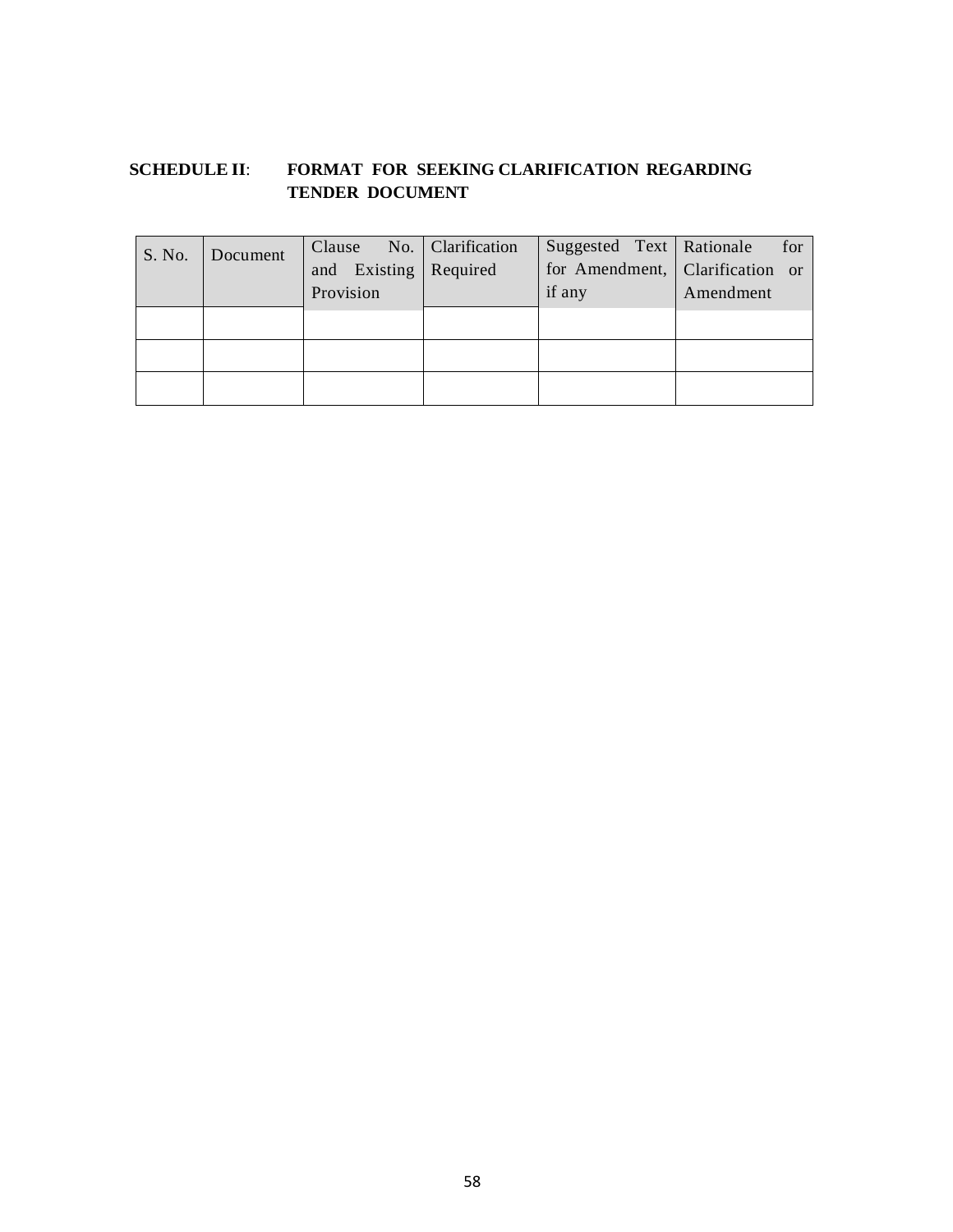**SCHEDULE II**: **FORMAT FOR SEEKING CLARIFICATION REGARDING TENDER DOCUMENT**

| S. No. | Document | Clause No. and Existing Provision | Clarification Required | Suggested Text for Amendment, if any | Rationale for Clarification or Amendment |
|---|---|---|---|---|---|
| | | | | | |
| | | | | | |
| | | | | | |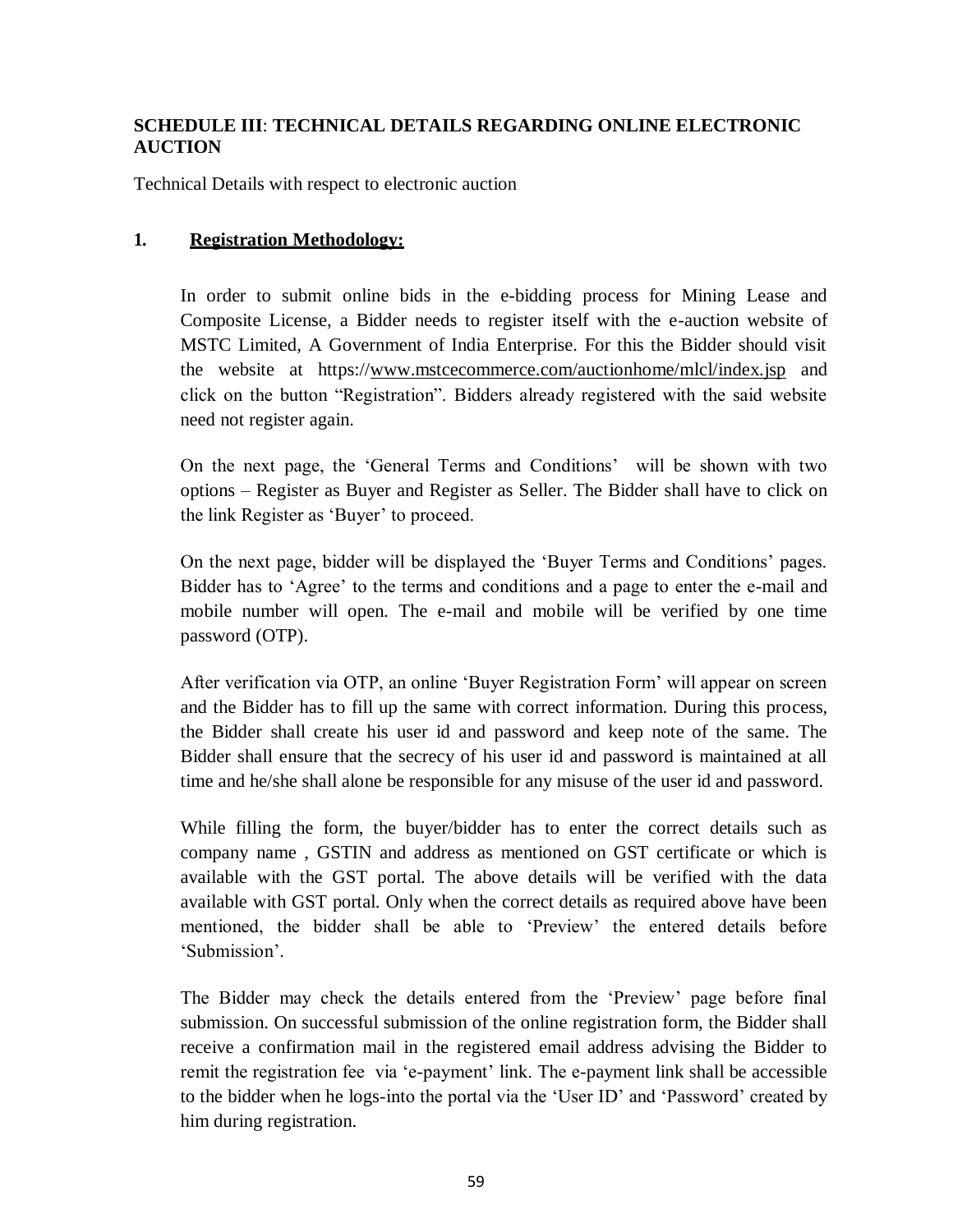**SCHEDULE III**: **TECHNICAL DETAILS REGARDING ONLINE ELECTRONIC AUCTION**

Technical Details with respect to electronic auction

**1. Registration Methodology:**

In order to submit online bids in the e-bidding process for Mining Lease and Composite License, a Bidder needs to register itself with the e-auction website of MSTC Limited, A Government of India Enterprise. For this the Bidder should visit the website at https://www.mstcecommerce.com/auctionhome/mlcl/index.jsp and click on the button "Registration". Bidders already registered with the said website need not register again.

On the next page, the 'General Terms and Conditions' will be shown with two options – Register as Buyer and Register as Seller. The Bidder shall have to click on the link Register as 'Buyer' to proceed.

On the next page, bidder will be displayed the 'Buyer Terms and Conditions' pages. Bidder has to 'Agree' to the terms and conditions and a page to enter the e-mail and mobile number will open. The e-mail and mobile will be verified by one time password (OTP).

After verification via OTP, an online 'Buyer Registration Form' will appear on screen and the Bidder has to fill up the same with correct information. During this process, the Bidder shall create his user id and password and keep note of the same. The Bidder shall ensure that the secrecy of his user id and password is maintained at all time and he/she shall alone be responsible for any misuse of the user id and password.

While filling the form, the buyer/bidder has to enter the correct details such as company name , GSTIN and address as mentioned on GST certificate or which is available with the GST portal. The above details will be verified with the data available with GST portal. Only when the correct details as required above have been mentioned, the bidder shall be able to 'Preview' the entered details before 'Submission'.

The Bidder may check the details entered from the 'Preview' page before final submission. On successful submission of the online registration form, the Bidder shall receive a confirmation mail in the registered email address advising the Bidder to remit the registration fee via 'e-payment' link. The e-payment link shall be accessible to the bidder when he logs-into the portal via the 'User ID' and 'Password' created by him during registration.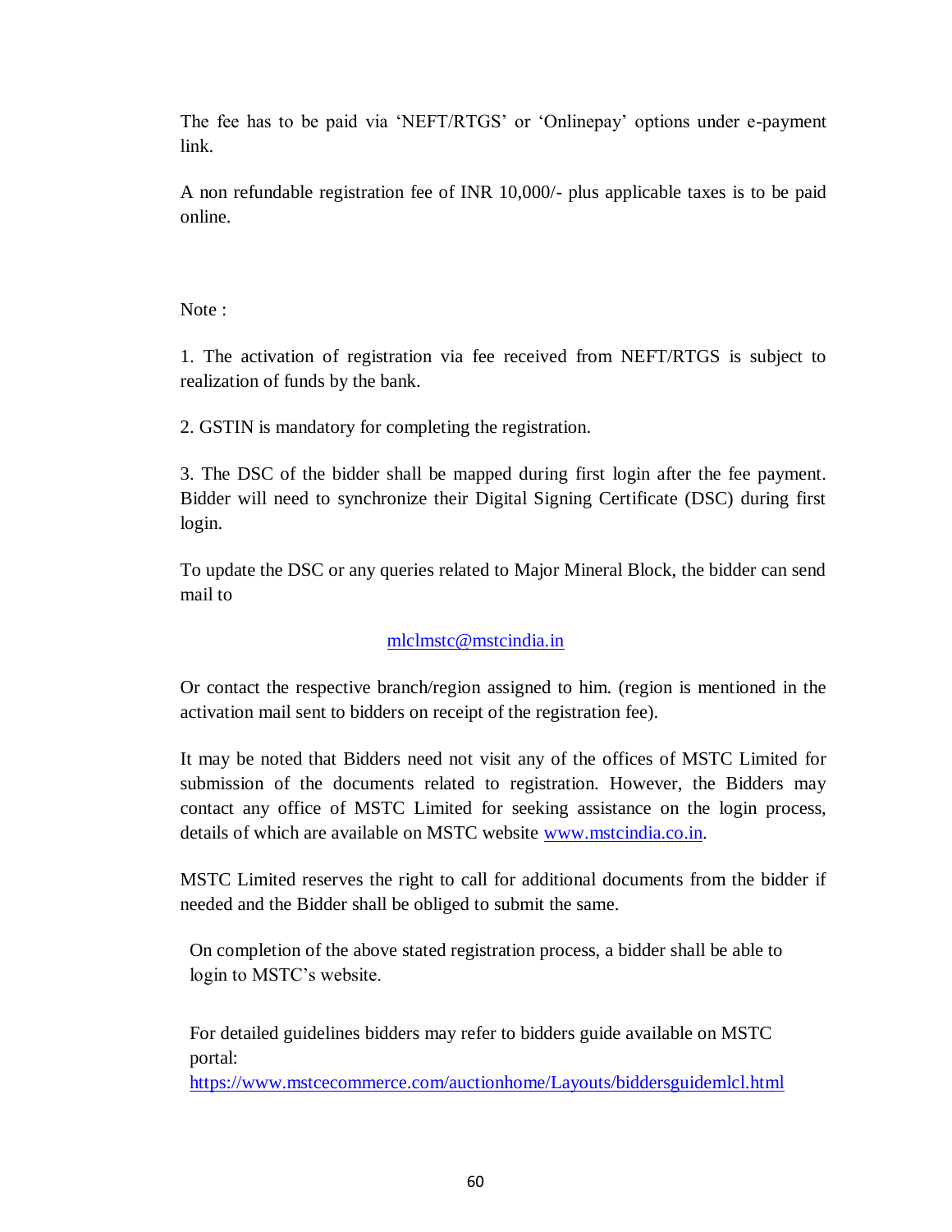The fee has to be paid via 'NEFT/RTGS' or 'Onlinepay' options under e-payment link.

A non refundable registration fee of INR 10,000/- plus applicable taxes is to be paid online.

Note :

1. The activation of registration via fee received from NEFT/RTGS is subject to realization of funds by the bank.

2. GSTIN is mandatory for completing the registration.

3. The DSC of the bidder shall be mapped during first login after the fee payment. Bidder will need to synchronize their Digital Signing Certificate (DSC) during first login.

To update the DSC or any queries related to Major Mineral Block, the bidder can send mail to

mlclmstc@mstcindia.in

Or contact the respective branch/region assigned to him. (region is mentioned in the activation mail sent to bidders on receipt of the registration fee).

It may be noted that Bidders need not visit any of the offices of MSTC Limited for submission of the documents related to registration. However, the Bidders may contact any office of MSTC Limited for seeking assistance on the login process, details of which are available on MSTC website www.mstcindia.co.in.

MSTC Limited reserves the right to call for additional documents from the bidder if needed and the Bidder shall be obliged to submit the same.

On completion of the above stated registration process, a bidder shall be able to login to MSTC's website.

For detailed guidelines bidders may refer to bidders guide available on MSTC portal:
https://www.mstcecommerce.com/auctionhome/Layouts/biddersguidemlcl.html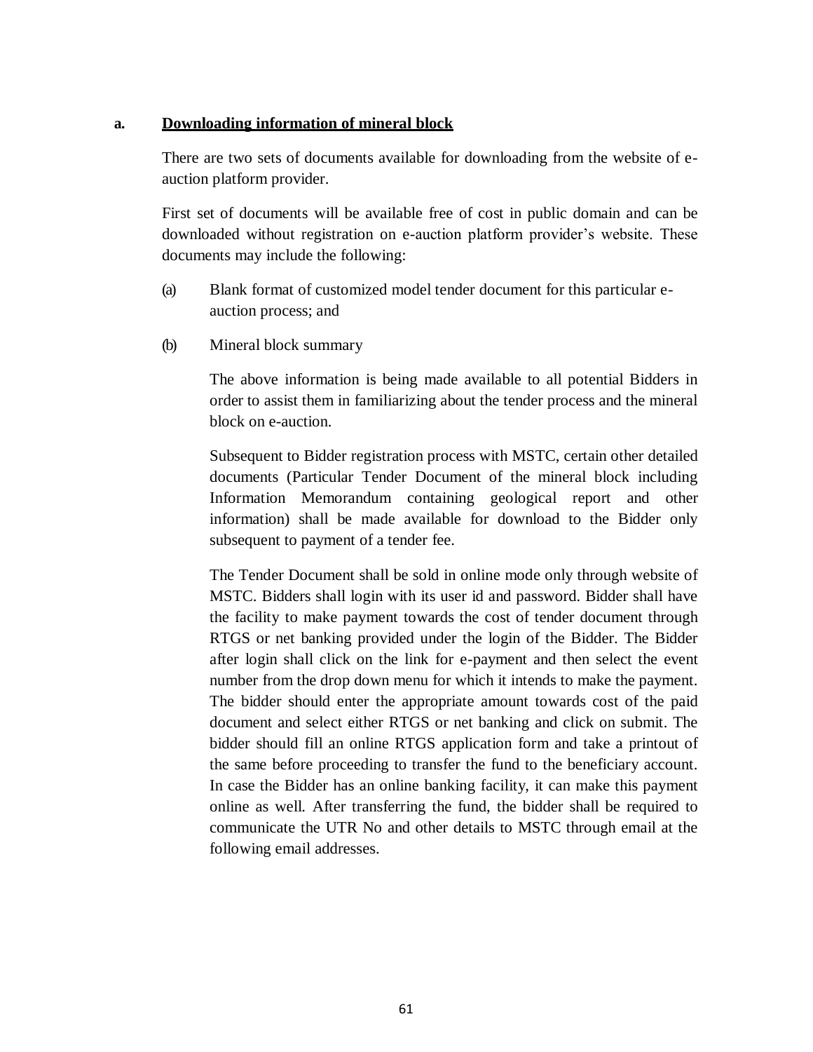**a. <u>Downloading information of mineral block</u>**

There are two sets of documents available for downloading from the website of e-auction platform provider.

First set of documents will be available free of cost in public domain and can be downloaded without registration on e-auction platform provider's website. These documents may include the following:

(a) Blank format of customized model tender document for this particular e-auction process; and

(b) Mineral block summary

The above information is being made available to all potential Bidders in order to assist them in familiarizing about the tender process and the mineral block on e-auction.

Subsequent to Bidder registration process with MSTC, certain other detailed documents (Particular Tender Document of the mineral block including Information Memorandum containing geological report and other information) shall be made available for download to the Bidder only subsequent to payment of a tender fee.

The Tender Document shall be sold in online mode only through website of MSTC. Bidders shall login with its user id and password. Bidder shall have the facility to make payment towards the cost of tender document through RTGS or net banking provided under the login of the Bidder. The Bidder after login shall click on the link for e-payment and then select the event number from the drop down menu for which it intends to make the payment. The bidder should enter the appropriate amount towards cost of the paid document and select either RTGS or net banking and click on submit. The bidder should fill an online RTGS application form and take a printout of the same before proceeding to transfer the fund to the beneficiary account. In case the Bidder has an online banking facility, it can make this payment online as well. After transferring the fund, the bidder shall be required to communicate the UTR No and other details to MSTC through email at the following email addresses.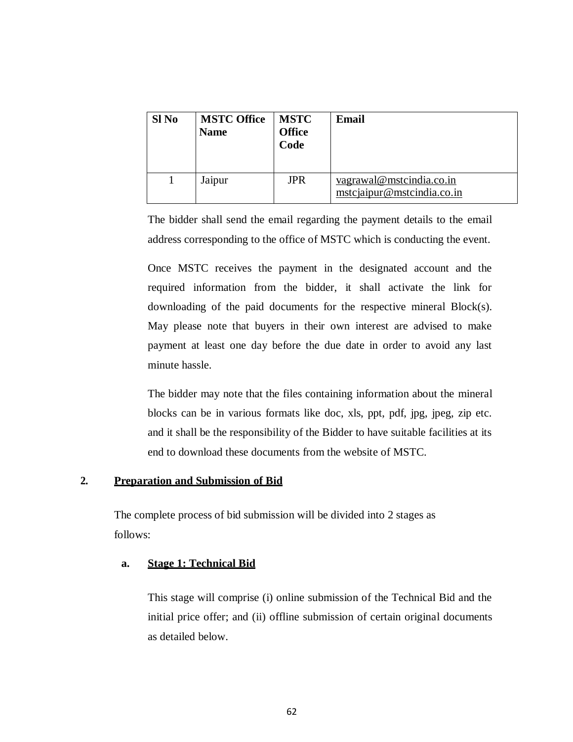| Sl No | MSTC Office Name | MSTC Office Code | Email |
|---|---|---|---|
| 1 | Jaipur | JPR | vagrawal@mstcindia.co.in mstcjaipur@mstcindia.co.in |

The bidder shall send the email regarding the payment details to the email address corresponding to the office of MSTC which is conducting the event.

Once MSTC receives the payment in the designated account and the required information from the bidder, it shall activate the link for downloading of the paid documents for the respective mineral Block(s). May please note that buyers in their own interest are advised to make payment at least one day before the due date in order to avoid any last minute hassle.

The bidder may note that the files containing information about the mineral blocks can be in various formats like doc, xls, ppt, pdf, jpg, jpeg, zip etc. and it shall be the responsibility of the Bidder to have suitable facilities at its end to download these documents from the website of MSTC.

## 2. Preparation and Submission of Bid

The complete process of bid submission will be divided into 2 stages as follows:

### a. Stage 1: Technical Bid

This stage will comprise (i) online submission of the Technical Bid and the initial price offer; and (ii) offline submission of certain original documents as detailed below.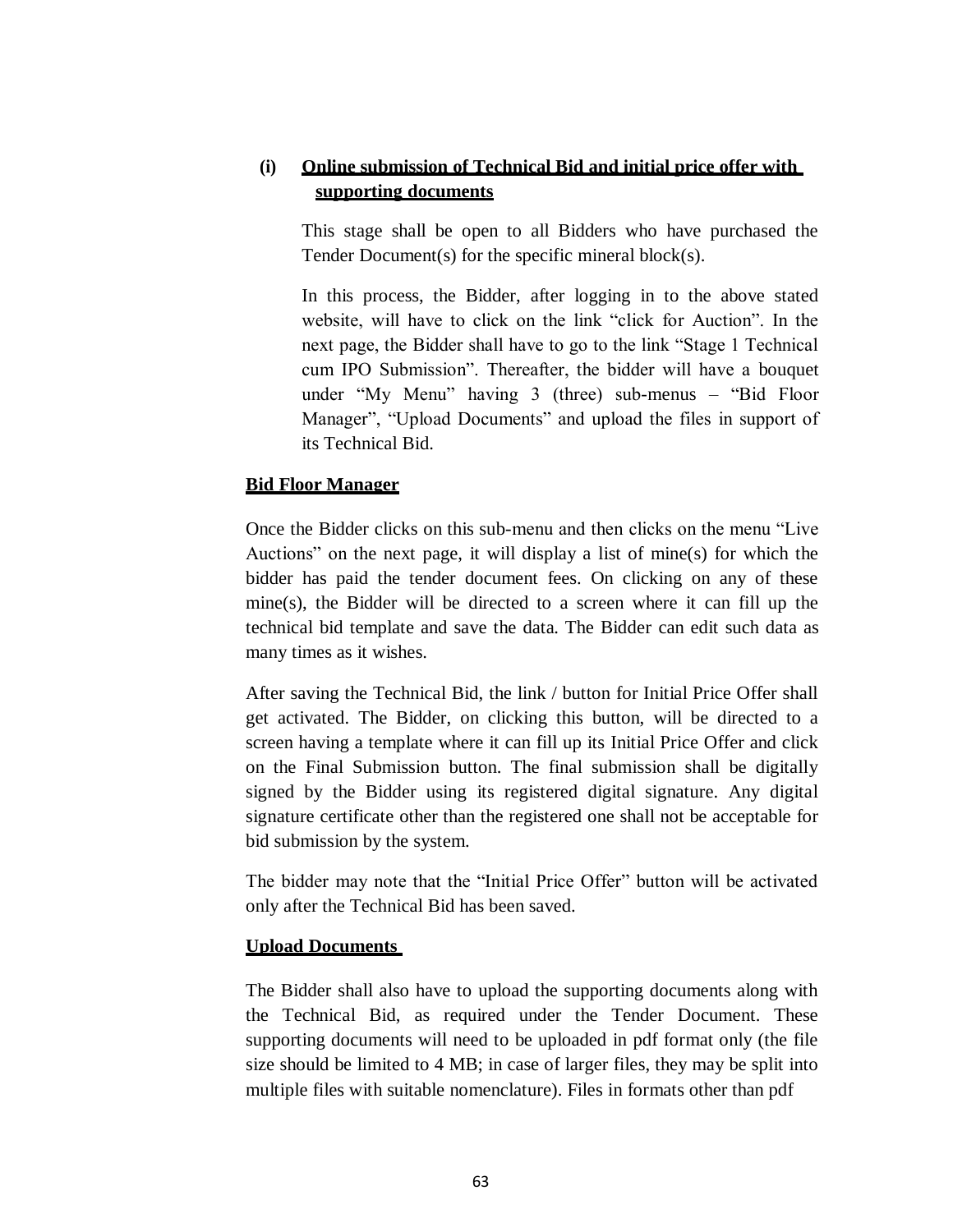**(i) Online submission of Technical Bid and initial price offer with supporting documents**

This stage shall be open to all Bidders who have purchased the Tender Document(s) for the specific mineral block(s).

In this process, the Bidder, after logging in to the above stated website, will have to click on the link "click for Auction". In the next page, the Bidder shall have to go to the link "Stage 1 Technical cum IPO Submission". Thereafter, the bidder will have a bouquet under "My Menu" having 3 (three) sub-menus – "Bid Floor Manager", "Upload Documents" and upload the files in support of its Technical Bid.

**Bid Floor Manager**

Once the Bidder clicks on this sub-menu and then clicks on the menu "Live Auctions" on the next page, it will display a list of mine(s) for which the bidder has paid the tender document fees. On clicking on any of these mine(s), the Bidder will be directed to a screen where it can fill up the technical bid template and save the data. The Bidder can edit such data as many times as it wishes.

After saving the Technical Bid, the link / button for Initial Price Offer shall get activated. The Bidder, on clicking this button, will be directed to a screen having a template where it can fill up its Initial Price Offer and click on the Final Submission button. The final submission shall be digitally signed by the Bidder using its registered digital signature. Any digital signature certificate other than the registered one shall not be acceptable for bid submission by the system.

The bidder may note that the "Initial Price Offer" button will be activated only after the Technical Bid has been saved.

**Upload Documents**

The Bidder shall also have to upload the supporting documents along with the Technical Bid, as required under the Tender Document. These supporting documents will need to be uploaded in pdf format only (the file size should be limited to 4 MB; in case of larger files, they may be split into multiple files with suitable nomenclature). Files in formats other than pdf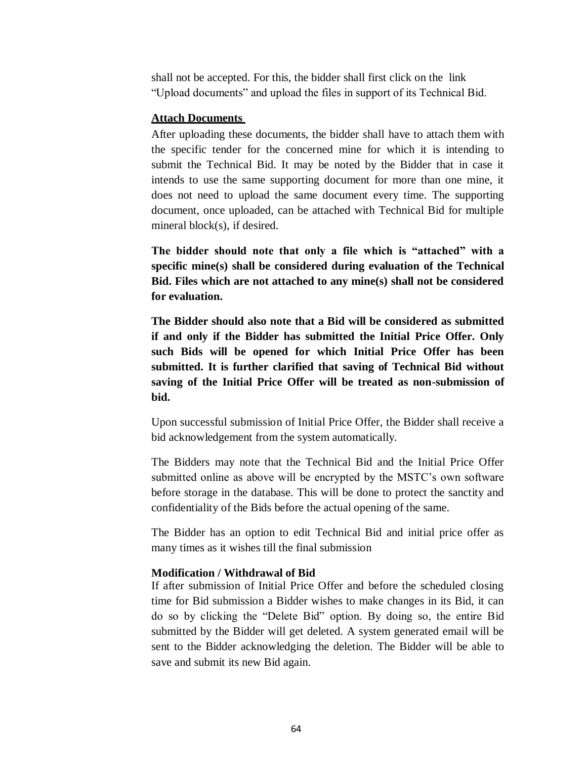shall not be accepted. For this, the bidder shall first click on the link "Upload documents" and upload the files in support of its Technical Bid.

**Attach Documents**

After uploading these documents, the bidder shall have to attach them with the specific tender for the concerned mine for which it is intending to submit the Technical Bid. It may be noted by the Bidder that in case it intends to use the same supporting document for more than one mine, it does not need to upload the same document every time. The supporting document, once uploaded, can be attached with Technical Bid for multiple mineral block(s), if desired.

**The bidder should note that only a file which is "attached" with a specific mine(s) shall be considered during evaluation of the Technical Bid. Files which are not attached to any mine(s) shall not be considered for evaluation.**

**The Bidder should also note that a Bid will be considered as submitted if and only if the Bidder has submitted the Initial Price Offer. Only such Bids will be opened for which Initial Price Offer has been submitted. It is further clarified that saving of Technical Bid without saving of the Initial Price Offer will be treated as non-submission of bid.**

Upon successful submission of Initial Price Offer, the Bidder shall receive a bid acknowledgement from the system automatically.

The Bidders may note that the Technical Bid and the Initial Price Offer submitted online as above will be encrypted by the MSTC's own software before storage in the database. This will be done to protect the sanctity and confidentiality of the Bids before the actual opening of the same.

The Bidder has an option to edit Technical Bid and initial price offer as many times as it wishes till the final submission

**Modification / Withdrawal of Bid**

If after submission of Initial Price Offer and before the scheduled closing time for Bid submission a Bidder wishes to make changes in its Bid, it can do so by clicking the "Delete Bid" option. By doing so, the entire Bid submitted by the Bidder will get deleted. A system generated email will be sent to the Bidder acknowledging the deletion. The Bidder will be able to save and submit its new Bid again.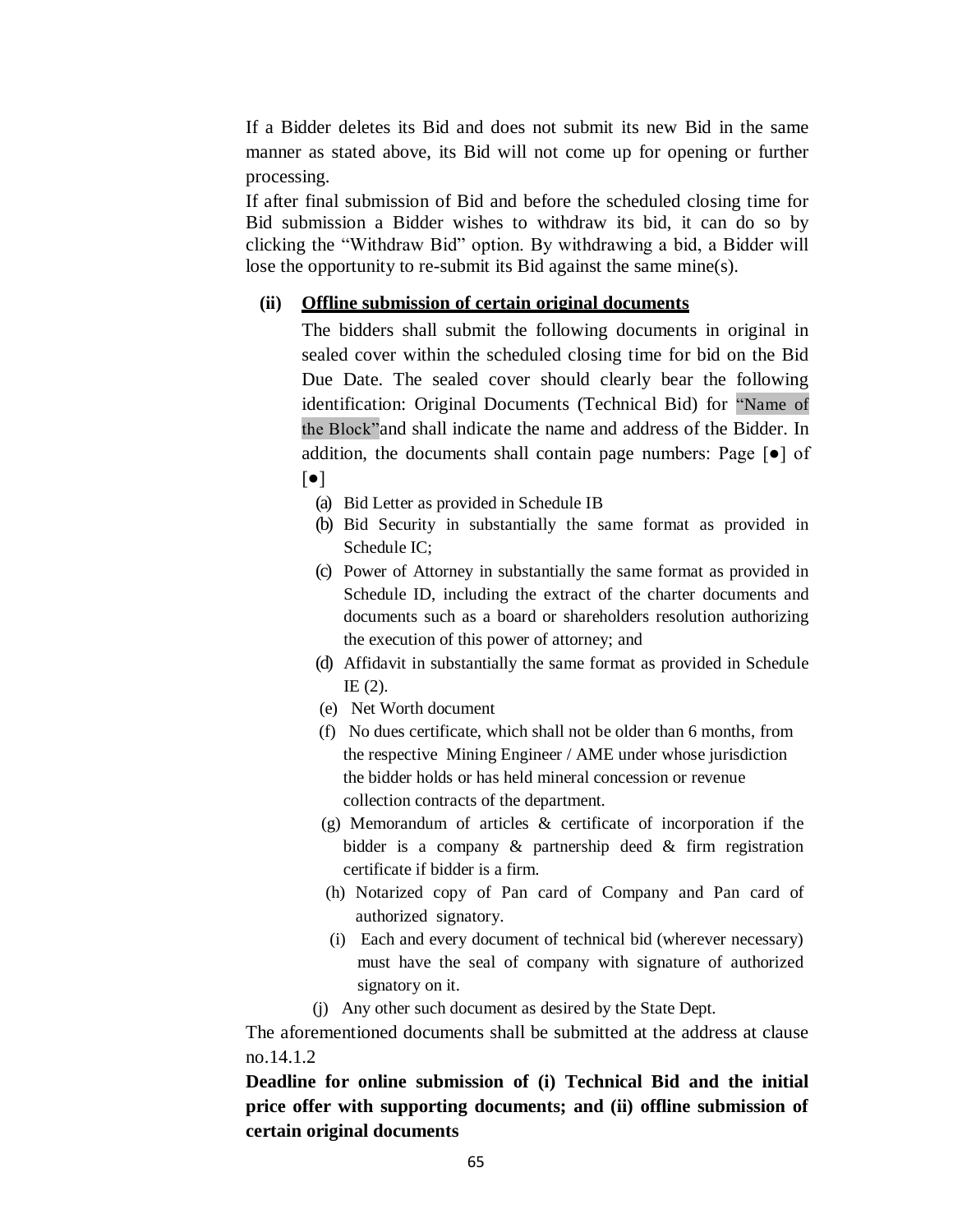If a Bidder deletes its Bid and does not submit its new Bid in the same manner as stated above, its Bid will not come up for opening or further processing.

If after final submission of Bid and before the scheduled closing time for Bid submission a Bidder wishes to withdraw its bid, it can do so by clicking the "Withdraw Bid" option. By withdrawing a bid, a Bidder will lose the opportunity to re-submit its Bid against the same mine(s).

**(ii) Offline submission of certain original documents**

The bidders shall submit the following documents in original in sealed cover within the scheduled closing time for bid on the Bid Due Date. The sealed cover should clearly bear the following identification: Original Documents (Technical Bid) for "Name of the Block"and shall indicate the name and address of the Bidder. In addition, the documents shall contain page numbers: Page [●] of [●]

(a) Bid Letter as provided in Schedule IB

(b) Bid Security in substantially the same format as provided in Schedule IC;

(c) Power of Attorney in substantially the same format as provided in Schedule ID, including the extract of the charter documents and documents such as a board or shareholders resolution authorizing the execution of this power of attorney; and

(d) Affidavit in substantially the same format as provided in Schedule IE (2).

(e) Net Worth document

(f) No dues certificate, which shall not be older than 6 months, from the respective Mining Engineer / AME under whose jurisdiction the bidder holds or has held mineral concession or revenue collection contracts of the department.

(g) Memorandum of articles & certificate of incorporation if the bidder is a company & partnership deed & firm registration certificate if bidder is a firm.

(h) Notarized copy of Pan card of Company and Pan card of authorized signatory.

(i) Each and every document of technical bid (wherever necessary) must have the seal of company with signature of authorized signatory on it.

(j) Any other such document as desired by the State Dept.

The aforementioned documents shall be submitted at the address at clause no.14.1.2

**Deadline for online submission of (i) Technical Bid and the initial price offer with supporting documents; and (ii) offline submission of certain original documents**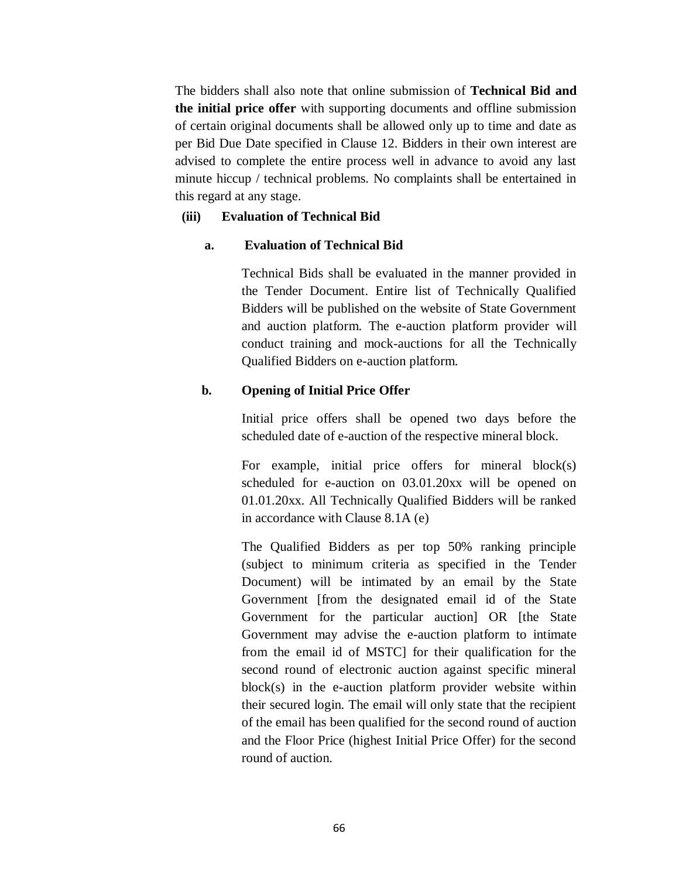The bidders shall also note that online submission of **Technical Bid and the initial price offer** with supporting documents and offline submission of certain original documents shall be allowed only up to time and date as per Bid Due Date specified in Clause 12. Bidders in their own interest are advised to complete the entire process well in advance to avoid any last minute hiccup / technical problems. No complaints shall be entertained in this regard at any stage.

**(iii) Evaluation of Technical Bid**

**a. Evaluation of Technical Bid**

Technical Bids shall be evaluated in the manner provided in the Tender Document. Entire list of Technically Qualified Bidders will be published on the website of State Government and auction platform. The e-auction platform provider will conduct training and mock-auctions for all the Technically Qualified Bidders on e-auction platform.

**b. Opening of Initial Price Offer**

Initial price offers shall be opened two days before the scheduled date of e-auction of the respective mineral block.

For example, initial price offers for mineral block(s) scheduled for e-auction on 03.01.20xx will be opened on 01.01.20xx. All Technically Qualified Bidders will be ranked in accordance with Clause 8.1A (e)

The Qualified Bidders as per top 50% ranking principle (subject to minimum criteria as specified in the Tender Document) will be intimated by an email by the State Government [from the designated email id of the State Government for the particular auction] OR [the State Government may advise the e-auction platform to intimate from the email id of MSTC] for their qualification for the second round of electronic auction against specific mineral block(s) in the e-auction platform provider website within their secured login. The email will only state that the recipient of the email has been qualified for the second round of auction and the Floor Price (highest Initial Price Offer) for the second round of auction.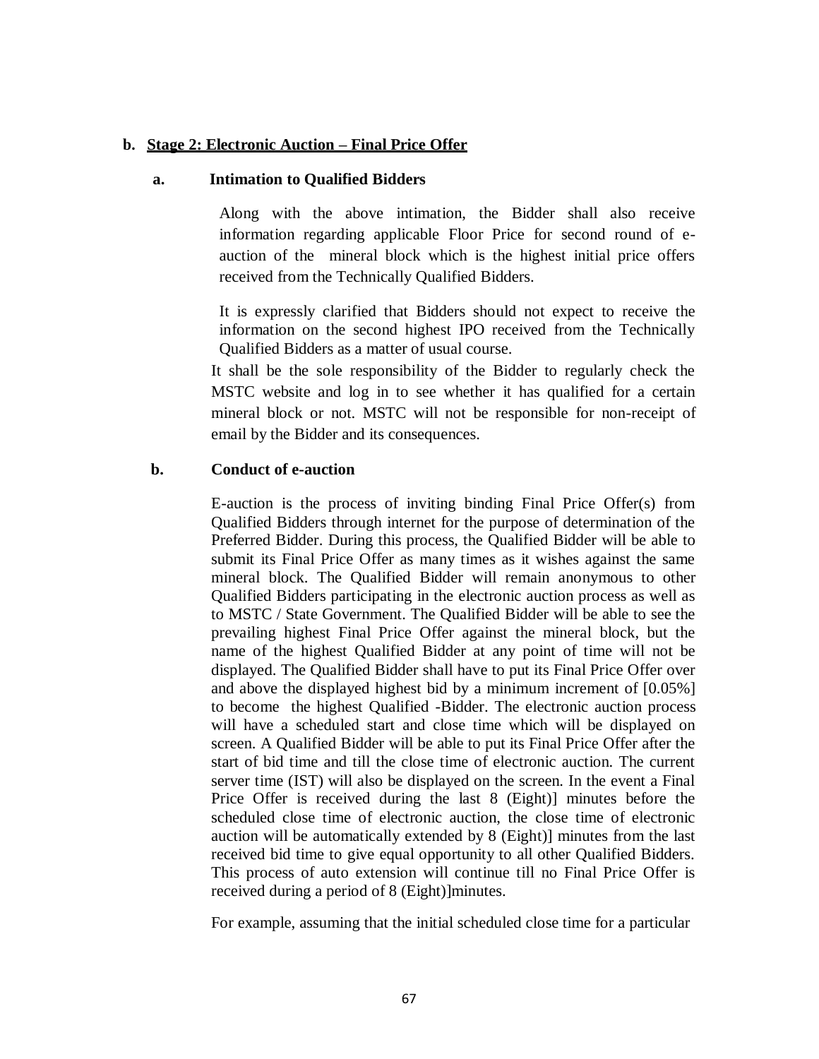**b. Stage 2: Electronic Auction – Final Price Offer**

**a. Intimation to Qualified Bidders**

Along with the above intimation, the Bidder shall also receive information regarding applicable Floor Price for second round of e-auction of the mineral block which is the highest initial price offers received from the Technically Qualified Bidders.

It is expressly clarified that Bidders should not expect to receive the information on the second highest IPO received from the Technically Qualified Bidders as a matter of usual course.

It shall be the sole responsibility of the Bidder to regularly check the MSTC website and log in to see whether it has qualified for a certain mineral block or not. MSTC will not be responsible for non-receipt of email by the Bidder and its consequences.

**b. Conduct of e-auction**

E-auction is the process of inviting binding Final Price Offer(s) from Qualified Bidders through internet for the purpose of determination of the Preferred Bidder. During this process, the Qualified Bidder will be able to submit its Final Price Offer as many times as it wishes against the same mineral block. The Qualified Bidder will remain anonymous to other Qualified Bidders participating in the electronic auction process as well as to MSTC / State Government. The Qualified Bidder will be able to see the prevailing highest Final Price Offer against the mineral block, but the name of the highest Qualified Bidder at any point of time will not be displayed. The Qualified Bidder shall have to put its Final Price Offer over and above the displayed highest bid by a minimum increment of [0.05%] to become the highest Qualified -Bidder. The electronic auction process will have a scheduled start and close time which will be displayed on screen. A Qualified Bidder will be able to put its Final Price Offer after the start of bid time and till the close time of electronic auction. The current server time (IST) will also be displayed on the screen. In the event a Final Price Offer is received during the last 8 (Eight)] minutes before the scheduled close time of electronic auction, the close time of electronic auction will be automatically extended by 8 (Eight)] minutes from the last received bid time to give equal opportunity to all other Qualified Bidders. This process of auto extension will continue till no Final Price Offer is received during a period of 8 (Eight)]minutes.

For example, assuming that the initial scheduled close time for a particular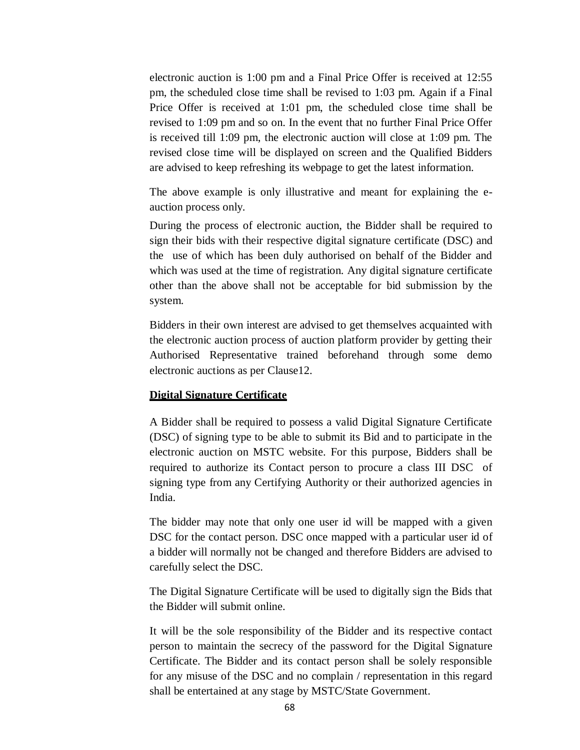electronic auction is 1:00 pm and a Final Price Offer is received at 12:55 pm, the scheduled close time shall be revised to 1:03 pm. Again if a Final Price Offer is received at 1:01 pm, the scheduled close time shall be revised to 1:09 pm and so on. In the event that no further Final Price Offer is received till 1:09 pm, the electronic auction will close at 1:09 pm. The revised close time will be displayed on screen and the Qualified Bidders are advised to keep refreshing its webpage to get the latest information.

The above example is only illustrative and meant for explaining the e-auction process only.

During the process of electronic auction, the Bidder shall be required to sign their bids with their respective digital signature certificate (DSC) and the use of which has been duly authorised on behalf of the Bidder and which was used at the time of registration. Any digital signature certificate other than the above shall not be acceptable for bid submission by the system.

Bidders in their own interest are advised to get themselves acquainted with the electronic auction process of auction platform provider by getting their Authorised Representative trained beforehand through some demo electronic auctions as per Clause12.

**Digital Signature Certificate**

A Bidder shall be required to possess a valid Digital Signature Certificate (DSC) of signing type to be able to submit its Bid and to participate in the electronic auction on MSTC website. For this purpose, Bidders shall be required to authorize its Contact person to procure a class III DSC of signing type from any Certifying Authority or their authorized agencies in India.

The bidder may note that only one user id will be mapped with a given DSC for the contact person. DSC once mapped with a particular user id of a bidder will normally not be changed and therefore Bidders are advised to carefully select the DSC.

The Digital Signature Certificate will be used to digitally sign the Bids that the Bidder will submit online.

It will be the sole responsibility of the Bidder and its respective contact person to maintain the secrecy of the password for the Digital Signature Certificate. The Bidder and its contact person shall be solely responsible for any misuse of the DSC and no complain / representation in this regard shall be entertained at any stage by MSTC/State Government.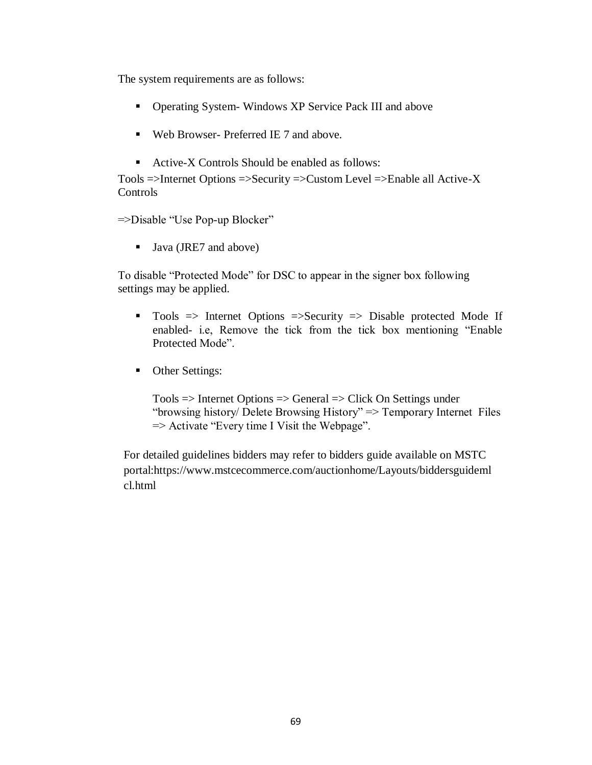The system requirements are as follows:

- Operating System- Windows XP Service Pack III and above
- Web Browser- Preferred IE 7 and above.
- Active-X Controls Should be enabled as follows:

Tools =>Internet Options =>Security =>Custom Level =>Enable all Active-X Controls

=>Disable "Use Pop-up Blocker"

- Java (JRE7 and above)

To disable "Protected Mode" for DSC to appear in the signer box following settings may be applied.

- Tools => Internet Options =>Security => Disable protected Mode If enabled- i.e, Remove the tick from the tick box mentioning "Enable Protected Mode".
- Other Settings:

  Tools => Internet Options => General => Click On Settings under "browsing history/ Delete Browsing History" => Temporary Internet Files => Activate "Every time I Visit the Webpage".

For detailed guidelines bidders may refer to bidders guide available on MSTC portal:https://www.mstcecommerce.com/auctionhome/Layouts/biddersguidemlcl.html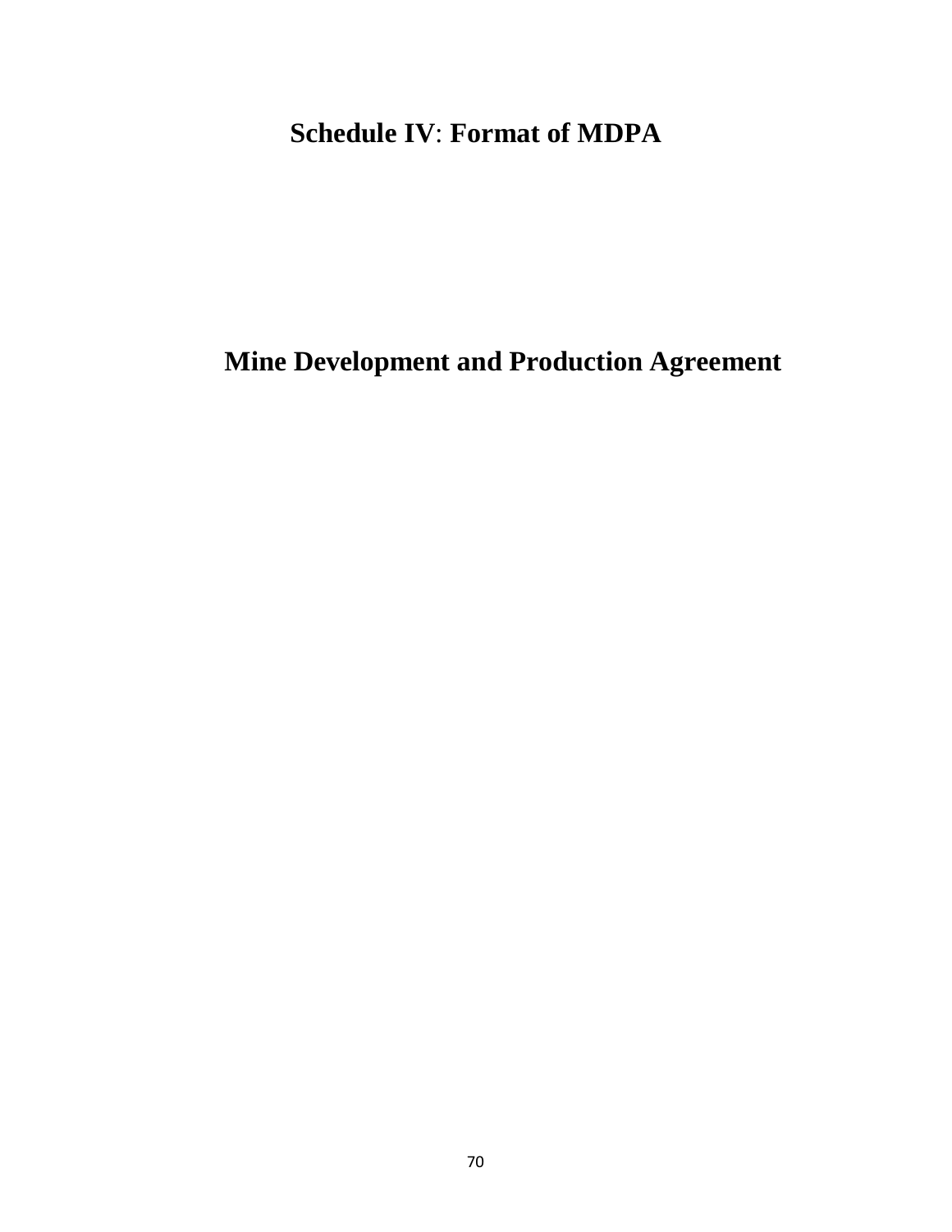# Schedule IV: Format of MDPA

# Mine Development and Production Agreement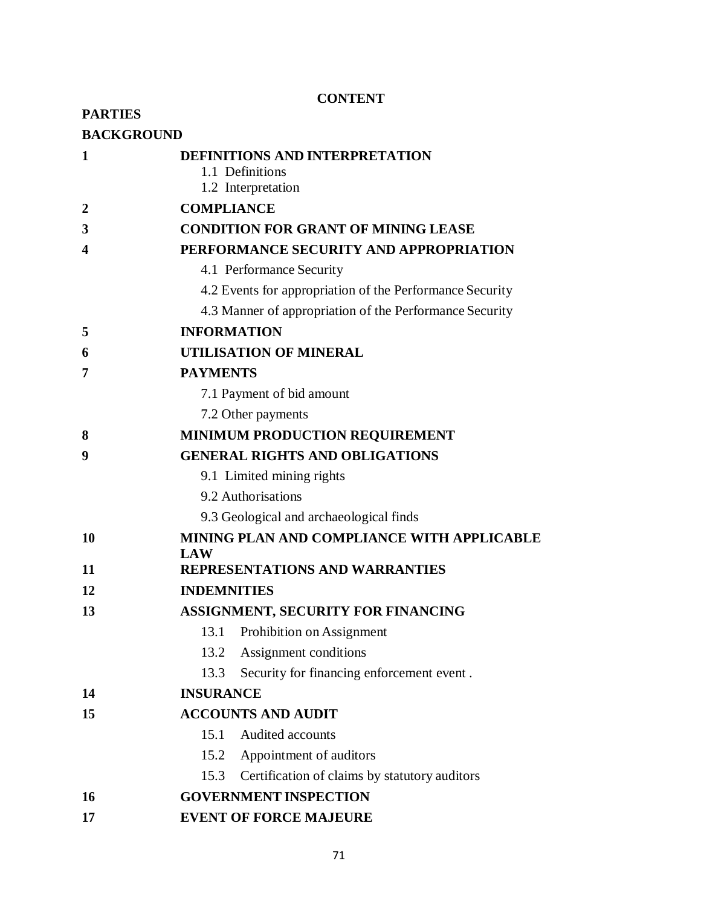**CONTENT**

**PARTIES**

**BACKGROUND**

**1** **DEFINITIONS AND INTERPRETATION**

1.1 Definitions
1.2 Interpretation

**2** **COMPLIANCE**

**3** **CONDITION FOR GRANT OF MINING LEASE**

**4** **PERFORMANCE SECURITY AND APPROPRIATION**

4.1 Performance Security
4.2 Events for appropriation of the Performance Security
4.3 Manner of appropriation of the Performance Security

**5** **INFORMATION**

**6** **UTILISATION OF MINERAL**

**7** **PAYMENTS**

7.1 Payment of bid amount
7.2 Other payments

**8** **MINIMUM PRODUCTION REQUIREMENT**

**9** **GENERAL RIGHTS AND OBLIGATIONS**

9.1 Limited mining rights
9.2 Authorisations
9.3 Geological and archaeological finds

**10** **MINING PLAN AND COMPLIANCE WITH APPLICABLE LAW**

**11** **REPRESENTATIONS AND WARRANTIES**

**12** **INDEMNITIES**

**13** **ASSIGNMENT, SECURITY FOR FINANCING**

13.1 Prohibition on Assignment
13.2 Assignment conditions
13.3 Security for financing enforcement event .

**14** **INSURANCE**

**15** **ACCOUNTS AND AUDIT**

15.1 Audited accounts
15.2 Appointment of auditors
15.3 Certification of claims by statutory auditors

**16** **GOVERNMENT INSPECTION**

**17** **EVENT OF FORCE MAJEURE**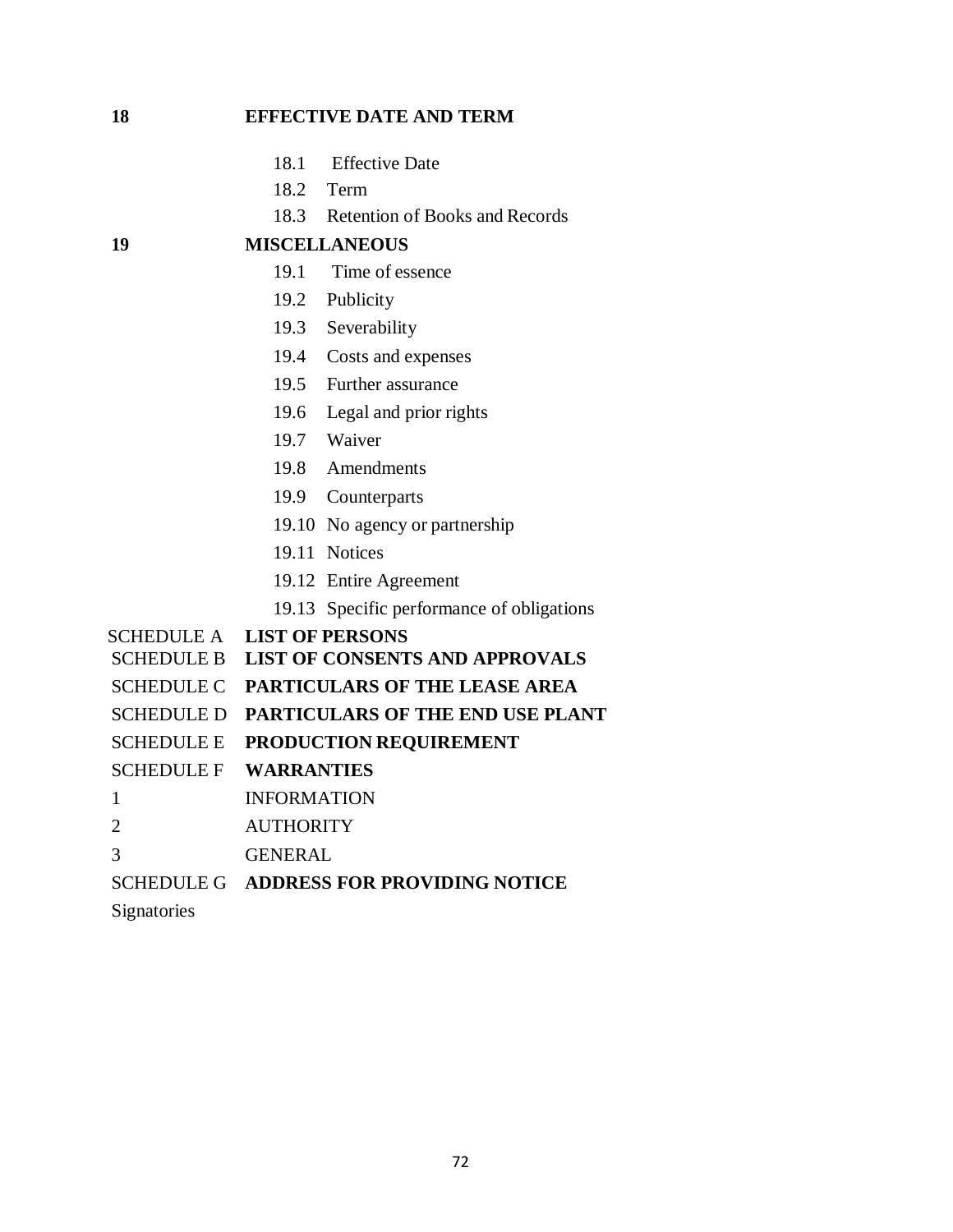**18 EFFECTIVE DATE AND TERM**

18.1 Effective Date

18.2 Term

18.3 Retention of Books and Records

**19 MISCELLANEOUS**

19.1 Time of essence

19.2 Publicity

19.3 Severability

19.4 Costs and expenses

19.5 Further assurance

19.6 Legal and prior rights

19.7 Waiver

19.8 Amendments

19.9 Counterparts

19.10 No agency or partnership

19.11 Notices

19.12 Entire Agreement

19.13 Specific performance of obligations

SCHEDULE A **LIST OF PERSONS**

SCHEDULE B **LIST OF CONSENTS AND APPROVALS**

SCHEDULE C **PARTICULARS OF THE LEASE AREA**

SCHEDULE D **PARTICULARS OF THE END USE PLANT**

SCHEDULE E **PRODUCTION REQUIREMENT**

SCHEDULE F **WARRANTIES**

1 INFORMATION

2 AUTHORITY

3 GENERAL

SCHEDULE G **ADDRESS FOR PROVIDING NOTICE**

Signatories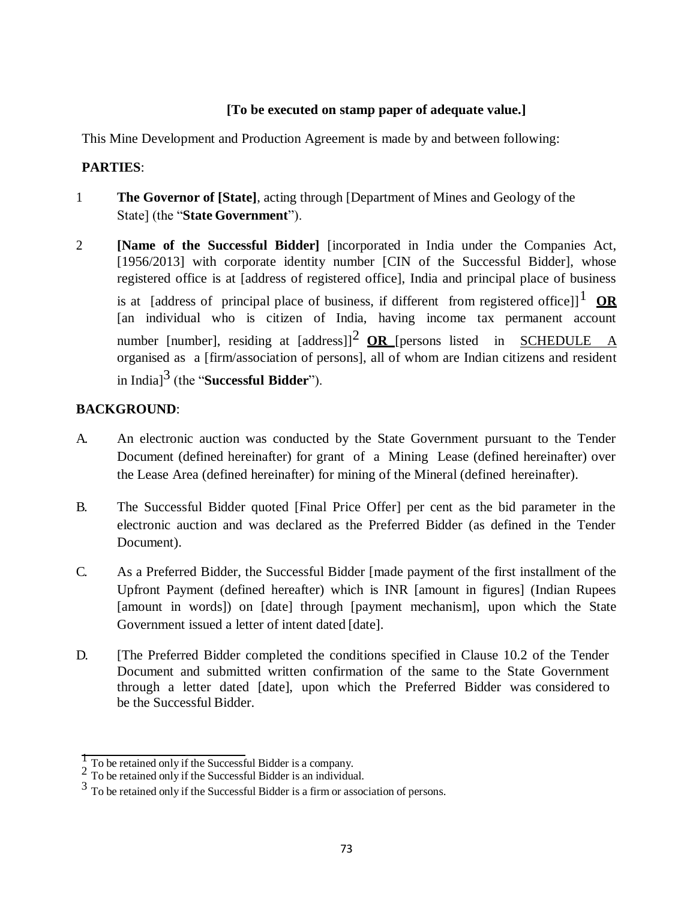**[To be executed on stamp paper of adequate value.]**

This Mine Development and Production Agreement is made by and between following:

**PARTIES**:

1 **The Governor of [State]**, acting through [Department of Mines and Geology of the State] (the "**State Government**").

2 **[Name of the Successful Bidder]** [incorporated in India under the Companies Act, [1956/2013] with corporate identity number [CIN of the Successful Bidder], whose registered office is at [address of registered office], India and principal place of business is at [address of principal place of business, if different from registered office]][1] **OR** [an individual who is citizen of India, having income tax permanent account number [number], residing at [address]][2] **OR** [persons listed in SCHEDULE A organised as a [firm/association of persons], all of whom are Indian citizens and resident in India][3] (the "**Successful Bidder**").

**BACKGROUND**:

A. An electronic auction was conducted by the State Government pursuant to the Tender Document (defined hereinafter) for grant of a Mining Lease (defined hereinafter) over the Lease Area (defined hereinafter) for mining of the Mineral (defined hereinafter).

B. The Successful Bidder quoted [Final Price Offer] per cent as the bid parameter in the electronic auction and was declared as the Preferred Bidder (as defined in the Tender Document).

C. As a Preferred Bidder, the Successful Bidder [made payment of the first installment of the Upfront Payment (defined hereafter) which is INR [amount in figures] (Indian Rupees [amount in words]) on [date] through [payment mechanism], upon which the State Government issued a letter of intent dated [date].

D. [The Preferred Bidder completed the conditions specified in Clause 10.2 of the Tender Document and submitted written confirmation of the same to the State Government through a letter dated [date], upon which the Preferred Bidder was considered to be the Successful Bidder.

---

[1] To be retained only if the Successful Bidder is a company.

[2] To be retained only if the Successful Bidder is an individual.

[3] To be retained only if the Successful Bidder is a firm or association of persons.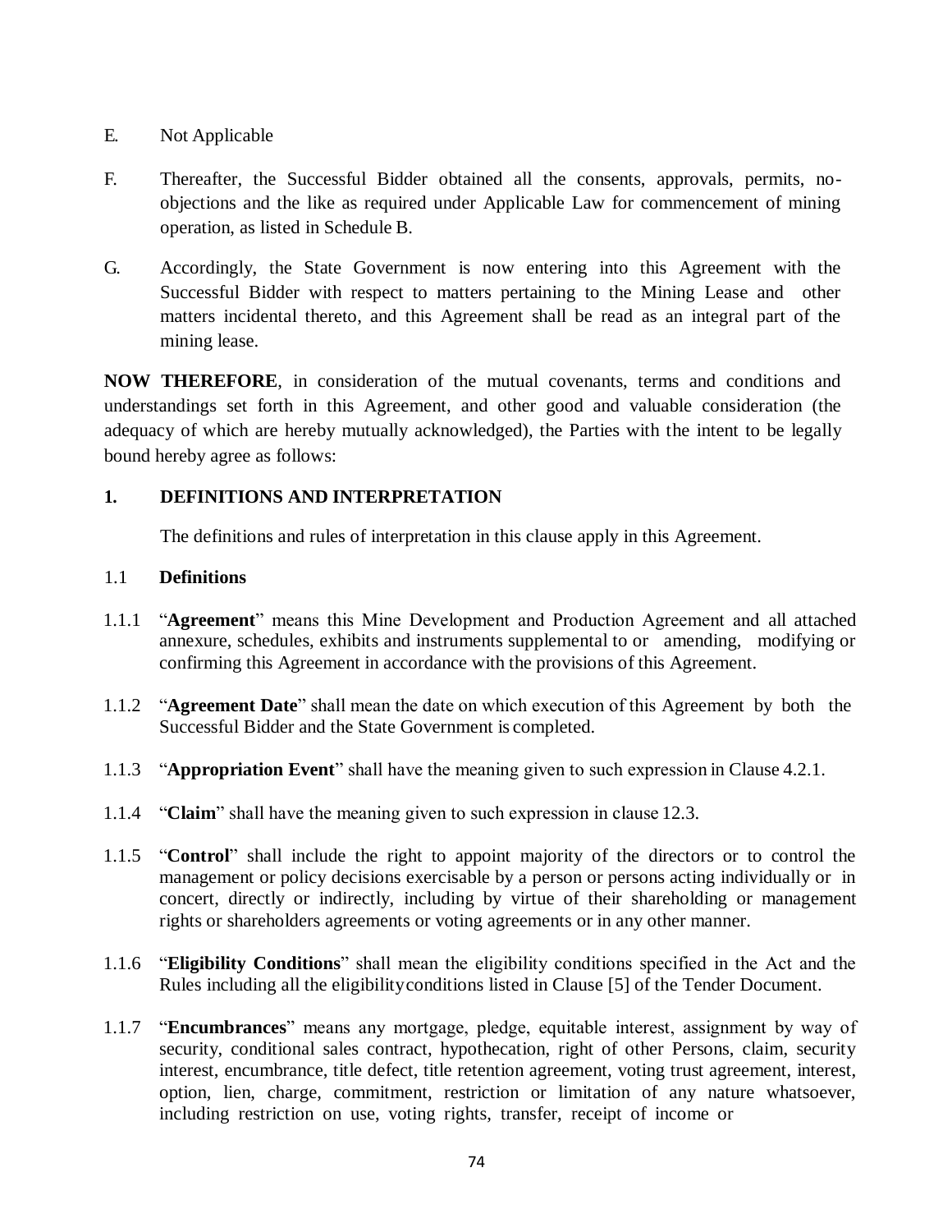E. Not Applicable

F. Thereafter, the Successful Bidder obtained all the consents, approvals, permits, no-objections and the like as required under Applicable Law for commencement of mining operation, as listed in Schedule B.

G. Accordingly, the State Government is now entering into this Agreement with the Successful Bidder with respect to matters pertaining to the Mining Lease and other matters incidental thereto, and this Agreement shall be read as an integral part of the mining lease.

**NOW THEREFORE**, in consideration of the mutual covenants, terms and conditions and understandings set forth in this Agreement, and other good and valuable consideration (the adequacy of which are hereby mutually acknowledged), the Parties with the intent to be legally bound hereby agree as follows:

## 1. DEFINITIONS AND INTERPRETATION

The definitions and rules of interpretation in this clause apply in this Agreement.

### 1.1 Definitions

1.1.1 "**Agreement**" means this Mine Development and Production Agreement and all attached annexure, schedules, exhibits and instruments supplemental to or amending, modifying or confirming this Agreement in accordance with the provisions of this Agreement.

1.1.2 "**Agreement Date**" shall mean the date on which execution of this Agreement by both the Successful Bidder and the State Government is completed.

1.1.3 "**Appropriation Event**" shall have the meaning given to such expression in Clause 4.2.1.

1.1.4 "**Claim**" shall have the meaning given to such expression in clause 12.3.

1.1.5 "**Control**" shall include the right to appoint majority of the directors or to control the management or policy decisions exercisable by a person or persons acting individually or in concert, directly or indirectly, including by virtue of their shareholding or management rights or shareholders agreements or voting agreements or in any other manner.

1.1.6 "**Eligibility Conditions**" shall mean the eligibility conditions specified in the Act and the Rules including all the eligibilityconditions listed in Clause [5] of the Tender Document.

1.1.7 "**Encumbrances**" means any mortgage, pledge, equitable interest, assignment by way of security, conditional sales contract, hypothecation, right of other Persons, claim, security interest, encumbrance, title defect, title retention agreement, voting trust agreement, interest, option, lien, charge, commitment, restriction or limitation of any nature whatsoever, including restriction on use, voting rights, transfer, receipt of income or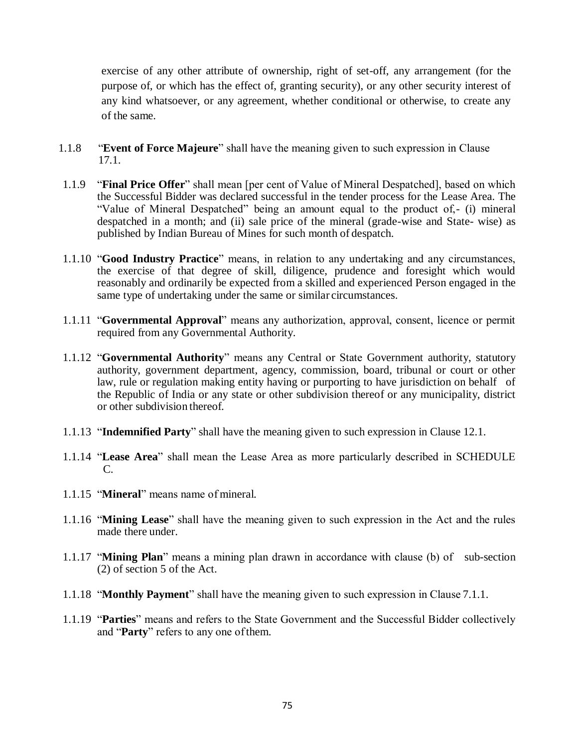exercise of any other attribute of ownership, right of set-off, any arrangement (for the purpose of, or which has the effect of, granting security), or any other security interest of any kind whatsoever, or any agreement, whether conditional or otherwise, to create any of the same.

1.1.8 "**Event of Force Majeure**" shall have the meaning given to such expression in Clause 17.1.

1.1.9 "**Final Price Offer**" shall mean [per cent of Value of Mineral Despatched], based on which the Successful Bidder was declared successful in the tender process for the Lease Area. The "Value of Mineral Despatched" being an amount equal to the product of,- (i) mineral despatched in a month; and (ii) sale price of the mineral (grade-wise and State- wise) as published by Indian Bureau of Mines for such month of despatch.

1.1.10 "**Good Industry Practice**" means, in relation to any undertaking and any circumstances, the exercise of that degree of skill, diligence, prudence and foresight which would reasonably and ordinarily be expected from a skilled and experienced Person engaged in the same type of undertaking under the same or similar circumstances.

1.1.11 "**Governmental Approval**" means any authorization, approval, consent, licence or permit required from any Governmental Authority.

1.1.12 "**Governmental Authority**" means any Central or State Government authority, statutory authority, government department, agency, commission, board, tribunal or court or other law, rule or regulation making entity having or purporting to have jurisdiction on behalf of the Republic of India or any state or other subdivision thereof or any municipality, district or other subdivision thereof.

1.1.13 "**Indemnified Party**" shall have the meaning given to such expression in Clause 12.1.

1.1.14 "**Lease Area**" shall mean the Lease Area as more particularly described in SCHEDULE C.

1.1.15 "**Mineral**" means name of mineral.

1.1.16 "**Mining Lease**" shall have the meaning given to such expression in the Act and the rules made there under.

1.1.17 "**Mining Plan**" means a mining plan drawn in accordance with clause (b) of sub-section (2) of section 5 of the Act.

1.1.18 "**Monthly Payment**" shall have the meaning given to such expression in Clause 7.1.1.

1.1.19 "**Parties**" means and refers to the State Government and the Successful Bidder collectively and "**Party**" refers to any one of them.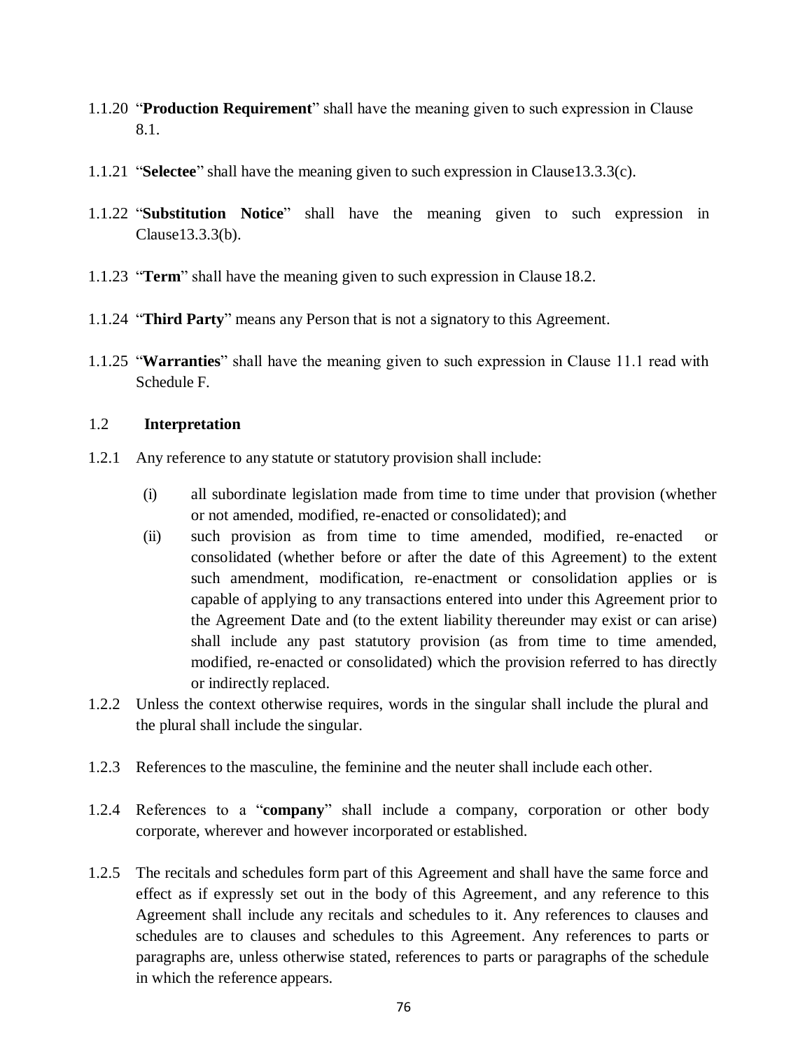1.1.20 "**Production Requirement**" shall have the meaning given to such expression in Clause 8.1.

1.1.21 "**Selectee**" shall have the meaning given to such expression in Clause13.3.3(c).

1.1.22 "**Substitution Notice**" shall have the meaning given to such expression in Clause13.3.3(b).

1.1.23 "**Term**" shall have the meaning given to such expression in Clause 18.2.

1.1.24 "**Third Party**" means any Person that is not a signatory to this Agreement.

1.1.25 "**Warranties**" shall have the meaning given to such expression in Clause 11.1 read with Schedule F.

1.2 **Interpretation**

1.2.1 Any reference to any statute or statutory provision shall include:

(i) all subordinate legislation made from time to time under that provision (whether or not amended, modified, re-enacted or consolidated); and

(ii) such provision as from time to time amended, modified, re-enacted or consolidated (whether before or after the date of this Agreement) to the extent such amendment, modification, re-enactment or consolidation applies or is capable of applying to any transactions entered into under this Agreement prior to the Agreement Date and (to the extent liability thereunder may exist or can arise) shall include any past statutory provision (as from time to time amended, modified, re-enacted or consolidated) which the provision referred to has directly or indirectly replaced.

1.2.2 Unless the context otherwise requires, words in the singular shall include the plural and the plural shall include the singular.

1.2.3 References to the masculine, the feminine and the neuter shall include each other.

1.2.4 References to a "**company**" shall include a company, corporation or other body corporate, wherever and however incorporated or established.

1.2.5 The recitals and schedules form part of this Agreement and shall have the same force and effect as if expressly set out in the body of this Agreement, and any reference to this Agreement shall include any recitals and schedules to it. Any references to clauses and schedules are to clauses and schedules to this Agreement. Any references to parts or paragraphs are, unless otherwise stated, references to parts or paragraphs of the schedule in which the reference appears.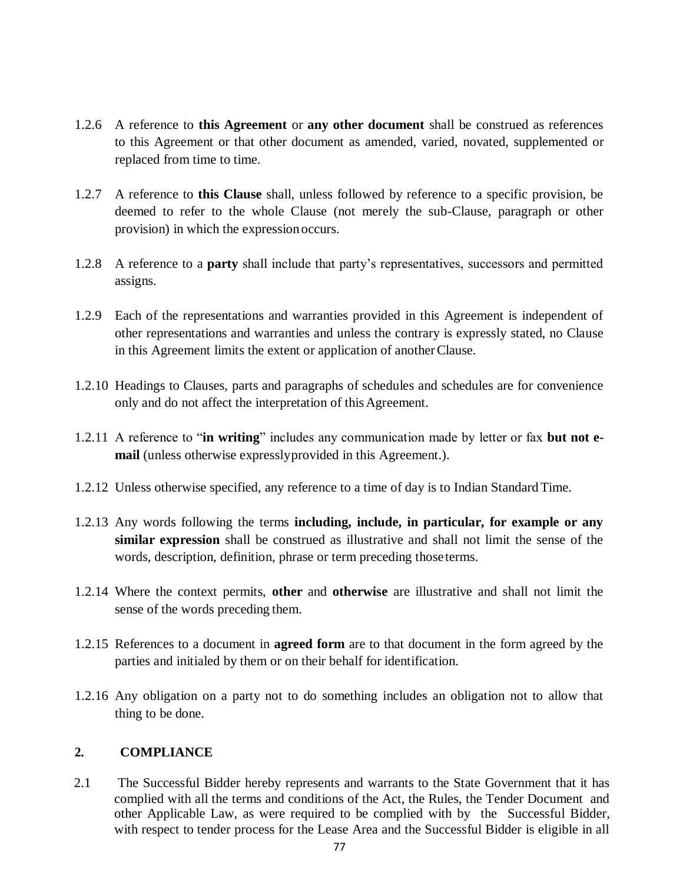1.2.6 A reference to **this Agreement** or **any other document** shall be construed as references to this Agreement or that other document as amended, varied, novated, supplemented or replaced from time to time.

1.2.7 A reference to **this Clause** shall, unless followed by reference to a specific provision, be deemed to refer to the whole Clause (not merely the sub-Clause, paragraph or other provision) in which the expression occurs.

1.2.8 A reference to a **party** shall include that party's representatives, successors and permitted assigns.

1.2.9 Each of the representations and warranties provided in this Agreement is independent of other representations and warranties and unless the contrary is expressly stated, no Clause in this Agreement limits the extent or application of another Clause.

1.2.10 Headings to Clauses, parts and paragraphs of schedules and schedules are for convenience only and do not affect the interpretation of this Agreement.

1.2.11 A reference to "**in writing**" includes any communication made by letter or fax **but not e-mail** (unless otherwise expressly provided in this Agreement.).

1.2.12 Unless otherwise specified, any reference to a time of day is to Indian Standard Time.

1.2.13 Any words following the terms **including, include, in particular, for example or any similar expression** shall be construed as illustrative and shall not limit the sense of the words, description, definition, phrase or term preceding those terms.

1.2.14 Where the context permits, **other** and **otherwise** are illustrative and shall not limit the sense of the words preceding them.

1.2.15 References to a document in **agreed form** are to that document in the form agreed by the parties and initialed by them or on their behalf for identification.

1.2.16 Any obligation on a party not to do something includes an obligation not to allow that thing to be done.

## 2. COMPLIANCE

2.1 The Successful Bidder hereby represents and warrants to the State Government that it has complied with all the terms and conditions of the Act, the Rules, the Tender Document and other Applicable Law, as were required to be complied with by the Successful Bidder, with respect to tender process for the Lease Area and the Successful Bidder is eligible in all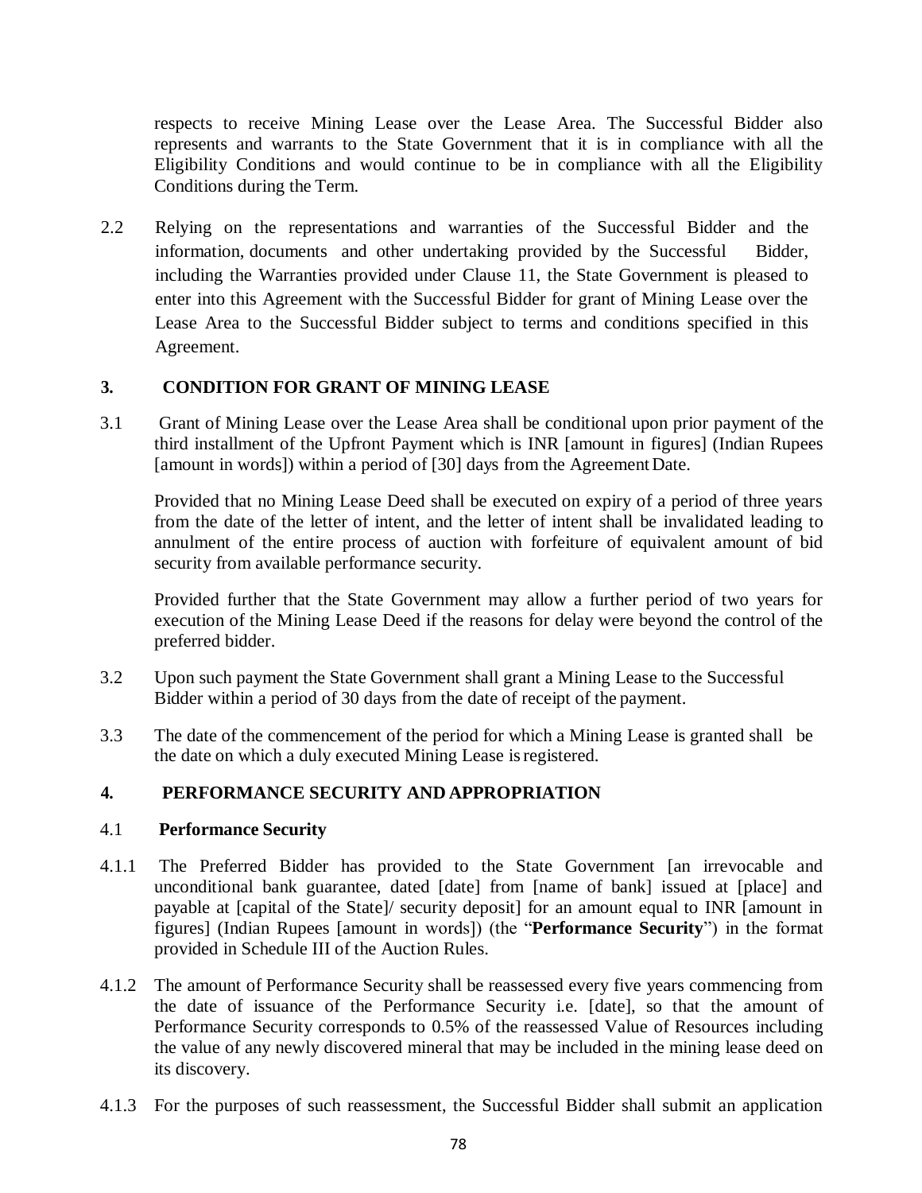respects to receive Mining Lease over the Lease Area. The Successful Bidder also represents and warrants to the State Government that it is in compliance with all the Eligibility Conditions and would continue to be in compliance with all the Eligibility Conditions during the Term.

2.2 Relying on the representations and warranties of the Successful Bidder and the information, documents and other undertaking provided by the Successful Bidder, including the Warranties provided under Clause 11, the State Government is pleased to enter into this Agreement with the Successful Bidder for grant of Mining Lease over the Lease Area to the Successful Bidder subject to terms and conditions specified in this Agreement.

## 3. CONDITION FOR GRANT OF MINING LEASE

3.1 Grant of Mining Lease over the Lease Area shall be conditional upon prior payment of the third installment of the Upfront Payment which is INR [amount in figures] (Indian Rupees [amount in words]) within a period of [30] days from the Agreement Date.

Provided that no Mining Lease Deed shall be executed on expiry of a period of three years from the date of the letter of intent, and the letter of intent shall be invalidated leading to annulment of the entire process of auction with forfeiture of equivalent amount of bid security from available performance security.

Provided further that the State Government may allow a further period of two years for execution of the Mining Lease Deed if the reasons for delay were beyond the control of the preferred bidder.

3.2 Upon such payment the State Government shall grant a Mining Lease to the Successful Bidder within a period of 30 days from the date of receipt of the payment.

3.3 The date of the commencement of the period for which a Mining Lease is granted shall be the date on which a duly executed Mining Lease is registered.

## 4. PERFORMANCE SECURITY AND APPROPRIATION

### 4.1 Performance Security

4.1.1 The Preferred Bidder has provided to the State Government [an irrevocable and unconditional bank guarantee, dated [date] from [name of bank] issued at [place] and payable at [capital of the State]/ security deposit] for an amount equal to INR [amount in figures] (Indian Rupees [amount in words]) (the "**Performance Security**") in the format provided in Schedule III of the Auction Rules.

4.1.2 The amount of Performance Security shall be reassessed every five years commencing from the date of issuance of the Performance Security i.e. [date], so that the amount of Performance Security corresponds to 0.5% of the reassessed Value of Resources including the value of any newly discovered mineral that may be included in the mining lease deed on its discovery.

4.1.3 For the purposes of such reassessment, the Successful Bidder shall submit an application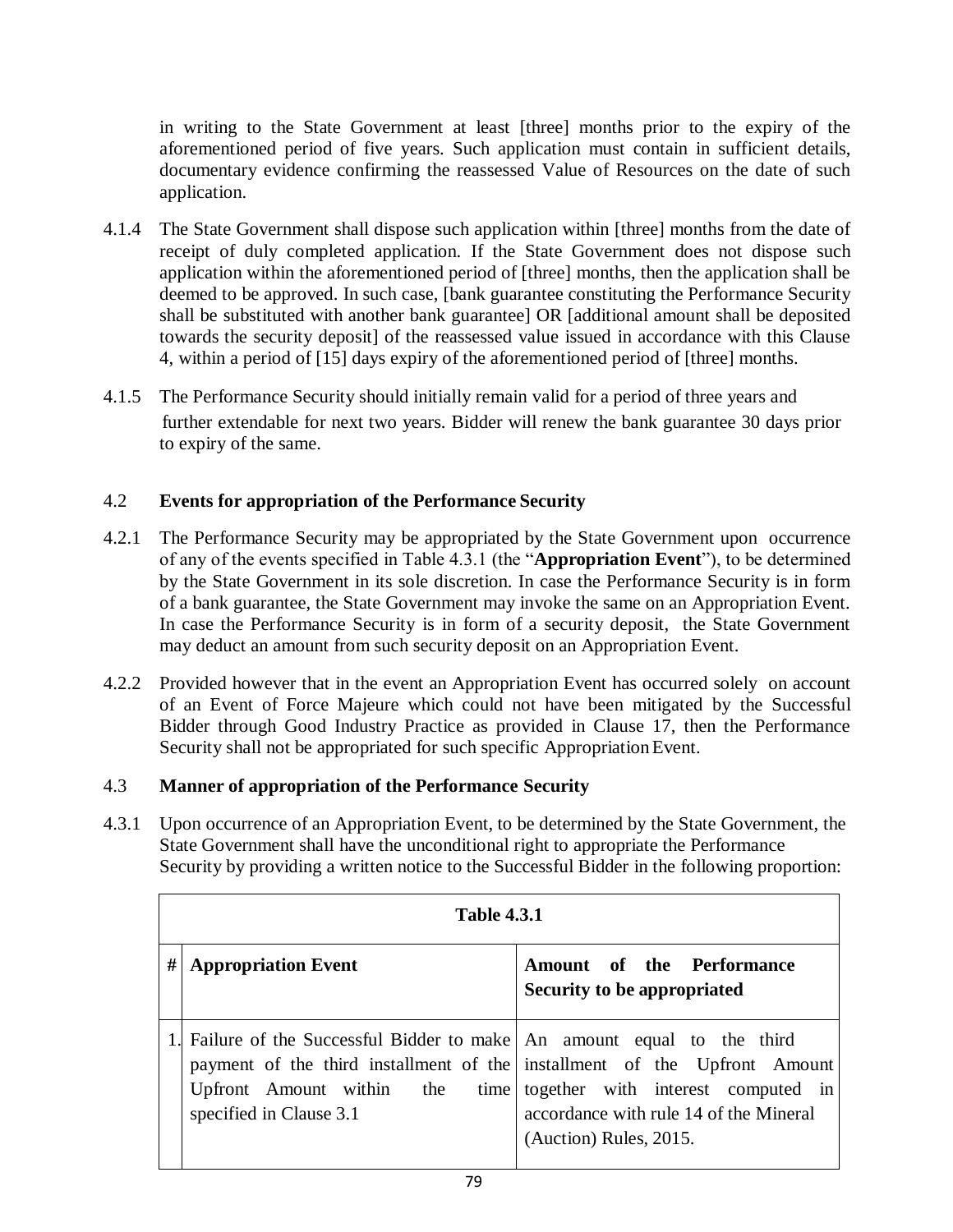in writing to the State Government at least [three] months prior to the expiry of the aforementioned period of five years. Such application must contain in sufficient details, documentary evidence confirming the reassessed Value of Resources on the date of such application.

4.1.4 The State Government shall dispose such application within [three] months from the date of receipt of duly completed application. If the State Government does not dispose such application within the aforementioned period of [three] months, then the application shall be deemed to be approved. In such case, [bank guarantee constituting the Performance Security shall be substituted with another bank guarantee] OR [additional amount shall be deposited towards the security deposit] of the reassessed value issued in accordance with this Clause 4, within a period of [15] days expiry of the aforementioned period of [three] months.

4.1.5 The Performance Security should initially remain valid for a period of three years and further extendable for next two years. Bidder will renew the bank guarantee 30 days prior to expiry of the same.

4.2 **Events for appropriation of the Performance Security**

4.2.1 The Performance Security may be appropriated by the State Government upon occurrence of any of the events specified in Table 4.3.1 (the "**Appropriation Event**"), to be determined by the State Government in its sole discretion. In case the Performance Security is in form of a bank guarantee, the State Government may invoke the same on an Appropriation Event. In case the Performance Security is in form of a security deposit, the State Government may deduct an amount from such security deposit on an Appropriation Event.

4.2.2 Provided however that in the event an Appropriation Event has occurred solely on account of an Event of Force Majeure which could not have been mitigated by the Successful Bidder through Good Industry Practice as provided in Clause 17, then the Performance Security shall not be appropriated for such specific Appropriation Event.

4.3 **Manner of appropriation of the Performance Security**

4.3.1 Upon occurrence of an Appropriation Event, to be determined by the State Government, the State Government shall have the unconditional right to appropriate the Performance Security by providing a written notice to the Successful Bidder in the following proportion:

**Table 4.3.1**

| # | Appropriation Event | Amount of the Performance Security to be appropriated |
|---|---|---|
| 1. | Failure of the Successful Bidder to make payment of the third installment of the Upfront Amount within the time specified in Clause 3.1 | An amount equal to the third installment of the Upfront Amount together with interest computed in accordance with rule 14 of the Mineral (Auction) Rules, 2015. |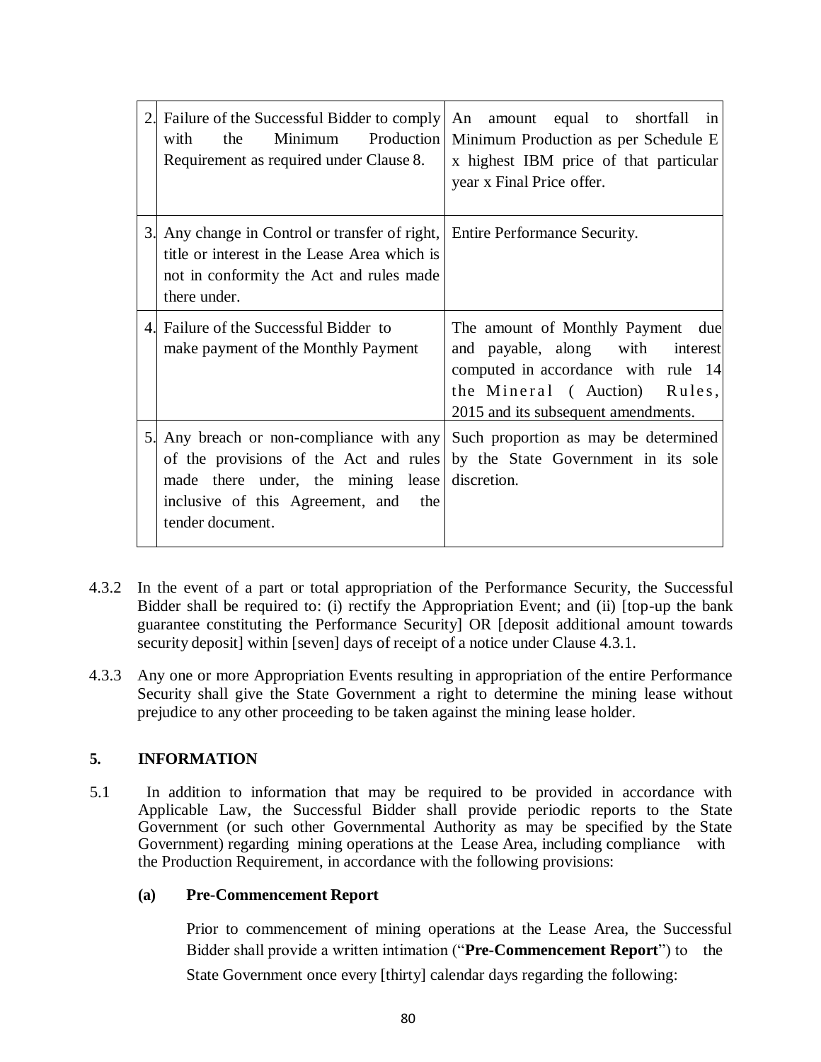| | | |
|---|---|---|
| 2. | Failure of the Successful Bidder to comply with the Minimum Production Requirement as required under Clause 8. | An amount equal to shortfall in Minimum Production as per Schedule E x highest IBM price of that particular year x Final Price offer. |
| 3. | Any change in Control or transfer of right, title or interest in the Lease Area which is not in conformity the Act and rules made there under. | Entire Performance Security. |
| 4. | Failure of the Successful Bidder to make payment of the Monthly Payment | The amount of Monthly Payment due and payable, along with interest computed in accordance with rule 14 the Mineral (Auction) Rules, 2015 and its subsequent amendments. |
| 5. | Any breach or non-compliance with any of the provisions of the Act and rules made there under, the mining lease inclusive of this Agreement, and the tender document. | Such proportion as may be determined by the State Government in its sole discretion. |

4.3.2 In the event of a part or total appropriation of the Performance Security, the Successful Bidder shall be required to: (i) rectify the Appropriation Event; and (ii) [top-up the bank guarantee constituting the Performance Security] OR [deposit additional amount towards security deposit] within [seven] days of receipt of a notice under Clause 4.3.1.

4.3.3 Any one or more Appropriation Events resulting in appropriation of the entire Performance Security shall give the State Government a right to determine the mining lease without prejudice to any other proceeding to be taken against the mining lease holder.

## 5. INFORMATION

5.1 In addition to information that may be required to be provided in accordance with Applicable Law, the Successful Bidder shall provide periodic reports to the State Government (or such other Governmental Authority as may be specified by the State Government) regarding mining operations at the Lease Area, including compliance with the Production Requirement, in accordance with the following provisions:

**(a) Pre-Commencement Report**

Prior to commencement of mining operations at the Lease Area, the Successful Bidder shall provide a written intimation ("**Pre-Commencement Report**") to the State Government once every [thirty] calendar days regarding the following: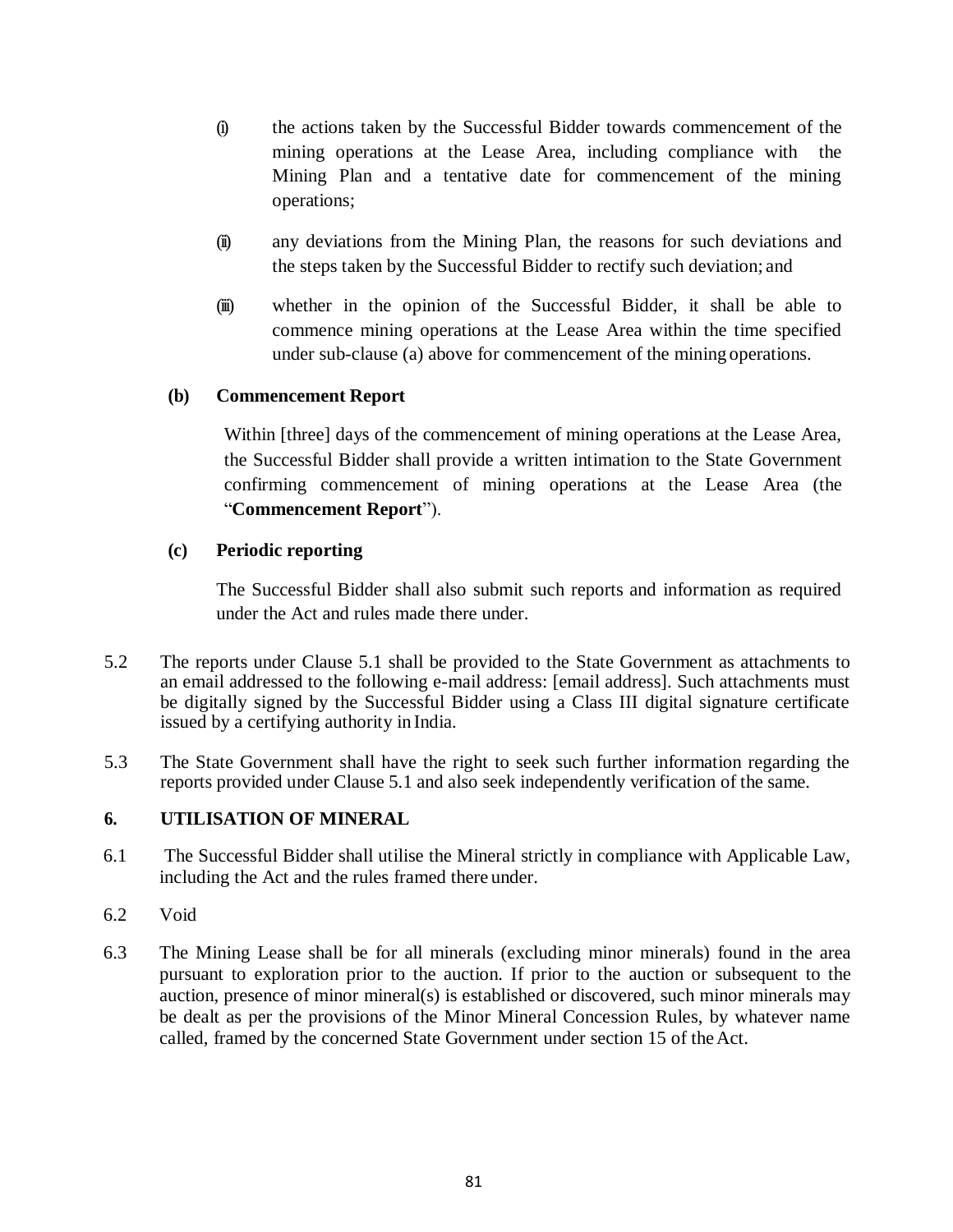(i) the actions taken by the Successful Bidder towards commencement of the mining operations at the Lease Area, including compliance with the Mining Plan and a tentative date for commencement of the mining operations;

(ii) any deviations from the Mining Plan, the reasons for such deviations and the steps taken by the Successful Bidder to rectify such deviation; and

(iii) whether in the opinion of the Successful Bidder, it shall be able to commence mining operations at the Lease Area within the time specified under sub-clause (a) above for commencement of the mining operations.

**(b) Commencement Report**

Within [three] days of the commencement of mining operations at the Lease Area, the Successful Bidder shall provide a written intimation to the State Government confirming commencement of mining operations at the Lease Area (the "**Commencement Report**").

**(c) Periodic reporting**

The Successful Bidder shall also submit such reports and information as required under the Act and rules made there under.

5.2 The reports under Clause 5.1 shall be provided to the State Government as attachments to an email addressed to the following e-mail address: [email address]. Such attachments must be digitally signed by the Successful Bidder using a Class III digital signature certificate issued by a certifying authority in India.

5.3 The State Government shall have the right to seek such further information regarding the reports provided under Clause 5.1 and also seek independently verification of the same.

**6. UTILISATION OF MINERAL**

6.1 The Successful Bidder shall utilise the Mineral strictly in compliance with Applicable Law, including the Act and the rules framed there under.

6.2 Void

6.3 The Mining Lease shall be for all minerals (excluding minor minerals) found in the area pursuant to exploration prior to the auction. If prior to the auction or subsequent to the auction, presence of minor mineral(s) is established or discovered, such minor minerals may be dealt as per the provisions of the Minor Mineral Concession Rules, by whatever name called, framed by the concerned State Government under section 15 of the Act.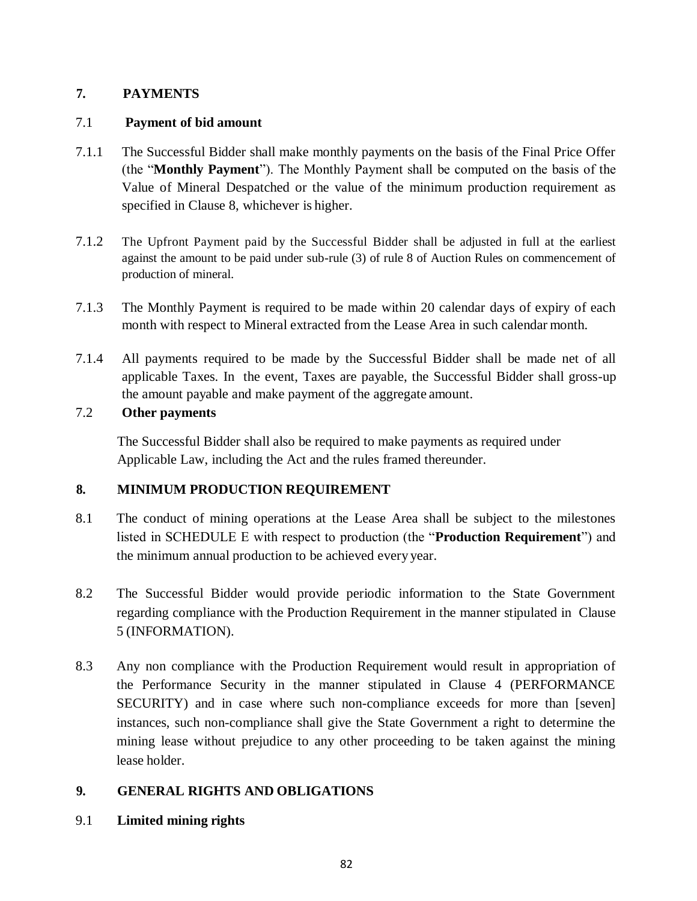## 7. PAYMENTS

### 7.1 Payment of bid amount

7.1.1 The Successful Bidder shall make monthly payments on the basis of the Final Price Offer (the "**Monthly Payment**"). The Monthly Payment shall be computed on the basis of the Value of Mineral Despatched or the value of the minimum production requirement as specified in Clause 8, whichever is higher.

7.1.2 The Upfront Payment paid by the Successful Bidder shall be adjusted in full at the earliest against the amount to be paid under sub-rule (3) of rule 8 of Auction Rules on commencement of production of mineral.

7.1.3 The Monthly Payment is required to be made within 20 calendar days of expiry of each month with respect to Mineral extracted from the Lease Area in such calendar month.

7.1.4 All payments required to be made by the Successful Bidder shall be made net of all applicable Taxes. In the event, Taxes are payable, the Successful Bidder shall gross-up the amount payable and make payment of the aggregate amount.

### 7.2 Other payments

The Successful Bidder shall also be required to make payments as required under Applicable Law, including the Act and the rules framed thereunder.

## 8. MINIMUM PRODUCTION REQUIREMENT

8.1 The conduct of mining operations at the Lease Area shall be subject to the milestones listed in SCHEDULE E with respect to production (the "**Production Requirement**") and the minimum annual production to be achieved every year.

8.2 The Successful Bidder would provide periodic information to the State Government regarding compliance with the Production Requirement in the manner stipulated in Clause 5 (INFORMATION).

8.3 Any non compliance with the Production Requirement would result in appropriation of the Performance Security in the manner stipulated in Clause 4 (PERFORMANCE SECURITY) and in case where such non-compliance exceeds for more than [seven] instances, such non-compliance shall give the State Government a right to determine the mining lease without prejudice to any other proceeding to be taken against the mining lease holder.

## 9. GENERAL RIGHTS AND OBLIGATIONS

### 9.1 Limited mining rights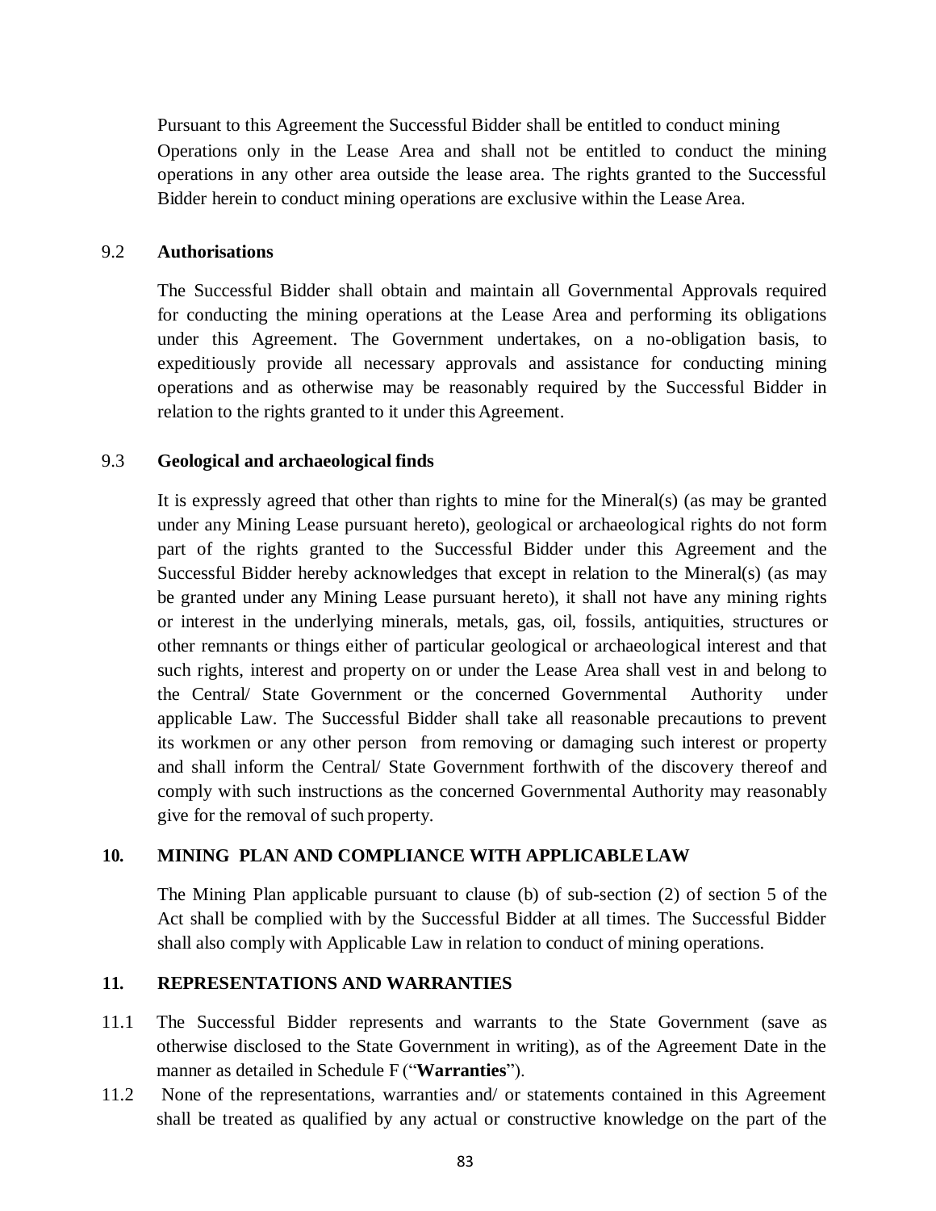Pursuant to this Agreement the Successful Bidder shall be entitled to conduct mining Operations only in the Lease Area and shall not be entitled to conduct the mining operations in any other area outside the lease area. The rights granted to the Successful Bidder herein to conduct mining operations are exclusive within the Lease Area.

9.2 **Authorisations**

The Successful Bidder shall obtain and maintain all Governmental Approvals required for conducting the mining operations at the Lease Area and performing its obligations under this Agreement. The Government undertakes, on a no-obligation basis, to expeditiously provide all necessary approvals and assistance for conducting mining operations and as otherwise may be reasonably required by the Successful Bidder in relation to the rights granted to it under this Agreement.

9.3 **Geological and archaeological finds**

It is expressly agreed that other than rights to mine for the Mineral(s) (as may be granted under any Mining Lease pursuant hereto), geological or archaeological rights do not form part of the rights granted to the Successful Bidder under this Agreement and the Successful Bidder hereby acknowledges that except in relation to the Mineral(s) (as may be granted under any Mining Lease pursuant hereto), it shall not have any mining rights or interest in the underlying minerals, metals, gas, oil, fossils, antiquities, structures or other remnants or things either of particular geological or archaeological interest and that such rights, interest and property on or under the Lease Area shall vest in and belong to the Central/ State Government or the concerned Governmental Authority under applicable Law. The Successful Bidder shall take all reasonable precautions to prevent its workmen or any other person from removing or damaging such interest or property and shall inform the Central/ State Government forthwith of the discovery thereof and comply with such instructions as the concerned Governmental Authority may reasonably give for the removal of such property.

## 10. MINING PLAN AND COMPLIANCE WITH APPLICABLE LAW

The Mining Plan applicable pursuant to clause (b) of sub-section (2) of section 5 of the Act shall be complied with by the Successful Bidder at all times. The Successful Bidder shall also comply with Applicable Law in relation to conduct of mining operations.

## 11. REPRESENTATIONS AND WARRANTIES

11.1 The Successful Bidder represents and warrants to the State Government (save as otherwise disclosed to the State Government in writing), as of the Agreement Date in the manner as detailed in Schedule F ("**Warranties**").

11.2 None of the representations, warranties and/ or statements contained in this Agreement shall be treated as qualified by any actual or constructive knowledge on the part of the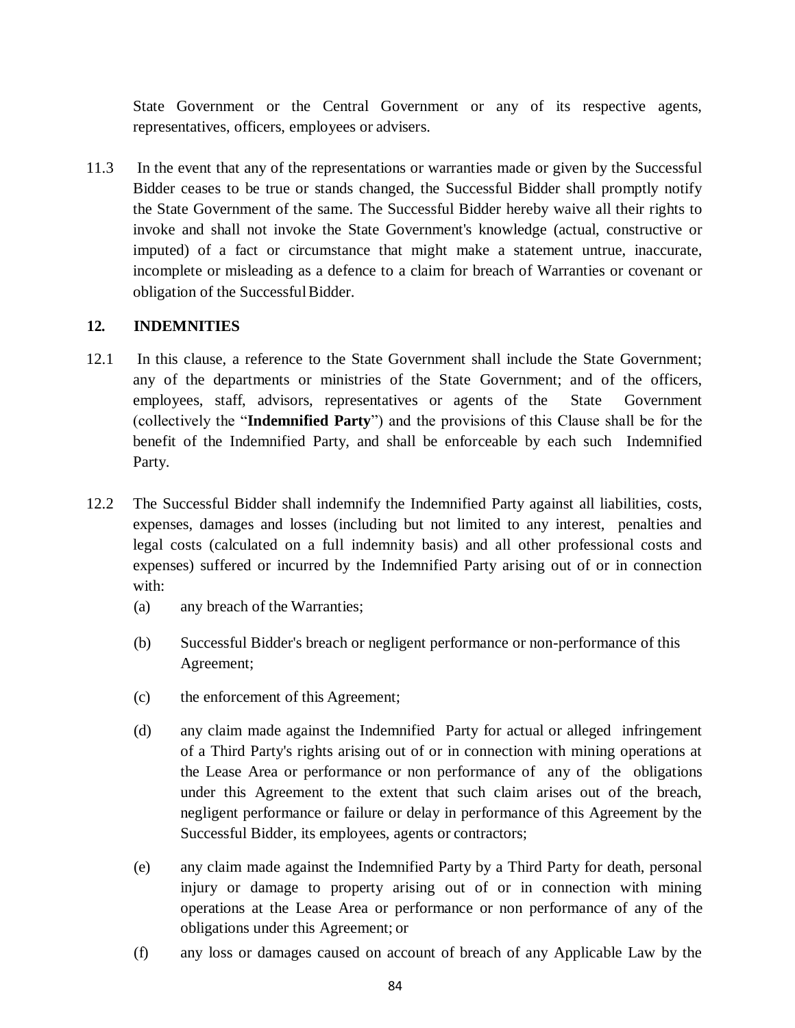State Government or the Central Government or any of its respective agents, representatives, officers, employees or advisers.

11.3 In the event that any of the representations or warranties made or given by the Successful Bidder ceases to be true or stands changed, the Successful Bidder shall promptly notify the State Government of the same. The Successful Bidder hereby waive all their rights to invoke and shall not invoke the State Government's knowledge (actual, constructive or imputed) of a fact or circumstance that might make a statement untrue, inaccurate, incomplete or misleading as a defence to a claim for breach of Warranties or covenant or obligation of the Successful Bidder.

**12. INDEMNITIES**

12.1 In this clause, a reference to the State Government shall include the State Government; any of the departments or ministries of the State Government; and of the officers, employees, staff, advisors, representatives or agents of the State Government (collectively the "**Indemnified Party**") and the provisions of this Clause shall be for the benefit of the Indemnified Party, and shall be enforceable by each such Indemnified Party.

12.2 The Successful Bidder shall indemnify the Indemnified Party against all liabilities, costs, expenses, damages and losses (including but not limited to any interest, penalties and legal costs (calculated on a full indemnity basis) and all other professional costs and expenses) suffered or incurred by the Indemnified Party arising out of or in connection with:

(a) any breach of the Warranties;

(b) Successful Bidder's breach or negligent performance or non-performance of this Agreement;

(c) the enforcement of this Agreement;

(d) any claim made against the Indemnified Party for actual or alleged infringement of a Third Party's rights arising out of or in connection with mining operations at the Lease Area or performance or non performance of any of the obligations under this Agreement to the extent that such claim arises out of the breach, negligent performance or failure or delay in performance of this Agreement by the Successful Bidder, its employees, agents or contractors;

(e) any claim made against the Indemnified Party by a Third Party for death, personal injury or damage to property arising out of or in connection with mining operations at the Lease Area or performance or non performance of any of the obligations under this Agreement; or

(f) any loss or damages caused on account of breach of any Applicable Law by the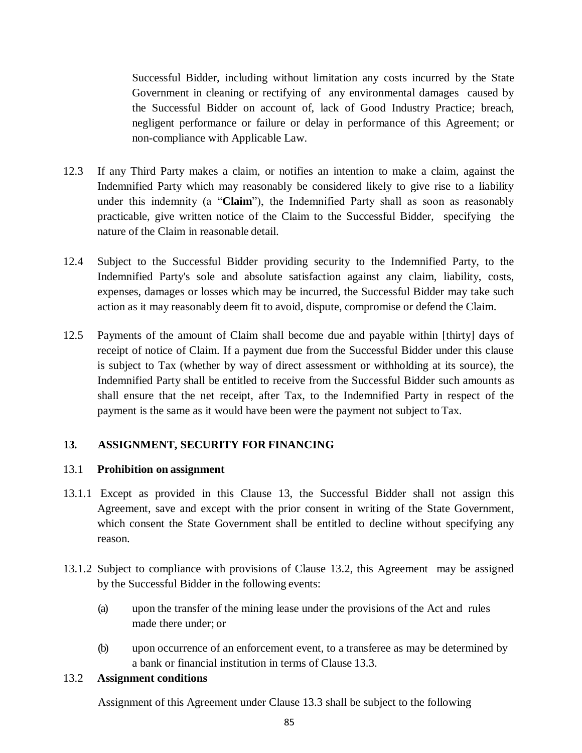Successful Bidder, including without limitation any costs incurred by the State Government in cleaning or rectifying of any environmental damages caused by the Successful Bidder on account of, lack of Good Industry Practice; breach, negligent performance or failure or delay in performance of this Agreement; or non-compliance with Applicable Law.

12.3 If any Third Party makes a claim, or notifies an intention to make a claim, against the Indemnified Party which may reasonably be considered likely to give rise to a liability under this indemnity (a "**Claim**"), the Indemnified Party shall as soon as reasonably practicable, give written notice of the Claim to the Successful Bidder, specifying the nature of the Claim in reasonable detail.

12.4 Subject to the Successful Bidder providing security to the Indemnified Party, to the Indemnified Party's sole and absolute satisfaction against any claim, liability, costs, expenses, damages or losses which may be incurred, the Successful Bidder may take such action as it may reasonably deem fit to avoid, dispute, compromise or defend the Claim.

12.5 Payments of the amount of Claim shall become due and payable within [thirty] days of receipt of notice of Claim. If a payment due from the Successful Bidder under this clause is subject to Tax (whether by way of direct assessment or withholding at its source), the Indemnified Party shall be entitled to receive from the Successful Bidder such amounts as shall ensure that the net receipt, after Tax, to the Indemnified Party in respect of the payment is the same as it would have been were the payment not subject to Tax.

## 13. ASSIGNMENT, SECURITY FOR FINANCING

### 13.1 Prohibition on assignment

13.1.1 Except as provided in this Clause 13, the Successful Bidder shall not assign this Agreement, save and except with the prior consent in writing of the State Government, which consent the State Government shall be entitled to decline without specifying any reason.

13.1.2 Subject to compliance with provisions of Clause 13.2, this Agreement may be assigned by the Successful Bidder in the following events:

(a) upon the transfer of the mining lease under the provisions of the Act and rules made there under; or

(b) upon occurrence of an enforcement event, to a transferee as may be determined by a bank or financial institution in terms of Clause 13.3.

### 13.2 Assignment conditions

Assignment of this Agreement under Clause 13.3 shall be subject to the following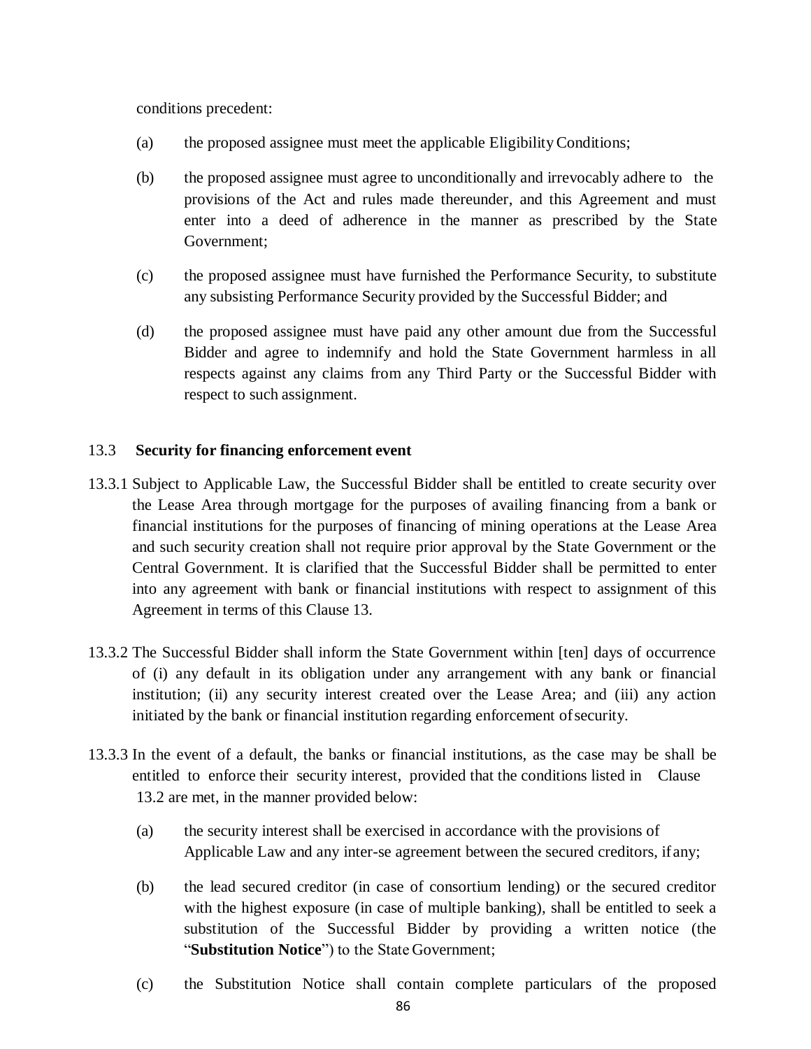conditions precedent:

(a) the proposed assignee must meet the applicable Eligibility Conditions;

(b) the proposed assignee must agree to unconditionally and irrevocably adhere to the provisions of the Act and rules made thereunder, and this Agreement and must enter into a deed of adherence in the manner as prescribed by the State Government;

(c) the proposed assignee must have furnished the Performance Security, to substitute any subsisting Performance Security provided by the Successful Bidder; and

(d) the proposed assignee must have paid any other amount due from the Successful Bidder and agree to indemnify and hold the State Government harmless in all respects against any claims from any Third Party or the Successful Bidder with respect to such assignment.

### 13.3 **Security for financing enforcement event**

13.3.1 Subject to Applicable Law, the Successful Bidder shall be entitled to create security over the Lease Area through mortgage for the purposes of availing financing from a bank or financial institutions for the purposes of financing of mining operations at the Lease Area and such security creation shall not require prior approval by the State Government or the Central Government. It is clarified that the Successful Bidder shall be permitted to enter into any agreement with bank or financial institutions with respect to assignment of this Agreement in terms of this Clause 13.

13.3.2 The Successful Bidder shall inform the State Government within [ten] days of occurrence of (i) any default in its obligation under any arrangement with any bank or financial institution; (ii) any security interest created over the Lease Area; and (iii) any action initiated by the bank or financial institution regarding enforcement of security.

13.3.3 In the event of a default, the banks or financial institutions, as the case may be shall be entitled to enforce their security interest, provided that the conditions listed in Clause 13.2 are met, in the manner provided below:

(a) the security interest shall be exercised in accordance with the provisions of Applicable Law and any inter-se agreement between the secured creditors, if any;

(b) the lead secured creditor (in case of consortium lending) or the secured creditor with the highest exposure (in case of multiple banking), shall be entitled to seek a substitution of the Successful Bidder by providing a written notice (the "**Substitution Notice**") to the State Government;

(c) the Substitution Notice shall contain complete particulars of the proposed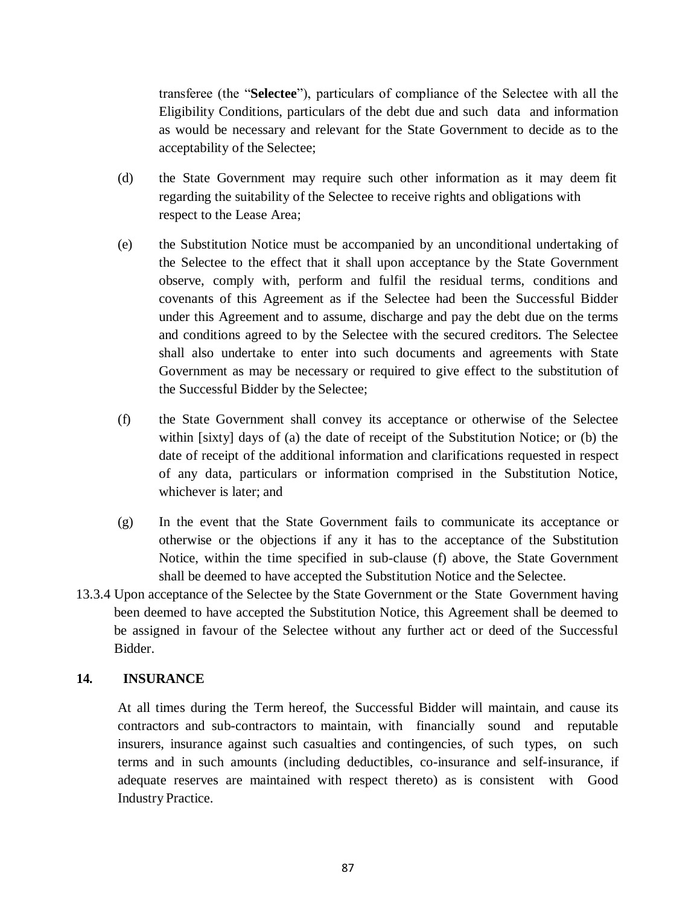transferee (the "**Selectee**"), particulars of compliance of the Selectee with all the Eligibility Conditions, particulars of the debt due and such data and information as would be necessary and relevant for the State Government to decide as to the acceptability of the Selectee;

(d) the State Government may require such other information as it may deem fit regarding the suitability of the Selectee to receive rights and obligations with respect to the Lease Area;

(e) the Substitution Notice must be accompanied by an unconditional undertaking of the Selectee to the effect that it shall upon acceptance by the State Government observe, comply with, perform and fulfil the residual terms, conditions and covenants of this Agreement as if the Selectee had been the Successful Bidder under this Agreement and to assume, discharge and pay the debt due on the terms and conditions agreed to by the Selectee with the secured creditors. The Selectee shall also undertake to enter into such documents and agreements with State Government as may be necessary or required to give effect to the substitution of the Successful Bidder by the Selectee;

(f) the State Government shall convey its acceptance or otherwise of the Selectee within [sixty] days of (a) the date of receipt of the Substitution Notice; or (b) the date of receipt of the additional information and clarifications requested in respect of any data, particulars or information comprised in the Substitution Notice, whichever is later; and

(g) In the event that the State Government fails to communicate its acceptance or otherwise or the objections if any it has to the acceptance of the Substitution Notice, within the time specified in sub-clause (f) above, the State Government shall be deemed to have accepted the Substitution Notice and the Selectee.

13.3.4 Upon acceptance of the Selectee by the State Government or the State Government having been deemed to have accepted the Substitution Notice, this Agreement shall be deemed to be assigned in favour of the Selectee without any further act or deed of the Successful Bidder.

## 14. INSURANCE

At all times during the Term hereof, the Successful Bidder will maintain, and cause its contractors and sub-contractors to maintain, with financially sound and reputable insurers, insurance against such casualties and contingencies, of such types, on such terms and in such amounts (including deductibles, co-insurance and self-insurance, if adequate reserves are maintained with respect thereto) as is consistent with Good Industry Practice.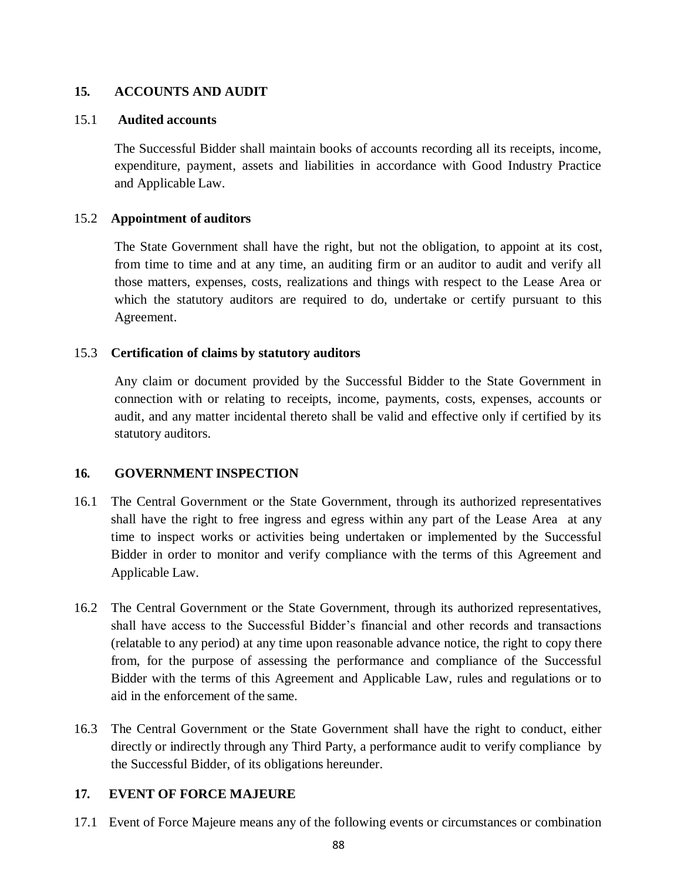## 15. ACCOUNTS AND AUDIT

### 15.1 Audited accounts

The Successful Bidder shall maintain books of accounts recording all its receipts, income, expenditure, payment, assets and liabilities in accordance with Good Industry Practice and Applicable Law.

### 15.2 Appointment of auditors

The State Government shall have the right, but not the obligation, to appoint at its cost, from time to time and at any time, an auditing firm or an auditor to audit and verify all those matters, expenses, costs, realizations and things with respect to the Lease Area or which the statutory auditors are required to do, undertake or certify pursuant to this Agreement.

### 15.3 Certification of claims by statutory auditors

Any claim or document provided by the Successful Bidder to the State Government in connection with or relating to receipts, income, payments, costs, expenses, accounts or audit, and any matter incidental thereto shall be valid and effective only if certified by its statutory auditors.

## 16. GOVERNMENT INSPECTION

16.1 The Central Government or the State Government, through its authorized representatives shall have the right to free ingress and egress within any part of the Lease Area at any time to inspect works or activities being undertaken or implemented by the Successful Bidder in order to monitor and verify compliance with the terms of this Agreement and Applicable Law.

16.2 The Central Government or the State Government, through its authorized representatives, shall have access to the Successful Bidder's financial and other records and transactions (relatable to any period) at any time upon reasonable advance notice, the right to copy there from, for the purpose of assessing the performance and compliance of the Successful Bidder with the terms of this Agreement and Applicable Law, rules and regulations or to aid in the enforcement of the same.

16.3 The Central Government or the State Government shall have the right to conduct, either directly or indirectly through any Third Party, a performance audit to verify compliance by the Successful Bidder, of its obligations hereunder.

## 17. EVENT OF FORCE MAJEURE

17.1 Event of Force Majeure means any of the following events or circumstances or combination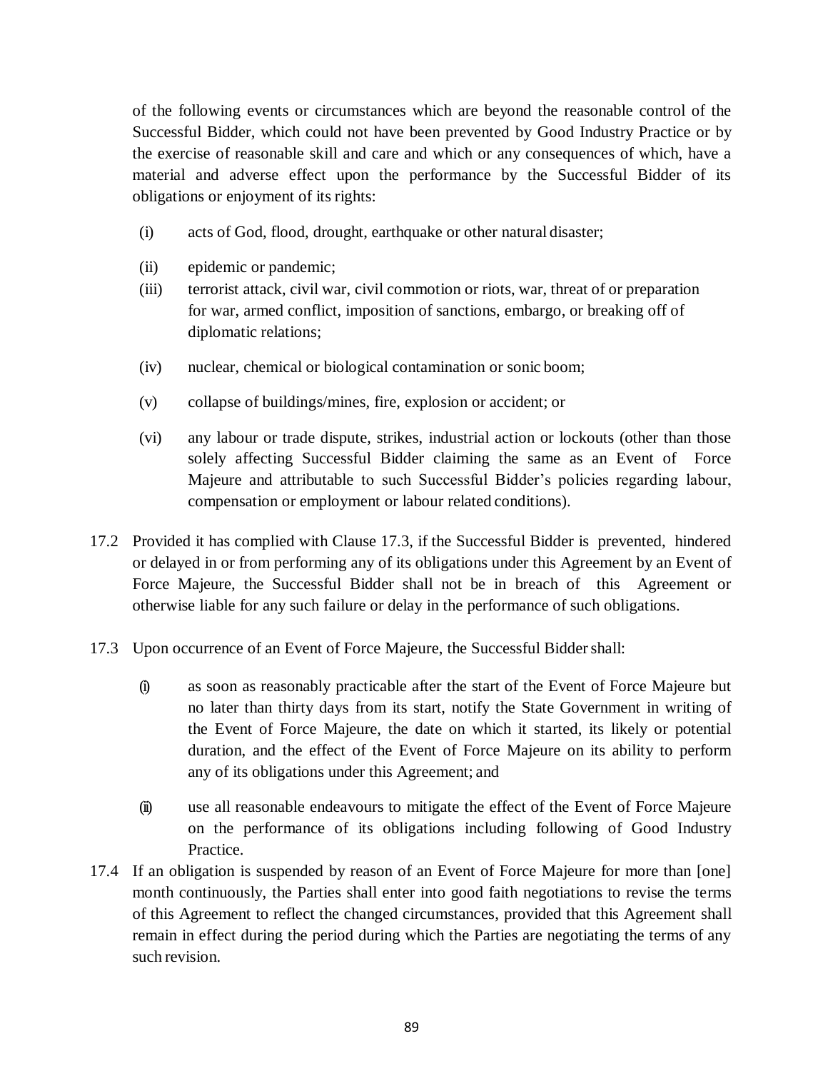of the following events or circumstances which are beyond the reasonable control of the Successful Bidder, which could not have been prevented by Good Industry Practice or by the exercise of reasonable skill and care and which or any consequences of which, have a material and adverse effect upon the performance by the Successful Bidder of its obligations or enjoyment of its rights:

(i) acts of God, flood, drought, earthquake or other natural disaster;

(ii) epidemic or pandemic;

(iii) terrorist attack, civil war, civil commotion or riots, war, threat of or preparation for war, armed conflict, imposition of sanctions, embargo, or breaking off of diplomatic relations;

(iv) nuclear, chemical or biological contamination or sonic boom;

(v) collapse of buildings/mines, fire, explosion or accident; or

(vi) any labour or trade dispute, strikes, industrial action or lockouts (other than those solely affecting Successful Bidder claiming the same as an Event of Force Majeure and attributable to such Successful Bidder's policies regarding labour, compensation or employment or labour related conditions).

17.2 Provided it has complied with Clause 17.3, if the Successful Bidder is prevented, hindered or delayed in or from performing any of its obligations under this Agreement by an Event of Force Majeure, the Successful Bidder shall not be in breach of this Agreement or otherwise liable for any such failure or delay in the performance of such obligations.

17.3 Upon occurrence of an Event of Force Majeure, the Successful Bidder shall:

(i) as soon as reasonably practicable after the start of the Event of Force Majeure but no later than thirty days from its start, notify the State Government in writing of the Event of Force Majeure, the date on which it started, its likely or potential duration, and the effect of the Event of Force Majeure on its ability to perform any of its obligations under this Agreement; and

(ii) use all reasonable endeavours to mitigate the effect of the Event of Force Majeure on the performance of its obligations including following of Good Industry Practice.

17.4 If an obligation is suspended by reason of an Event of Force Majeure for more than [one] month continuously, the Parties shall enter into good faith negotiations to revise the terms of this Agreement to reflect the changed circumstances, provided that this Agreement shall remain in effect during the period during which the Parties are negotiating the terms of any such revision.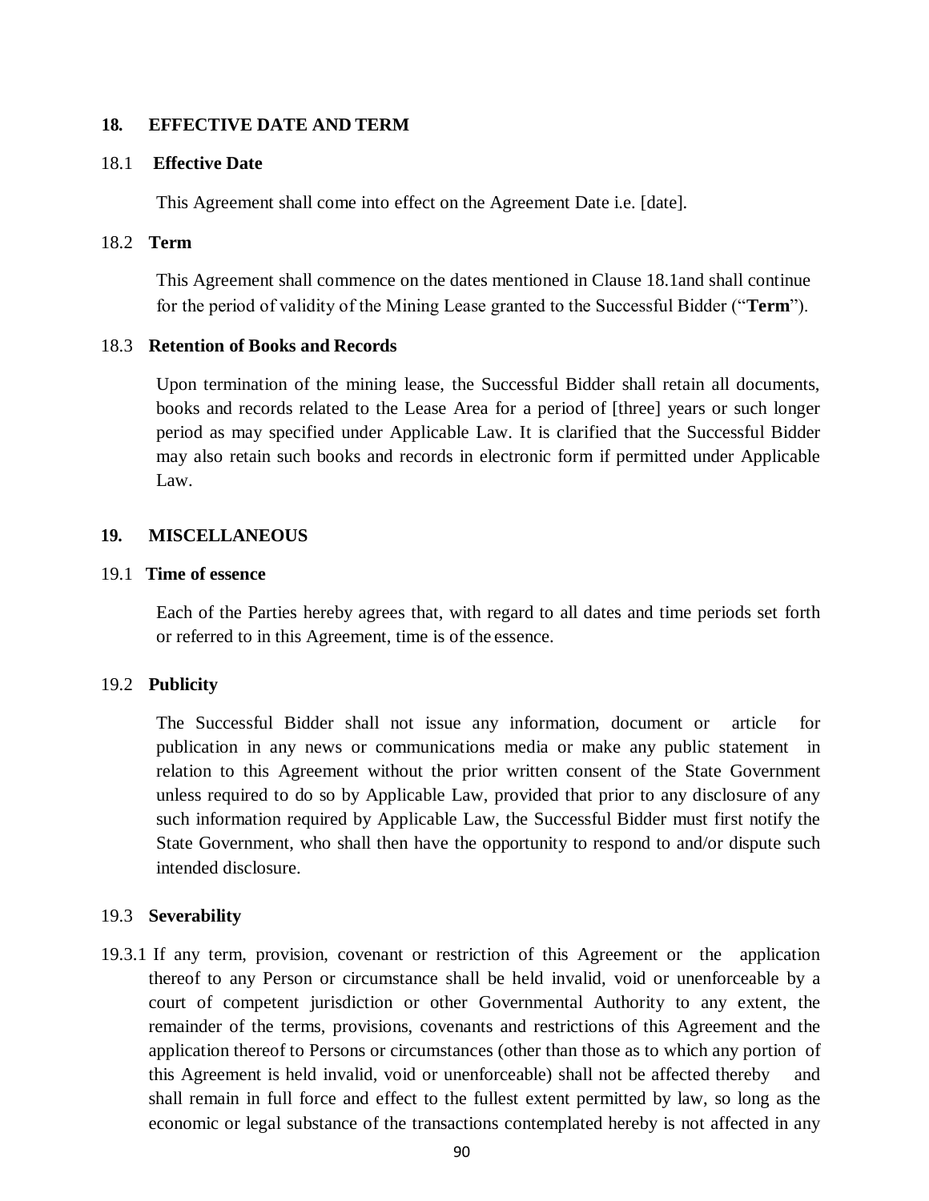## 18. EFFECTIVE DATE AND TERM

### 18.1 Effective Date

This Agreement shall come into effect on the Agreement Date i.e. [date].

### 18.2 Term

This Agreement shall commence on the dates mentioned in Clause 18.1and shall continue for the period of validity of the Mining Lease granted to the Successful Bidder ("**Term**").

### 18.3 Retention of Books and Records

Upon termination of the mining lease, the Successful Bidder shall retain all documents, books and records related to the Lease Area for a period of [three] years or such longer period as may specified under Applicable Law. It is clarified that the Successful Bidder may also retain such books and records in electronic form if permitted under Applicable Law.

## 19. MISCELLANEOUS

### 19.1 Time of essence

Each of the Parties hereby agrees that, with regard to all dates and time periods set forth or referred to in this Agreement, time is of the essence.

### 19.2 Publicity

The Successful Bidder shall not issue any information, document or article for publication in any news or communications media or make any public statement in relation to this Agreement without the prior written consent of the State Government unless required to do so by Applicable Law, provided that prior to any disclosure of any such information required by Applicable Law, the Successful Bidder must first notify the State Government, who shall then have the opportunity to respond to and/or dispute such intended disclosure.

### 19.3 Severability

19.3.1 If any term, provision, covenant or restriction of this Agreement or the application thereof to any Person or circumstance shall be held invalid, void or unenforceable by a court of competent jurisdiction or other Governmental Authority to any extent, the remainder of the terms, provisions, covenants and restrictions of this Agreement and the application thereof to Persons or circumstances (other than those as to which any portion of this Agreement is held invalid, void or unenforceable) shall not be affected thereby and shall remain in full force and effect to the fullest extent permitted by law, so long as the economic or legal substance of the transactions contemplated hereby is not affected in any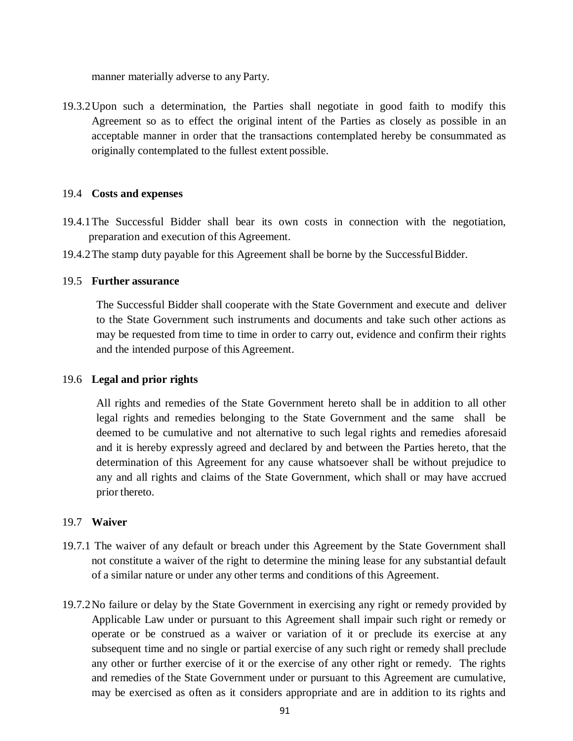manner materially adverse to any Party.

19.3.2 Upon such a determination, the Parties shall negotiate in good faith to modify this Agreement so as to effect the original intent of the Parties as closely as possible in an acceptable manner in order that the transactions contemplated hereby be consummated as originally contemplated to the fullest extent possible.

19.4 **Costs and expenses**

19.4.1 The Successful Bidder shall bear its own costs in connection with the negotiation, preparation and execution of this Agreement.

19.4.2 The stamp duty payable for this Agreement shall be borne by the Successful Bidder.

19.5 **Further assurance**

The Successful Bidder shall cooperate with the State Government and execute and deliver to the State Government such instruments and documents and take such other actions as may be requested from time to time in order to carry out, evidence and confirm their rights and the intended purpose of this Agreement.

19.6 **Legal and prior rights**

All rights and remedies of the State Government hereto shall be in addition to all other legal rights and remedies belonging to the State Government and the same shall be deemed to be cumulative and not alternative to such legal rights and remedies aforesaid and it is hereby expressly agreed and declared by and between the Parties hereto, that the determination of this Agreement for any cause whatsoever shall be without prejudice to any and all rights and claims of the State Government, which shall or may have accrued prior thereto.

19.7 **Waiver**

19.7.1 The waiver of any default or breach under this Agreement by the State Government shall not constitute a waiver of the right to determine the mining lease for any substantial default of a similar nature or under any other terms and conditions of this Agreement.

19.7.2 No failure or delay by the State Government in exercising any right or remedy provided by Applicable Law under or pursuant to this Agreement shall impair such right or remedy or operate or be construed as a waiver or variation of it or preclude its exercise at any subsequent time and no single or partial exercise of any such right or remedy shall preclude any other or further exercise of it or the exercise of any other right or remedy. The rights and remedies of the State Government under or pursuant to this Agreement are cumulative, may be exercised as often as it considers appropriate and are in addition to its rights and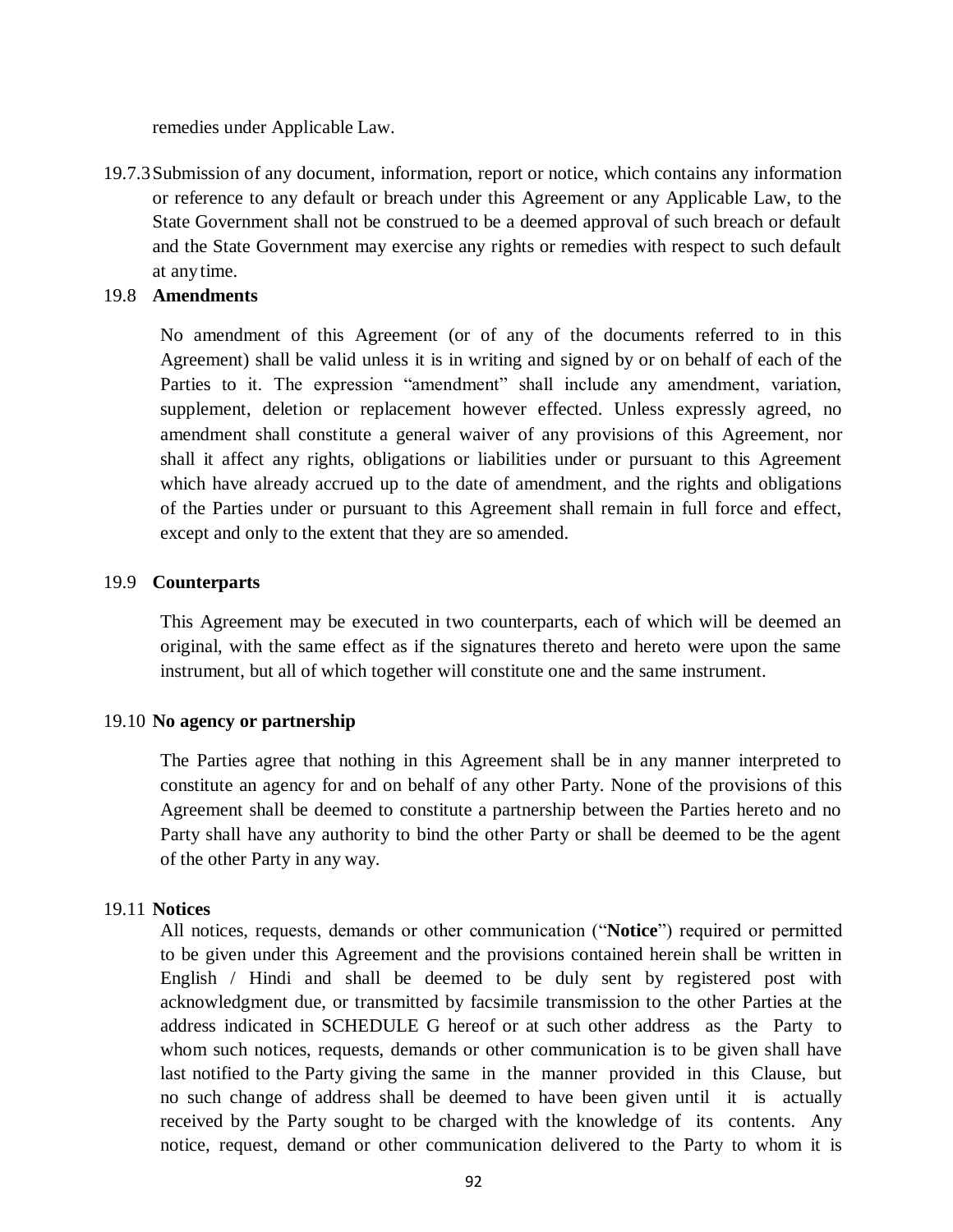remedies under Applicable Law.

19.7.3 Submission of any document, information, report or notice, which contains any information or reference to any default or breach under this Agreement or any Applicable Law, to the State Government shall not be construed to be a deemed approval of such breach or default and the State Government may exercise any rights or remedies with respect to such default at any time.

19.8 **Amendments**

No amendment of this Agreement (or of any of the documents referred to in this Agreement) shall be valid unless it is in writing and signed by or on behalf of each of the Parties to it. The expression "amendment" shall include any amendment, variation, supplement, deletion or replacement however effected. Unless expressly agreed, no amendment shall constitute a general waiver of any provisions of this Agreement, nor shall it affect any rights, obligations or liabilities under or pursuant to this Agreement which have already accrued up to the date of amendment, and the rights and obligations of the Parties under or pursuant to this Agreement shall remain in full force and effect, except and only to the extent that they are so amended.

19.9 **Counterparts**

This Agreement may be executed in two counterparts, each of which will be deemed an original, with the same effect as if the signatures thereto and hereto were upon the same instrument, but all of which together will constitute one and the same instrument.

19.10 **No agency or partnership**

The Parties agree that nothing in this Agreement shall be in any manner interpreted to constitute an agency for and on behalf of any other Party. None of the provisions of this Agreement shall be deemed to constitute a partnership between the Parties hereto and no Party shall have any authority to bind the other Party or shall be deemed to be the agent of the other Party in any way.

19.11 **Notices**

All notices, requests, demands or other communication ("**Notice**") required or permitted to be given under this Agreement and the provisions contained herein shall be written in English / Hindi and shall be deemed to be duly sent by registered post with acknowledgment due, or transmitted by facsimile transmission to the other Parties at the address indicated in SCHEDULE G hereof or at such other address as the Party to whom such notices, requests, demands or other communication is to be given shall have last notified to the Party giving the same in the manner provided in this Clause, but no such change of address shall be deemed to have been given until it is actually received by the Party sought to be charged with the knowledge of its contents. Any notice, request, demand or other communication delivered to the Party to whom it is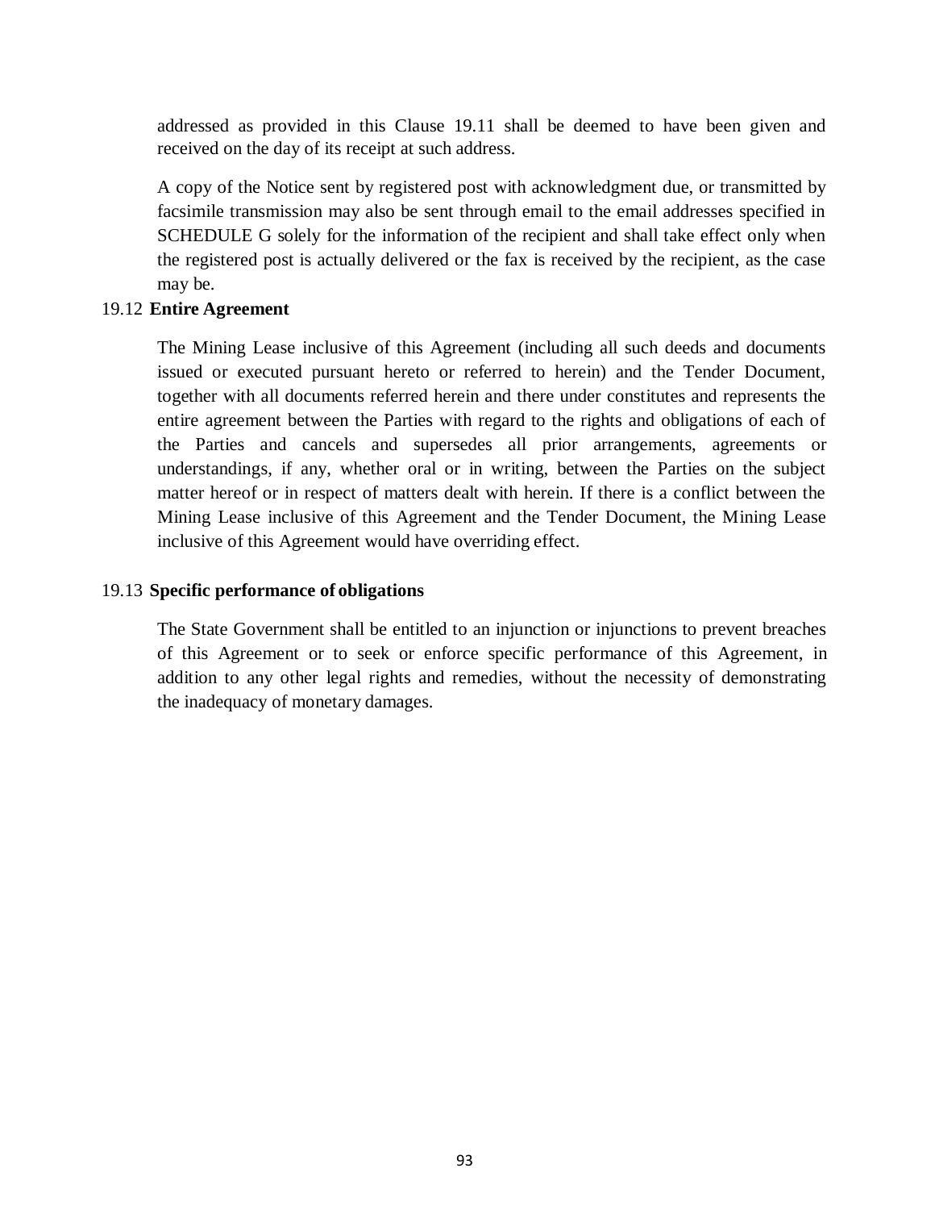addressed as provided in this Clause 19.11 shall be deemed to have been given and received on the day of its receipt at such address.

A copy of the Notice sent by registered post with acknowledgment due, or transmitted by facsimile transmission may also be sent through email to the email addresses specified in SCHEDULE G solely for the information of the recipient and shall take effect only when the registered post is actually delivered or the fax is received by the recipient, as the case may be.

19.12 **Entire Agreement**

The Mining Lease inclusive of this Agreement (including all such deeds and documents issued or executed pursuant hereto or referred to herein) and the Tender Document, together with all documents referred herein and there under constitutes and represents the entire agreement between the Parties with regard to the rights and obligations of each of the Parties and cancels and supersedes all prior arrangements, agreements or understandings, if any, whether oral or in writing, between the Parties on the subject matter hereof or in respect of matters dealt with herein. If there is a conflict between the Mining Lease inclusive of this Agreement and the Tender Document, the Mining Lease inclusive of this Agreement would have overriding effect.

19.13 **Specific performance of obligations**

The State Government shall be entitled to an injunction or injunctions to prevent breaches of this Agreement or to seek or enforce specific performance of this Agreement, in addition to any other legal rights and remedies, without the necessity of demonstrating the inadequacy of monetary damages.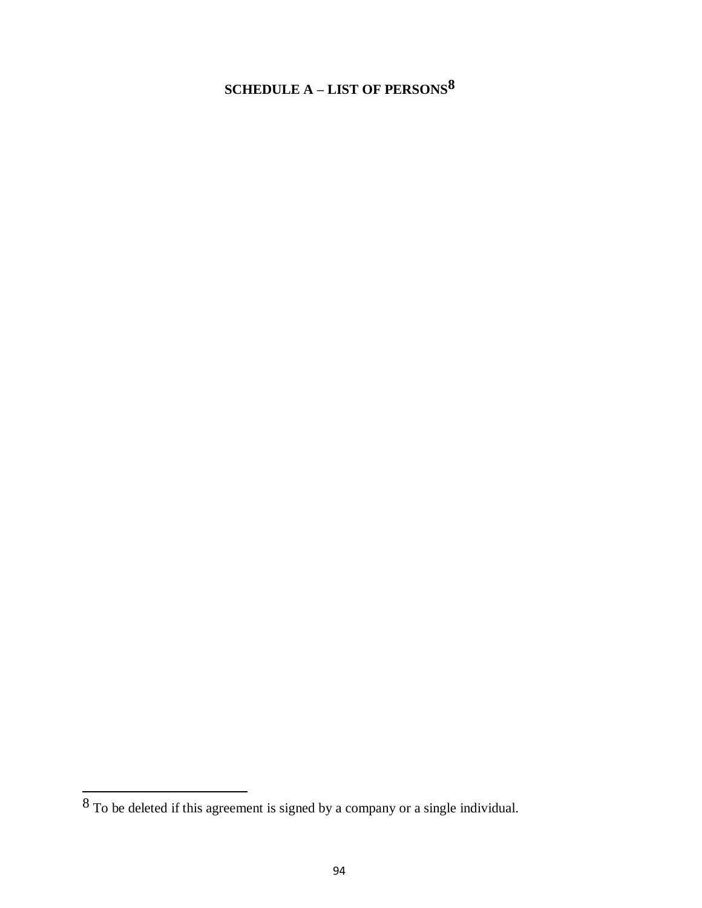# SCHEDULE A – LIST OF PERSONS[8]

[8] To be deleted if this agreement is signed by a company or a single individual.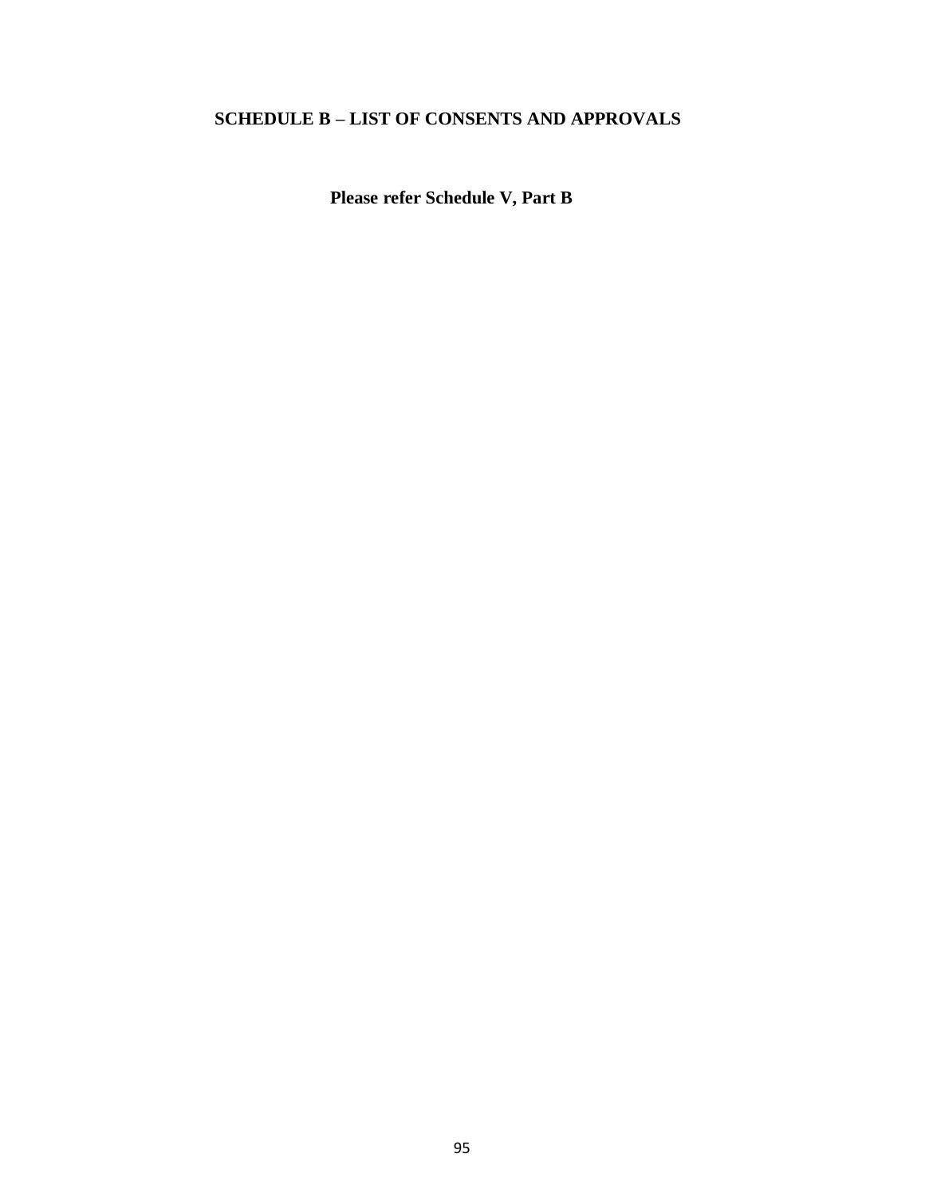## SCHEDULE B – LIST OF CONSENTS AND APPROVALS

**Please refer Schedule V, Part B**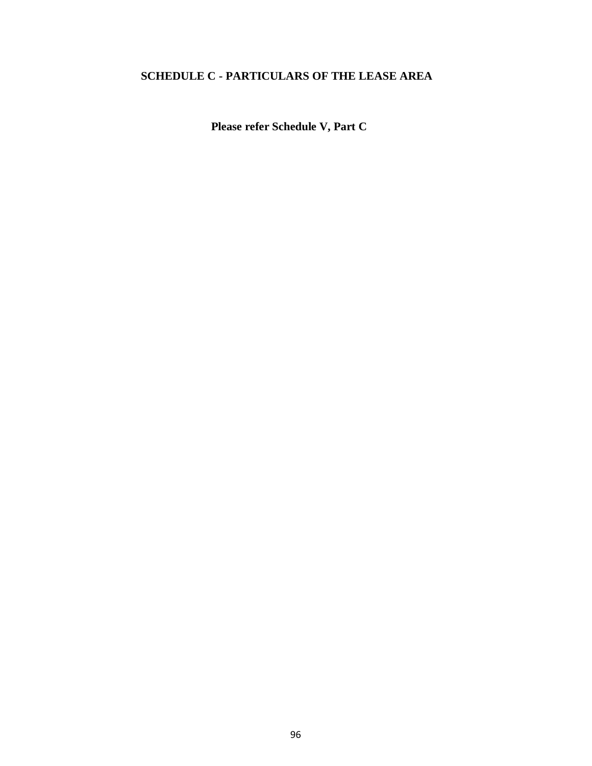## SCHEDULE C - PARTICULARS OF THE LEASE AREA

**Please refer Schedule V, Part C**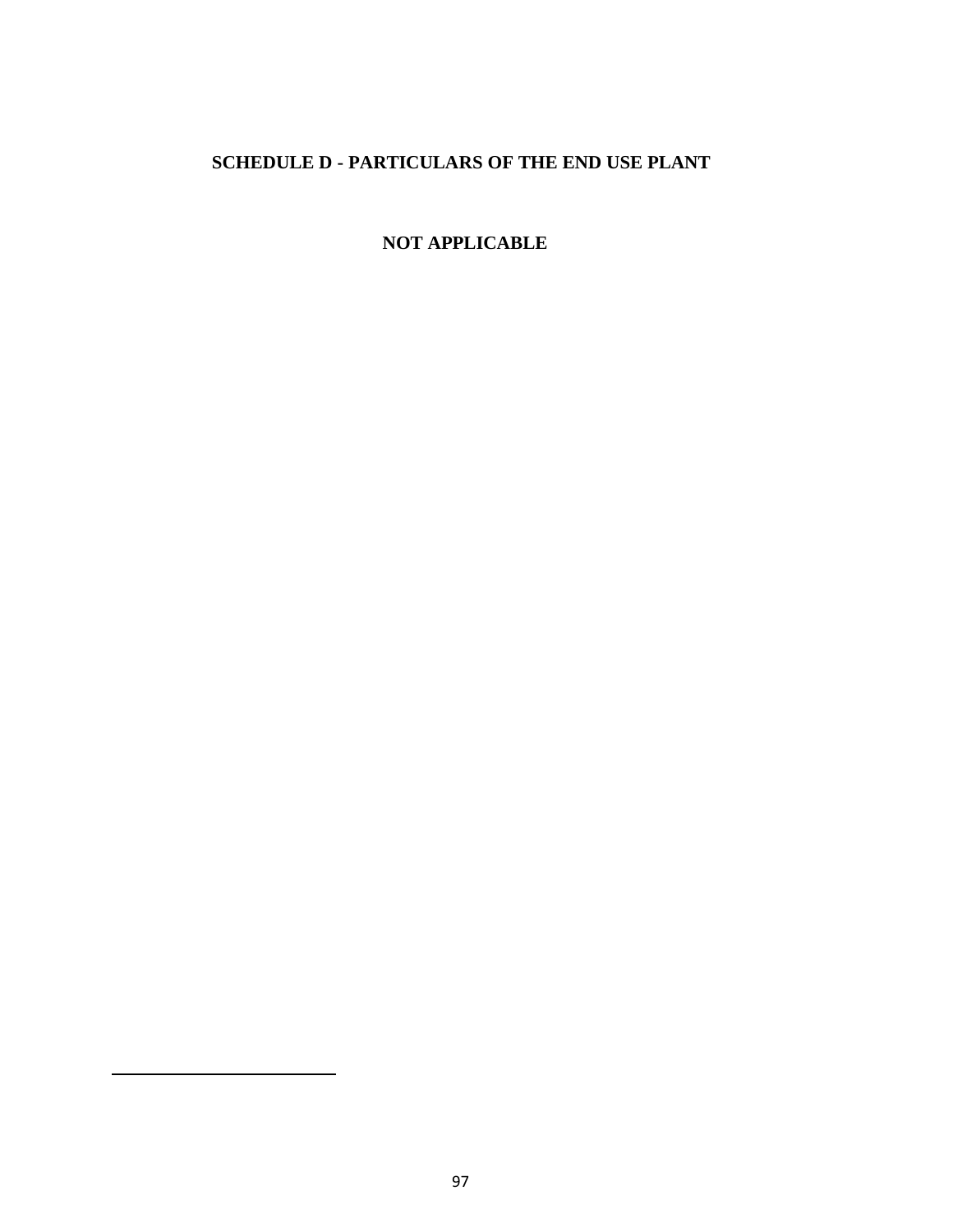## SCHEDULE D - PARTICULARS OF THE END USE PLANT

**NOT APPLICABLE**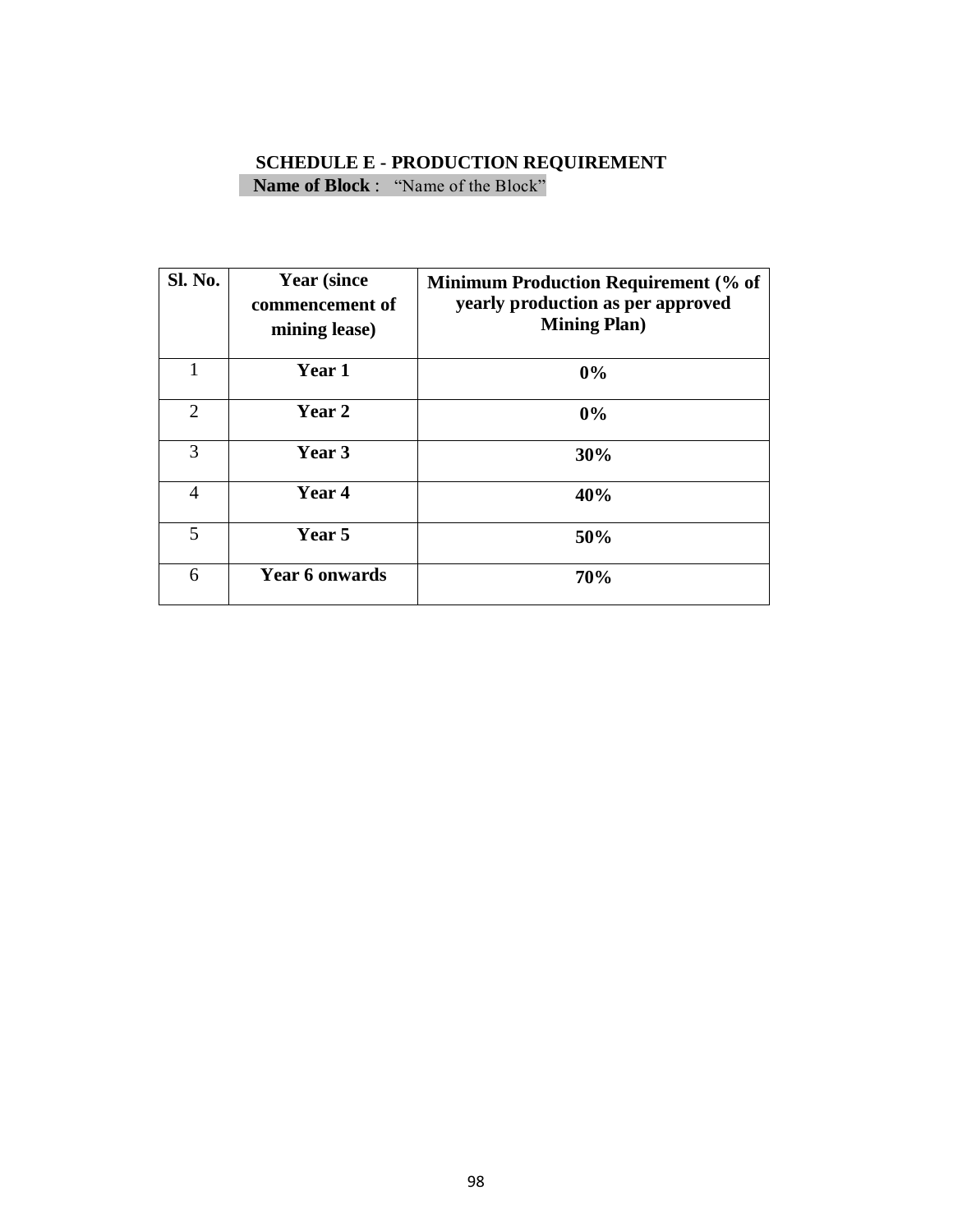## SCHEDULE E - PRODUCTION REQUIREMENT

**Name of Block** : "Name of the Block"

| Sl. No. | Year (since commencement of mining lease) | Minimum Production Requirement (% of yearly production as per approved Mining Plan) |
|---|---|---|
| 1 | **Year 1** | **0%** |
| 2 | **Year 2** | **0%** |
| 3 | **Year 3** | **30%** |
| 4 | **Year 4** | **40%** |
| 5 | **Year 5** | **50%** |
| 6 | **Year 6 onwards** | **70%** |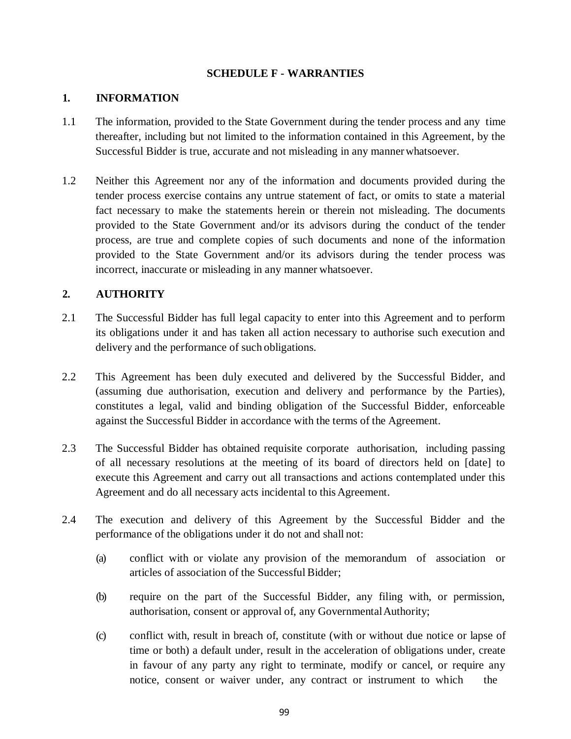## SCHEDULE F - WARRANTIES

### 1. INFORMATION

1.1 The information, provided to the State Government during the tender process and any time thereafter, including but not limited to the information contained in this Agreement, by the Successful Bidder is true, accurate and not misleading in any manner whatsoever.

1.2 Neither this Agreement nor any of the information and documents provided during the tender process exercise contains any untrue statement of fact, or omits to state a material fact necessary to make the statements herein or therein not misleading. The documents provided to the State Government and/or its advisors during the conduct of the tender process, are true and complete copies of such documents and none of the information provided to the State Government and/or its advisors during the tender process was incorrect, inaccurate or misleading in any manner whatsoever.

### 2. AUTHORITY

2.1 The Successful Bidder has full legal capacity to enter into this Agreement and to perform its obligations under it and has taken all action necessary to authorise such execution and delivery and the performance of such obligations.

2.2 This Agreement has been duly executed and delivered by the Successful Bidder, and (assuming due authorisation, execution and delivery and performance by the Parties), constitutes a legal, valid and binding obligation of the Successful Bidder, enforceable against the Successful Bidder in accordance with the terms of the Agreement.

2.3 The Successful Bidder has obtained requisite corporate authorisation, including passing of all necessary resolutions at the meeting of its board of directors held on [date] to execute this Agreement and carry out all transactions and actions contemplated under this Agreement and do all necessary acts incidental to this Agreement.

2.4 The execution and delivery of this Agreement by the Successful Bidder and the performance of the obligations under it do not and shall not:

(a) conflict with or violate any provision of the memorandum of association or articles of association of the Successful Bidder;

(b) require on the part of the Successful Bidder, any filing with, or permission, authorisation, consent or approval of, any Governmental Authority;

(c) conflict with, result in breach of, constitute (with or without due notice or lapse of time or both) a default under, result in the acceleration of obligations under, create in favour of any party any right to terminate, modify or cancel, or require any notice, consent or waiver under, any contract or instrument to which the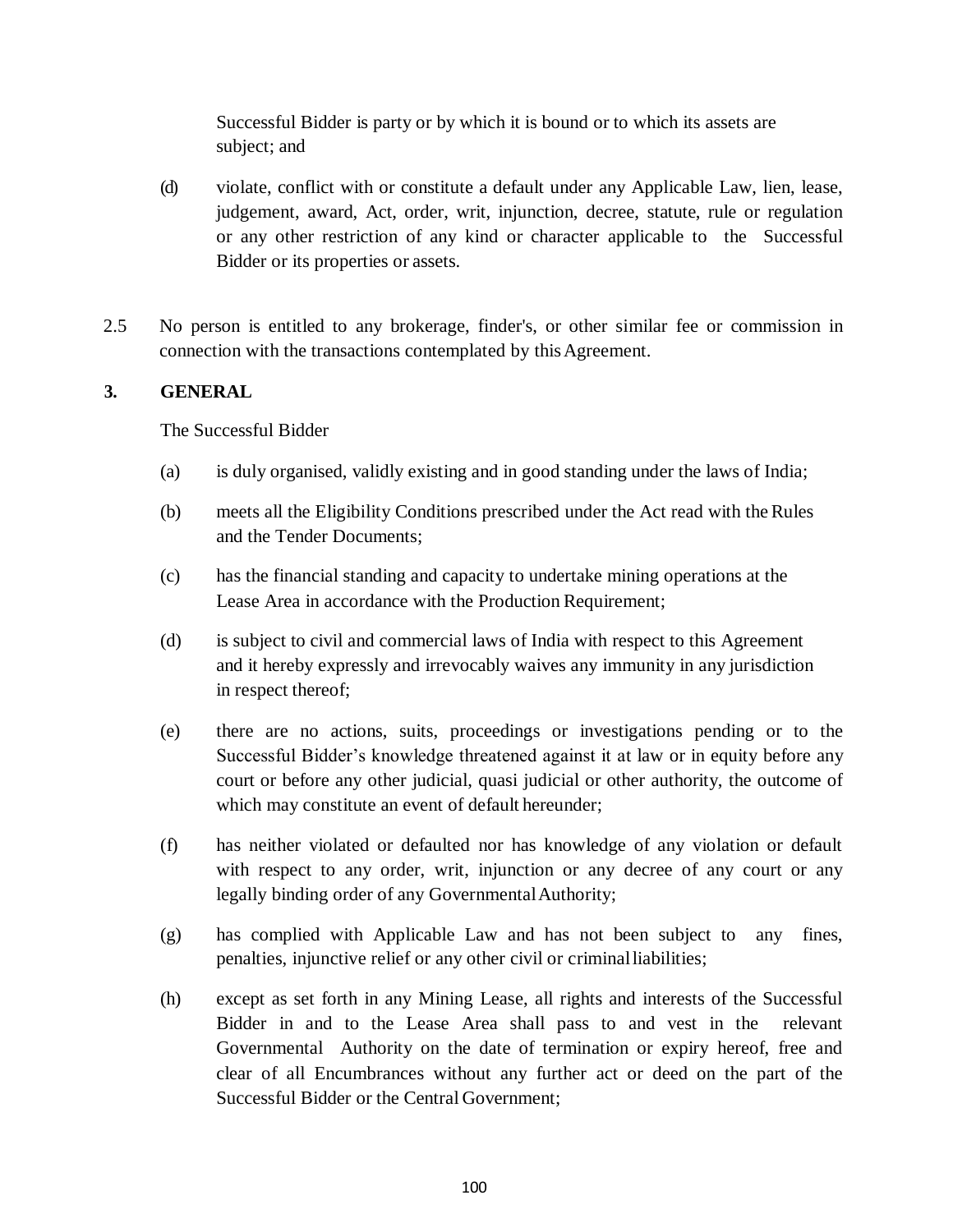Successful Bidder is party or by which it is bound or to which its assets are subject; and

(d) violate, conflict with or constitute a default under any Applicable Law, lien, lease, judgement, award, Act, order, writ, injunction, decree, statute, rule or regulation or any other restriction of any kind or character applicable to the Successful Bidder or its properties or assets.

2.5 No person is entitled to any brokerage, finder's, or other similar fee or commission in connection with the transactions contemplated by this Agreement.

## 3. GENERAL

The Successful Bidder

(a) is duly organised, validly existing and in good standing under the laws of India;

(b) meets all the Eligibility Conditions prescribed under the Act read with the Rules and the Tender Documents;

(c) has the financial standing and capacity to undertake mining operations at the Lease Area in accordance with the Production Requirement;

(d) is subject to civil and commercial laws of India with respect to this Agreement and it hereby expressly and irrevocably waives any immunity in any jurisdiction in respect thereof;

(e) there are no actions, suits, proceedings or investigations pending or to the Successful Bidder's knowledge threatened against it at law or in equity before any court or before any other judicial, quasi judicial or other authority, the outcome of which may constitute an event of default hereunder;

(f) has neither violated or defaulted nor has knowledge of any violation or default with respect to any order, writ, injunction or any decree of any court or any legally binding order of any Governmental Authority;

(g) has complied with Applicable Law and has not been subject to any fines, penalties, injunctive relief or any other civil or criminal liabilities;

(h) except as set forth in any Mining Lease, all rights and interests of the Successful Bidder in and to the Lease Area shall pass to and vest in the relevant Governmental Authority on the date of termination or expiry hereof, free and clear of all Encumbrances without any further act or deed on the part of the Successful Bidder or the Central Government;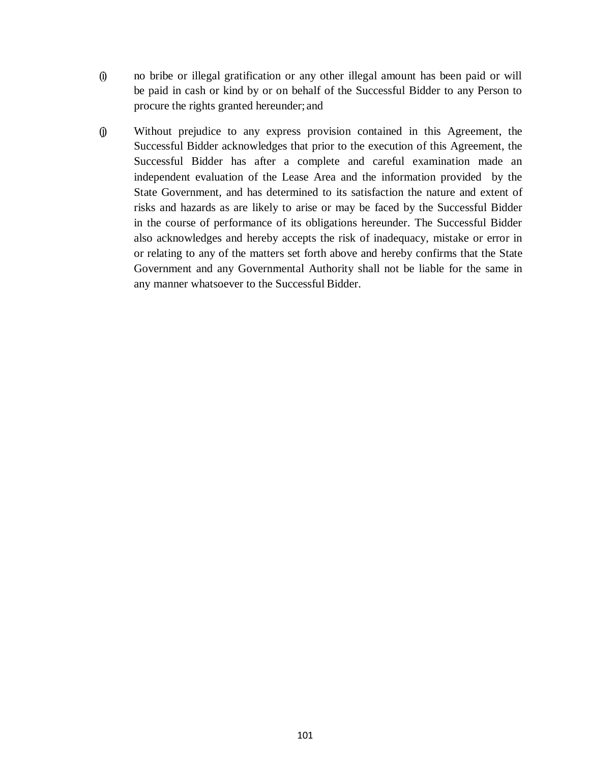(i) no bribe or illegal gratification or any other illegal amount has been paid or will be paid in cash or kind by or on behalf of the Successful Bidder to any Person to procure the rights granted hereunder; and

(j) Without prejudice to any express provision contained in this Agreement, the Successful Bidder acknowledges that prior to the execution of this Agreement, the Successful Bidder has after a complete and careful examination made an independent evaluation of the Lease Area and the information provided by the State Government, and has determined to its satisfaction the nature and extent of risks and hazards as are likely to arise or may be faced by the Successful Bidder in the course of performance of its obligations hereunder. The Successful Bidder also acknowledges and hereby accepts the risk of inadequacy, mistake or error in or relating to any of the matters set forth above and hereby confirms that the State Government and any Governmental Authority shall not be liable for the same in any manner whatsoever to the Successful Bidder.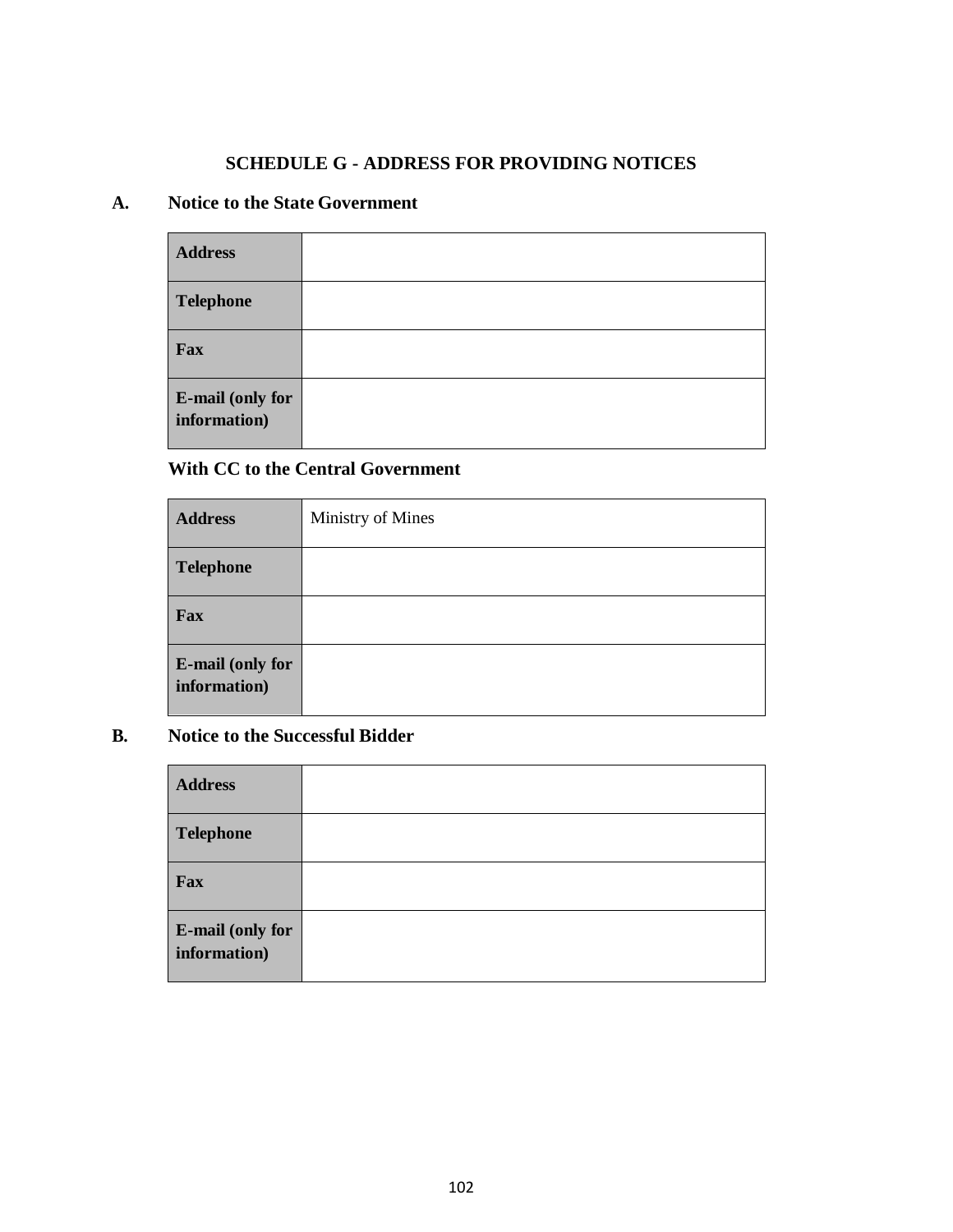# SCHEDULE G - ADDRESS FOR PROVIDING NOTICES

## A. Notice to the State Government

| | |
|---|---|
| **Address** | |
| **Telephone** | |
| **Fax** | |
| **E-mail (only for information)** | |

### With CC to the Central Government

| | |
|---|---|
| **Address** | Ministry of Mines |
| **Telephone** | |
| **Fax** | |
| **E-mail (only for information)** | |

## B. Notice to the Successful Bidder

| | |
|---|---|
| **Address** | |
| **Telephone** | |
| **Fax** | |
| **E-mail (only for information)** | |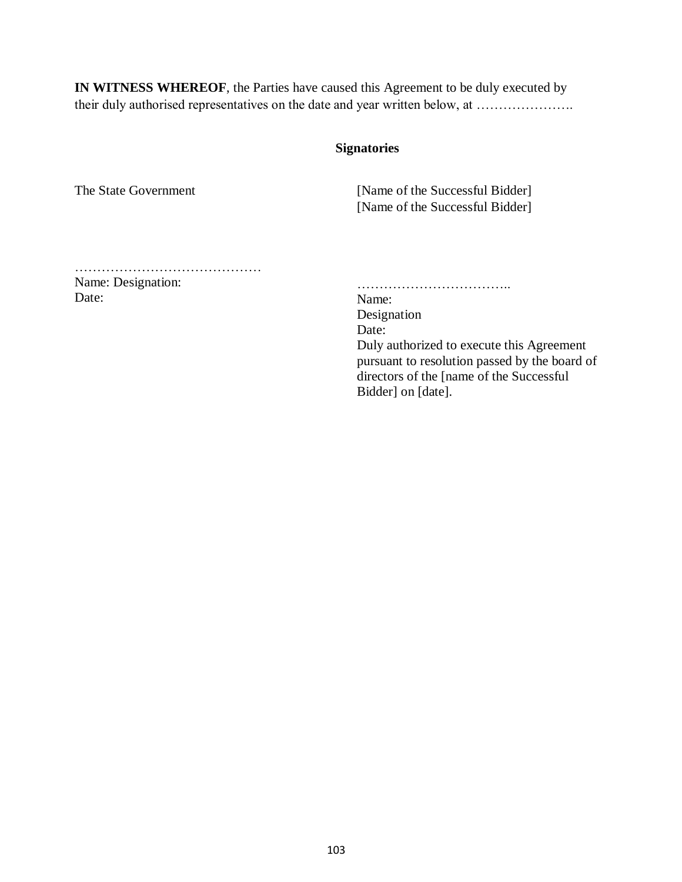**IN WITNESS WHEREOF**, the Parties have caused this Agreement to be duly executed by their duly authorised representatives on the date and year written below, at ………………….

**Signatories**

The State Government

……………………………………
Name: Designation:
Date:

[Name of the Successful Bidder]
[Name of the Successful Bidder]

……………………………..
Name:
Designation
Date:
Duly authorized to execute this Agreement pursuant to resolution passed by the board of directors of the [name of the Successful Bidder] on [date].